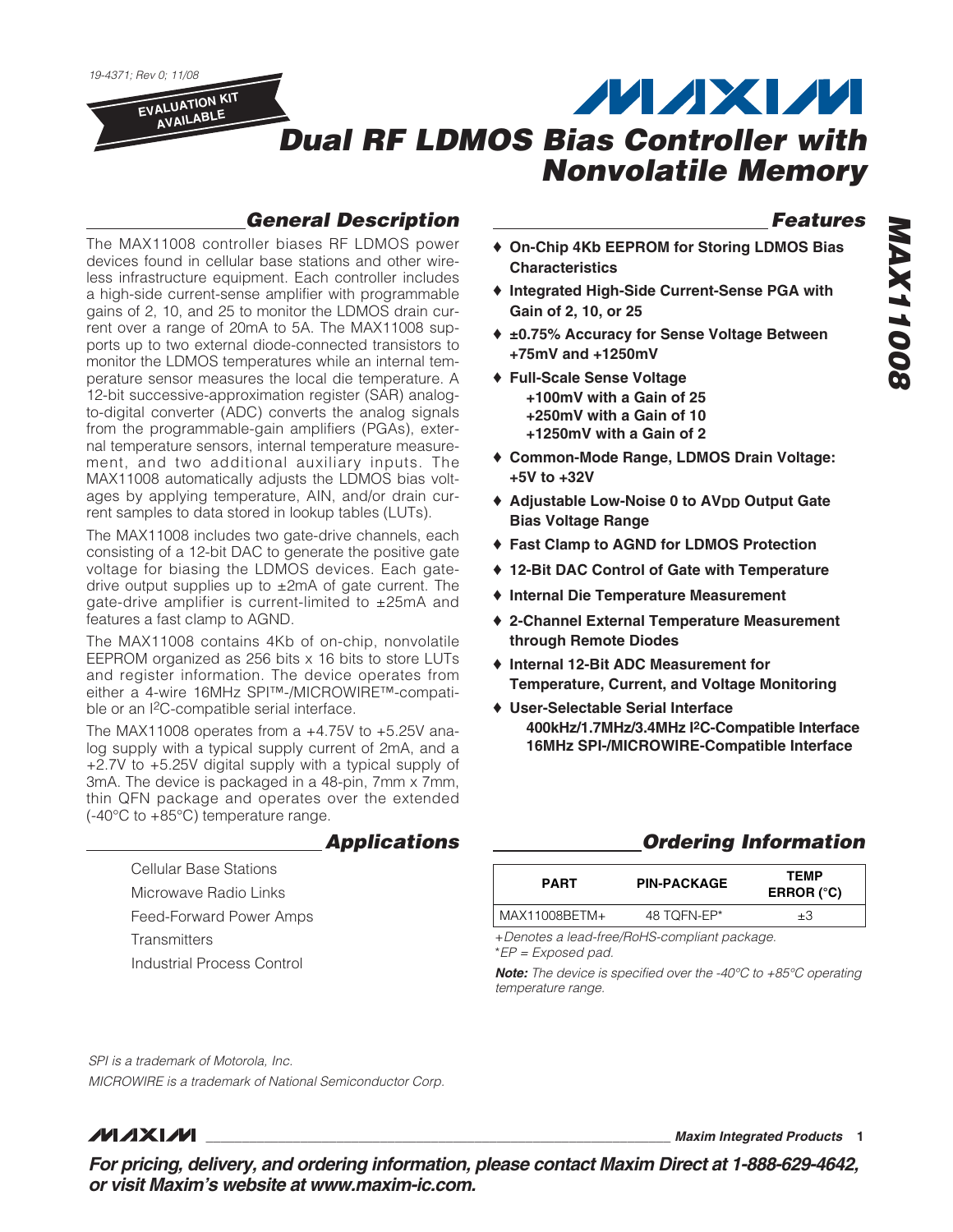19-4371; Rev 0; 11/08

EVALUATION KIT AVAILABLE

# Dual RF LDMOS Bias Controller with Nonvolatile Memory

## General Description

The MAX11008 controller biases RF LDMOS power devices found in cellular base stations and other wireless infrastructure equipment. Each controller includes a high-side current-sense amplifier with programmable gains of 2, 10, and 25 to monitor the LDMOS drain current over a range of 20mA to 5A. The MAX11008 supports up to two external diode-connected transistors to monitor the LDMOS temperatures while an internal temperature sensor measures the local die temperature. A 12-bit successive-approximation register (SAR) analog-to-digital converter (ADC) converts the analog signals from the programmable-gain amplifiers (PGAs), external temperature sensors, internal temperature measurement, and two additional auxiliary inputs. The MAX11008 automatically adjusts the LDMOS bias voltages by applying temperature, AIN, and/or drain current samples to data stored in lookup tables (LUTs).

The MAX11008 includes two gate-drive channels, each consisting of a 12-bit DAC to generate the positive gate voltage for biasing the LDMOS devices. Each gate-drive output supplies up to ±2mA of gate current. The gate-drive amplifier is current-limited to ±25mA and features a fast clamp to AGND.

The MAX11008 contains 4Kb of on-chip, nonvolatile EEPROM organized as 256 bits x 16 bits to store LUTs and register information. The device operates from either a 4-wire 16MHz SPI™-/MICROWIRE™-compatible or an I²C-compatible serial interface.

The MAX11008 operates from a +4.75V to +5.25V analog supply with a typical supply current of 2mA, and a +2.7V to +5.25V digital supply with a typical supply of 3mA. The device is packaged in a 48-pin, 7mm x 7mm, thin QFN package and operates over the extended (-40°C to +85°C) temperature range.

## Applications

Cellular Base Stations

Microwave Radio Links

Feed-Forward Power Amps

Transmitters

Industrial Process Control

## Features

- **On-Chip 4Kb EEPROM for Storing LDMOS Bias Characteristics**
- **Integrated High-Side Current-Sense PGA with Gain of 2, 10, or 25**
- **±0.75% Accuracy for Sense Voltage Between +75mV and +1250mV**
- **Full-Scale Sense Voltage**
  - **+100mV with a Gain of 25**
  - **+250mV with a Gain of 10**
  - **+1250mV with a Gain of 2**
- **Common-Mode Range, LDMOS Drain Voltage: +5V to +32V**
- **Adjustable Low-Noise 0 to $AV_{DD}$ Output Gate Bias Voltage Range**
- **Fast Clamp to AGND for LDMOS Protection**
- **12-Bit DAC Control of Gate with Temperature**
- **Internal Die Temperature Measurement**
- **2-Channel External Temperature Measurement through Remote Diodes**
- **Internal 12-Bit ADC Measurement for Temperature, Current, and Voltage Monitoring**
- **User-Selectable Serial Interface**
  - **400kHz/1.7MHz/3.4MHz I²C-Compatible Interface**
  - **16MHz SPI-/MICROWIRE-Compatible Interface**

## Ordering Information

| PART | PIN-PACKAGE | TEMP ERROR (°C) |
|---|---|---|
| MAX11008BETM+ | 48 TQFN-EP* | ±3 |

*+Denotes a lead-free/RoHS-compliant package.*
**EP = Exposed pad.*

***Note:*** *The device is specified over the -40°C to +85°C operating temperature range.*

*SPI is a trademark of Motorola, Inc.*

*MICROWIRE is a trademark of National Semiconductor Corp.*

***For pricing, delivery, and ordering information, please contact Maxim Direct at 1-888-629-4642, or visit Maxim's website at www.maxim-ic.com.***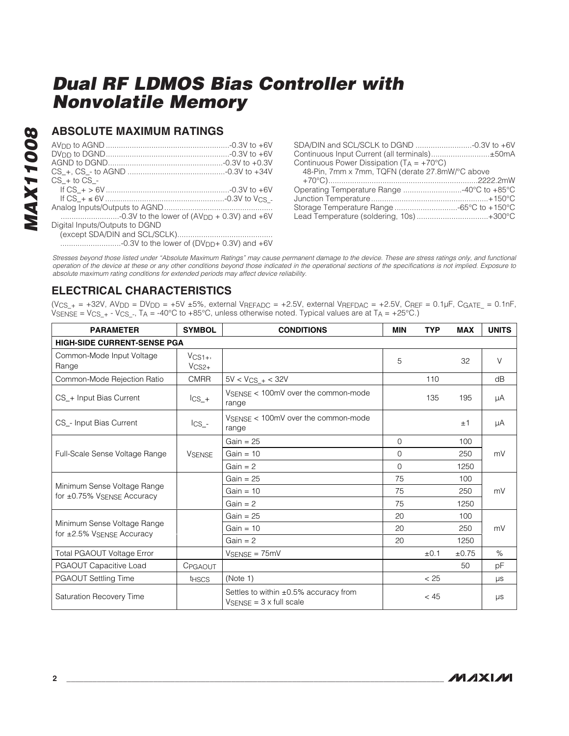## ABSOLUTE MAXIMUM RATINGS

$AV_{DD}$ to AGND ........................................................-0.3V to +6V
$DV_{DD}$ to DGND ........................................................-0.3V to +6V
AGND to DGND ...................................................-0.3V to +0.3V
CS_+, CS_- to AGND ............................................-0.3V to +34V
CS_+ to CS_-
  If CS_+ > 6V .........................................................-0.3V to +6V
  If CS_+ ≤ 6V ......................................................-0.3V to $V_{CS\_-}$
Analog Inputs/Outputs to AGND .................................................
  ...........................-0.3V to the lower of ($AV_{DD}$ + 0.3V) and +6V
Digital Inputs/Outputs to DGND
  (except SDA/DIN and SCL/SCLK)...........................................
  ............................-0.3V to the lower of ($DV_{DD}$+ 0.3V) and +6V

SDA/DIN and SCL/SCLK to DGND ..........................-0.3V to +6V
Continuous Input Current (all terminals)...........................±50mA
Continuous Power Dissipation ($T_A$ = +70°C)
  48-Pin, 7mm x 7mm, TQFN (derate 27.8mW/°C above
  +70°C)....................................................................2222.2mW
Operating Temperature Range ...........................-40°C to +85°C
Junction Temperature.....................................................+150°C
Storage Temperature Range .............................-65°C to +150°C
Lead Temperature (soldering, 10s) .................................+300°C

*Stresses beyond those listed under "Absolute Maximum Ratings" may cause permanent damage to the device. These are stress ratings only, and functional operation of the device at these or any other conditions beyond those indicated in the operational sections of the specifications is not implied. Exposure to absolute maximum rating conditions for extended periods may affect device reliability.*

## ELECTRICAL CHARACTERISTICS

($V_{CS\_+}$ = +32V, $AV_{DD}$ = $DV_{DD}$ = +5V ±5%, external $V_{REFADC}$ = +2.5V, external $V_{REFDAC}$ = +2.5V, $C_{REF}$ = 0.1µF, $C_{GATE\_}$ = 0.1nF, $V_{SENSE}$ = $V_{CS\_+}$ - $V_{CS\_-}$, $T_A$ = -40°C to +85°C, unless otherwise noted. Typical values are at $T_A$ = +25°C.)

| PARAMETER | SYMBOL | CONDITIONS | MIN | TYP | MAX | UNITS |
|---|---|---|---|---|---|---|
| **HIGH-SIDE CURRENT-SENSE PGA** | | | | | | |
| Common-Mode Input Voltage Range | $V_{CS1+}$, $V_{CS2+}$ | | 5 | | 32 | V |
| Common-Mode Rejection Ratio | CMRR | 5V < $V_{CS\_+}$ < 32V | | 110 | | dB |
| CS_+ Input Bias Current | $I_{CS\_+}$ | $V_{SENSE}$ < 100mV over the common-mode range | | 135 | 195 | µA |
| CS_- Input Bias Current | $I_{CS\_-}$ | $V_{SENSE}$ < 100mV over the common-mode range | | | ±1 | µA |
| Full-Scale Sense Voltage Range | $V_{SENSE}$ | Gain = 25 | 0 | | 100 | mV |
| | | Gain = 10 | 0 | | 250 | |
| | | Gain = 2 | 0 | | 1250 | |
| Minimum Sense Voltage Range for ±0.75% $V_{SENSE}$ Accuracy | | Gain = 25 | 75 | | 100 | mV |
| | | Gain = 10 | 75 | | 250 | |
| | | Gain = 2 | 75 | | 1250 | |
| Minimum Sense Voltage Range for ±2.5% $V_{SENSE}$ Accuracy | | Gain = 25 | 20 | | 100 | mV |
| | | Gain = 10 | 20 | | 250 | |
| | | Gain = 2 | 20 | | 1250 | |
| Total PGAOUT Voltage Error | | $V_{SENSE}$ = 75mV | | ±0.1 | ±0.75 | % |
| PGAOUT Capacitive Load | $C_{PGAOUT}$ | | | | 50 | pF |
| PGAOUT Settling Time | $t_{HSCS}$ | (Note 1) | | < 25 | | µs |
| Saturation Recovery Time | | Settles to within ±0.5% accuracy from $V_{SENSE}$ = 3 x full scale | | < 45 | | µs |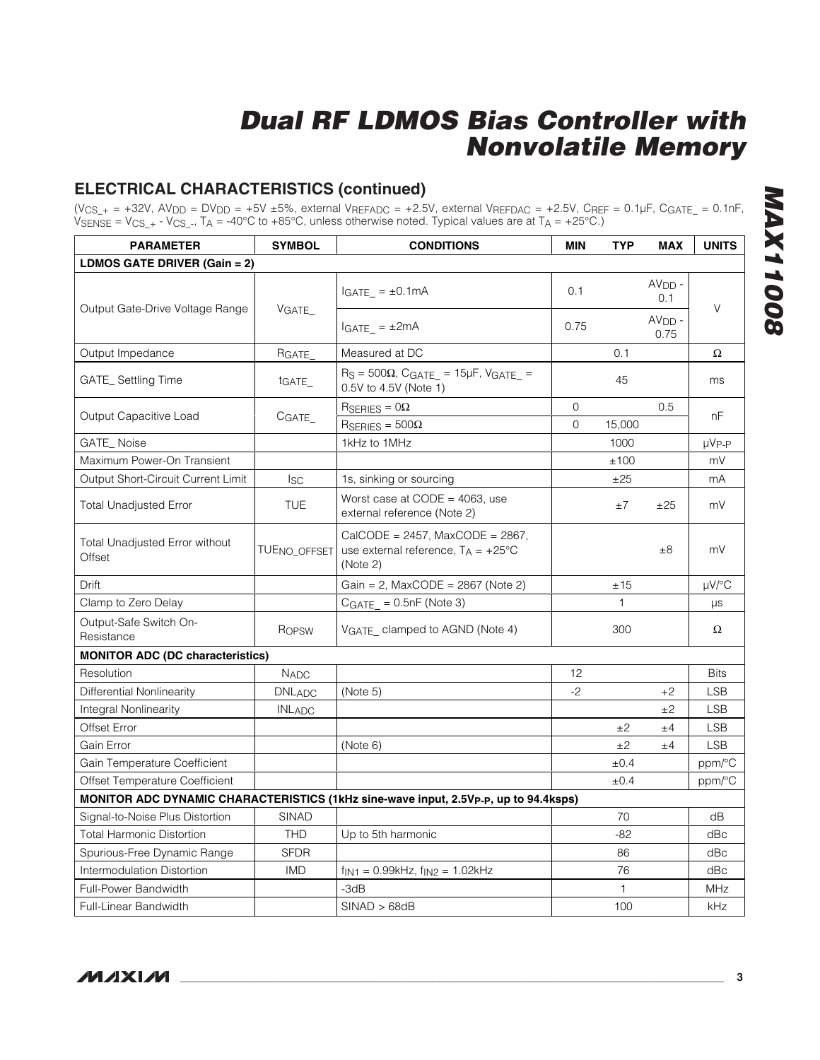## ELECTRICAL CHARACTERISTICS (continued)

($V_{CS\_+}$ = +32V, $AV_{DD}$ = $DV_{DD}$ = +5V ±5%, external $V_{REFADC}$ = +2.5V, external $V_{REFDAC}$ = +2.5V, $C_{REF}$ = 0.1µF, $C_{GATE\_}$ = 0.1nF, $V_{SENSE}$ = $V_{CS\_+}$ - $V_{CS\_-}$, $T_A$ = -40°C to +85°C, unless otherwise noted. Typical values are at $T_A$ = +25°C.)

| PARAMETER | SYMBOL | CONDITIONS | MIN | TYP | MAX | UNITS |
|---|---|---|---|---|---|---|
| **LDMOS GATE DRIVER (Gain = 2)** | | | | | | |
| Output Gate-Drive Voltage Range | $V_{GATE\_}$ | $I_{GATE\_}$ = ±0.1mA | 0.1 | | $AV_{DD}$ - 0.1 | V |
| | | $I_{GATE\_}$ = ±2mA | 0.75 | | $AV_{DD}$ - 0.75 | |
| Output Impedance | $R_{GATE\_}$ | Measured at DC | | 0.1 | | Ω |
| GATE_ Settling Time | $t_{GATE\_}$ | $R_S$ = 500Ω, $C_{GATE\_}$ = 15µF, $V_{GATE\_}$ = 0.5V to 4.5V (Note 1) | | 45 | | ms |
| Output Capacitive Load | $C_{GATE\_}$ | $R_{SERIES}$ = 0Ω | 0 | | 0.5 | nF |
| | | $R_{SERIES}$ = 500Ω | 0 | 15,000 | | |
| GATE_ Noise | | 1kHz to 1MHz | | 1000 | | µ$V_{P-P}$ |
| Maximum Power-On Transient | | | | ±100 | | mV |
| Output Short-Circuit Current Limit | $I_{SC}$ | 1s, sinking or sourcing | | ±25 | | mA |
| Total Unadjusted Error | TUE | Worst case at CODE = 4063, use external reference (Note 2) | | ±7 | ±25 | mV |
| Total Unadjusted Error without Offset | $TUE_{NO\_OFFSET}$ | CalCODE = 2457, MaxCODE = 2867, use external reference, $T_A$ = +25°C (Note 2) | | | ±8 | mV |
| Drift | | Gain = 2, MaxCODE = 2867 (Note 2) | | ±15 | | µV/°C |
| Clamp to Zero Delay | | $C_{GATE\_}$ = 0.5nF (Note 3) | | 1 | | µs |
| Output-Safe Switch On-Resistance | $R_{OPSW}$ | $V_{GATE\_}$ clamped to AGND (Note 4) | | 300 | | Ω |
| **MONITOR ADC (DC characteristics)** | | | | | | |
| Resolution | $N_{ADC}$ | | 12 | | | Bits |
| Differential Nonlinearity | $DNL_{ADC}$ | (Note 5) | -2 | | +2 | LSB |
| Integral Nonlinearity | $INL_{ADC}$ | | | | ±2 | LSB |
| Offset Error | | | | ±2 | ±4 | LSB |
| Gain Error | | (Note 6) | | ±2 | ±4 | LSB |
| Gain Temperature Coefficient | | | | ±0.4 | | ppm/°C |
| Offset Temperature Coefficient | | | | ±0.4 | | ppm/°C |
| **MONITOR ADC DYNAMIC CHARACTERISTICS (1kHz sine-wave input, 2.5$V_{P-P}$, up to 94.4ksps)** | | | | | | |
| Signal-to-Noise Plus Distortion | SINAD | | | 70 | | dB |
| Total Harmonic Distortion | THD | Up to 5th harmonic | | -82 | | dBc |
| Spurious-Free Dynamic Range | SFDR | | | 86 | | dBc |
| Intermodulation Distortion | IMD | $f_{IN1}$ = 0.99kHz, $f_{IN2}$ = 1.02kHz | | 76 | | dBc |
| Full-Power Bandwidth | | -3dB | | 1 | | MHz |
| Full-Linear Bandwidth | | SINAD > 68dB | | 100 | | kHz |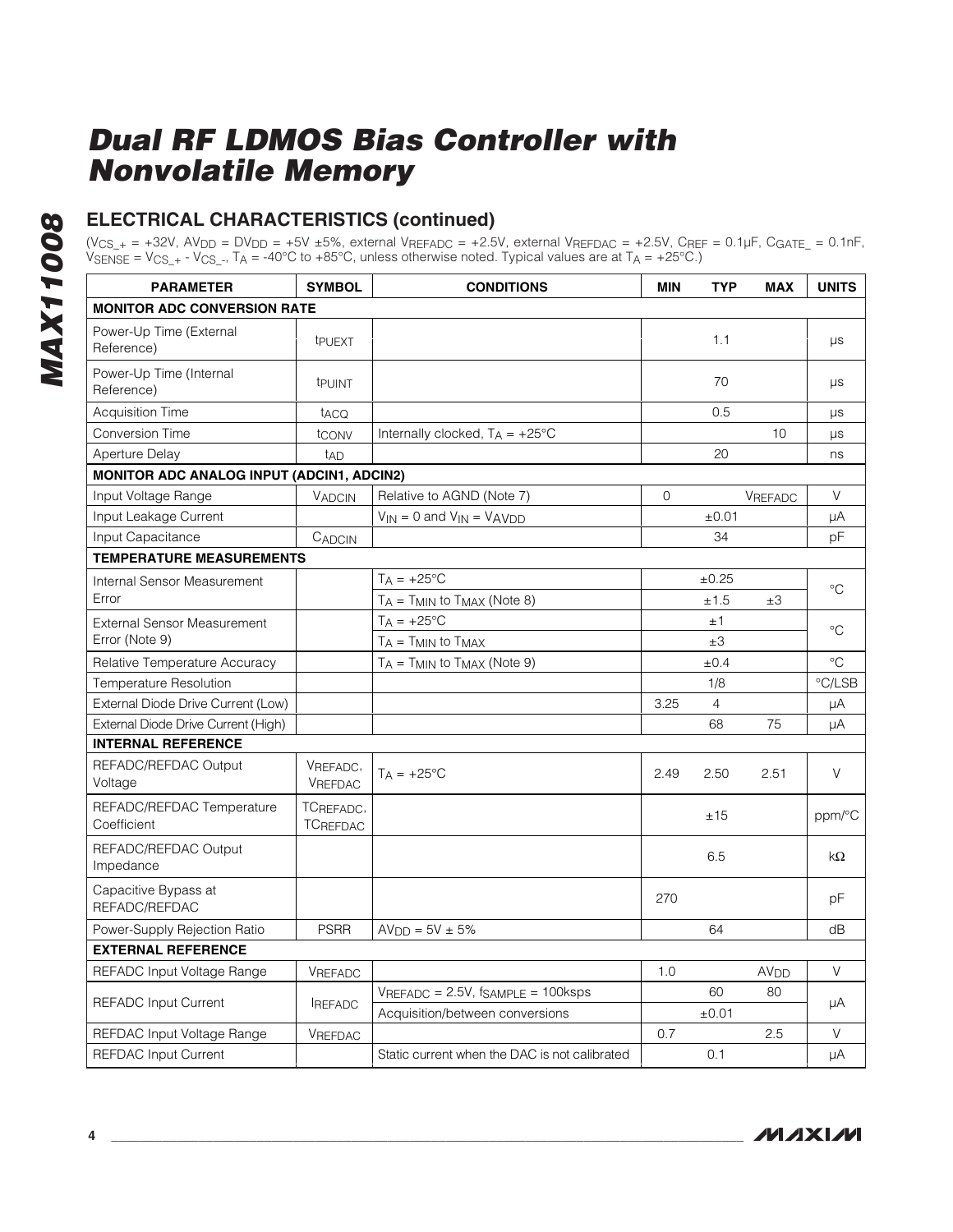## ELECTRICAL CHARACTERISTICS (continued)

($V_{CS\_+}$ = +32V, $AV_{DD}$ = $DV_{DD}$ = +5V ±5%, external $V_{REFADC}$ = +2.5V, external $V_{REFDAC}$ = +2.5V, $C_{REF}$ = 0.1µF, $C_{GATE\_}$ = 0.1nF, $V_{SENSE}$ = $V_{CS\_+}$ - $V_{CS\_-}$, $T_A$ = -40°C to +85°C, unless otherwise noted. Typical values are at $T_A$ = +25°C.)

| PARAMETER | SYMBOL | CONDITIONS | MIN | TYP | MAX | UNITS |
|---|---|---|---|---|---|---|
| **MONITOR ADC CONVERSION RATE** | | | | | | |
| Power-Up Time (External Reference) | $t_{PUEXT}$ | | | 1.1 | | µs |
| Power-Up Time (Internal Reference) | $t_{PUINT}$ | | | 70 | | µs |
| Acquisition Time | $t_{ACQ}$ | | | 0.5 | | µs |
| Conversion Time | $t_{CONV}$ | Internally clocked, $T_A$ = +25°C | | | 10 | µs |
| Aperture Delay | $t_{AD}$ | | | 20 | | ns |
| **MONITOR ADC ANALOG INPUT (ADCIN1, ADCIN2)** | | | | | | |
| Input Voltage Range | $V_{ADCIN}$ | Relative to AGND (Note 7) | 0 | | $V_{REFADC}$ | V |
| Input Leakage Current | | $V_{IN}$ = 0 and $V_{IN}$ = $V_{AVDD}$ | | ±0.01 | | µA |
| Input Capacitance | $C_{ADCIN}$ | | | 34 | | pF |
| **TEMPERATURE MEASUREMENTS** | | | | | | |
| Internal Sensor Measurement Error | | $T_A$ = +25°C | | ±0.25 | | °C |
| | | $T_A$ = $T_{MIN}$ to $T_{MAX}$ (Note 8) | | ±1.5 | ±3 | |
| External Sensor Measurement Error (Note 9) | | $T_A$ = +25°C | | ±1 | | °C |
| | | $T_A$ = $T_{MIN}$ to $T_{MAX}$ | | ±3 | | |
| Relative Temperature Accuracy | | $T_A$ = $T_{MIN}$ to $T_{MAX}$ (Note 9) | | ±0.4 | | °C |
| Temperature Resolution | | | | 1/8 | | °C/LSB |
| External Diode Drive Current (Low) | | | 3.25 | 4 | | µA |
| External Diode Drive Current (High) | | | | 68 | 75 | µA |
| **INTERNAL REFERENCE** | | | | | | |
| REFADC/REFDAC Output Voltage | $V_{REFADC}$, $V_{REFDAC}$ | $T_A$ = +25°C | 2.49 | 2.50 | 2.51 | V |
| REFADC/REFDAC Temperature Coefficient | $TC_{REFADC}$, $TC_{REFDAC}$ | | | ±15 | | ppm/°C |
| REFADC/REFDAC Output Impedance | | | | 6.5 | | kΩ |
| Capacitive Bypass at REFADC/REFDAC | | | 270 | | | pF |
| Power-Supply Rejection Ratio | PSRR | $AV_{DD}$ = 5V ± 5% | | 64 | | dB |
| **EXTERNAL REFERENCE** | | | | | | |
| REFADC Input Voltage Range | $V_{REFADC}$ | | 1.0 | | $AV_{DD}$ | V |
| REFADC Input Current | $I_{REFADC}$ | $V_{REFADC}$ = 2.5V, $f_{SAMPLE}$ = 100ksps | | 60 | 80 | µA |
| | | Acquisition/between conversions | | ±0.01 | | |
| REFDAC Input Voltage Range | $V_{REFDAC}$ | | 0.7 | | 2.5 | V |
| REFDAC Input Current | | Static current when the DAC is not calibrated | | 0.1 | | µA |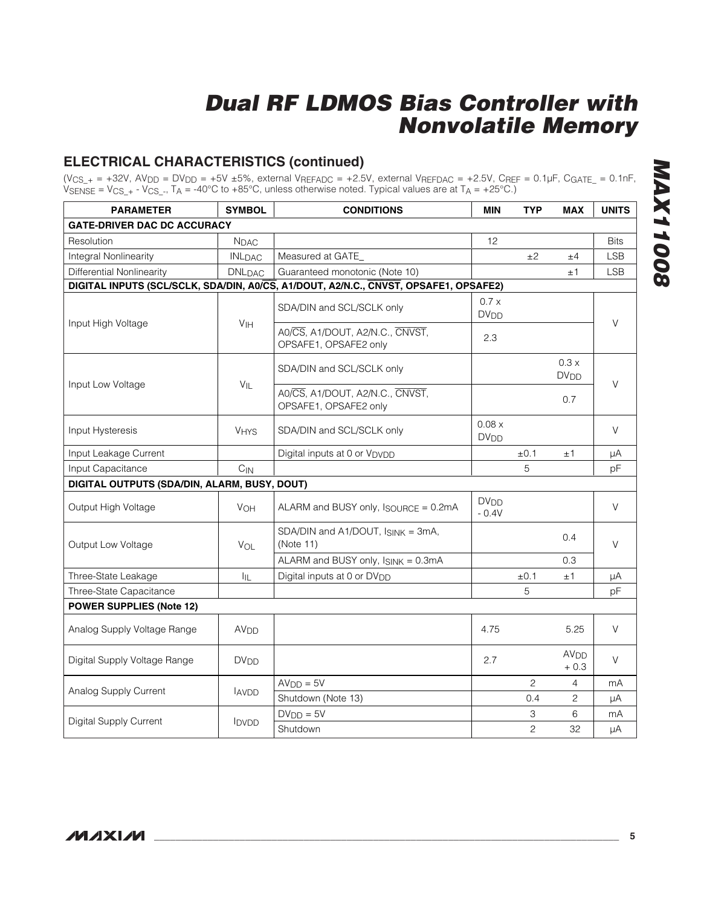## ELECTRICAL CHARACTERISTICS (continued)

($V_{CS\_+}$ = +32V, $AV_{DD}$ = $DV_{DD}$ = +5V ±5%, external $V_{REFADC}$ = +2.5V, external $V_{REFDAC}$ = +2.5V, $C_{REF}$ = 0.1µF, $C_{GATE\_}$ = 0.1nF, $V_{SENSE}$ = $V_{CS\_+}$ - $V_{CS\_-}$, $T_A$ = -40°C to +85°C, unless otherwise noted. Typical values are at $T_A$ = +25°C.)

| PARAMETER | SYMBOL | CONDITIONS | MIN | TYP | MAX | UNITS |
|---|---|---|---|---|---|---|
| **GATE-DRIVER DAC DC ACCURACY** | | | | | | |
| Resolution | $N_{DAC}$ | | 12 | | | Bits |
| Integral Nonlinearity | $INL_{DAC}$ | Measured at GATE_ | | ±2 | ±4 | LSB |
| Differential Nonlinearity | $DNL_{DAC}$ | Guaranteed monotonic (Note 10) | | | ±1 | LSB |
| **DIGITAL INPUTS (SCL/SCLK, SDA/DIN, A0/$\overline{CS}$, A1/DOUT, A2/N.C., $\overline{CNVST}$, OPSAFE1, OPSAFE2)** | | | | | | |
| Input High Voltage | $V_{IH}$ | SDA/DIN and SCL/SCLK only | 0.7 x $DV_{DD}$ | | | V |
| | | A0/$\overline{CS}$, A1/DOUT, A2/N.C., $\overline{CNVST}$, OPSAFE1, OPSAFE2 only | 2.3 | | | |
| Input Low Voltage | $V_{IL}$ | SDA/DIN and SCL/SCLK only | | | 0.3 x $DV_{DD}$ | V |
| | | A0/$\overline{CS}$, A1/DOUT, A2/N.C., $\overline{CNVST}$, OPSAFE1, OPSAFE2 only | | | 0.7 | |
| Input Hysteresis | $V_{HYS}$ | SDA/DIN and SCL/SCLK only | 0.08 x $DV_{DD}$ | | | V |
| Input Leakage Current | | Digital inputs at 0 or $V_{DVDD}$ | | ±0.1 | ±1 | µA |
| Input Capacitance | $C_{IN}$ | | | 5 | | pF |
| **DIGITAL OUTPUTS (SDA/DIN, ALARM, BUSY, DOUT)** | | | | | | |
| Output High Voltage | $V_{OH}$ | ALARM and BUSY only, $I_{SOURCE}$ = 0.2mA | $DV_{DD}$ - 0.4V | | | V |
| Output Low Voltage | $V_{OL}$ | SDA/DIN and A1/DOUT, $I_{SINK}$ = 3mA, (Note 11) | | | 0.4 | V |
| | | ALARM and BUSY only, $I_{SINK}$ = 0.3mA | | | 0.3 | |
| Three-State Leakage | $I_{IL}$ | Digital inputs at 0 or $DV_{DD}$ | | ±0.1 | ±1 | µA |
| Three-State Capacitance | | | | 5 | | pF |
| **POWER SUPPLIES (Note 12)** | | | | | | |
| Analog Supply Voltage Range | $AV_{DD}$ | | 4.75 | | 5.25 | V |
| Digital Supply Voltage Range | $DV_{DD}$ | | 2.7 | | $AV_{DD}$ + 0.3 | V |
| Analog Supply Current | $I_{AVDD}$ | $AV_{DD}$ = 5V | | 2 | 4 | mA |
| | | Shutdown (Note 13) | | 0.4 | 2 | µA |
| Digital Supply Current | $I_{DVDD}$ | $DV_{DD}$ = 5V | | 3 | 6 | mA |
| | | Shutdown | | 2 | 32 | µA |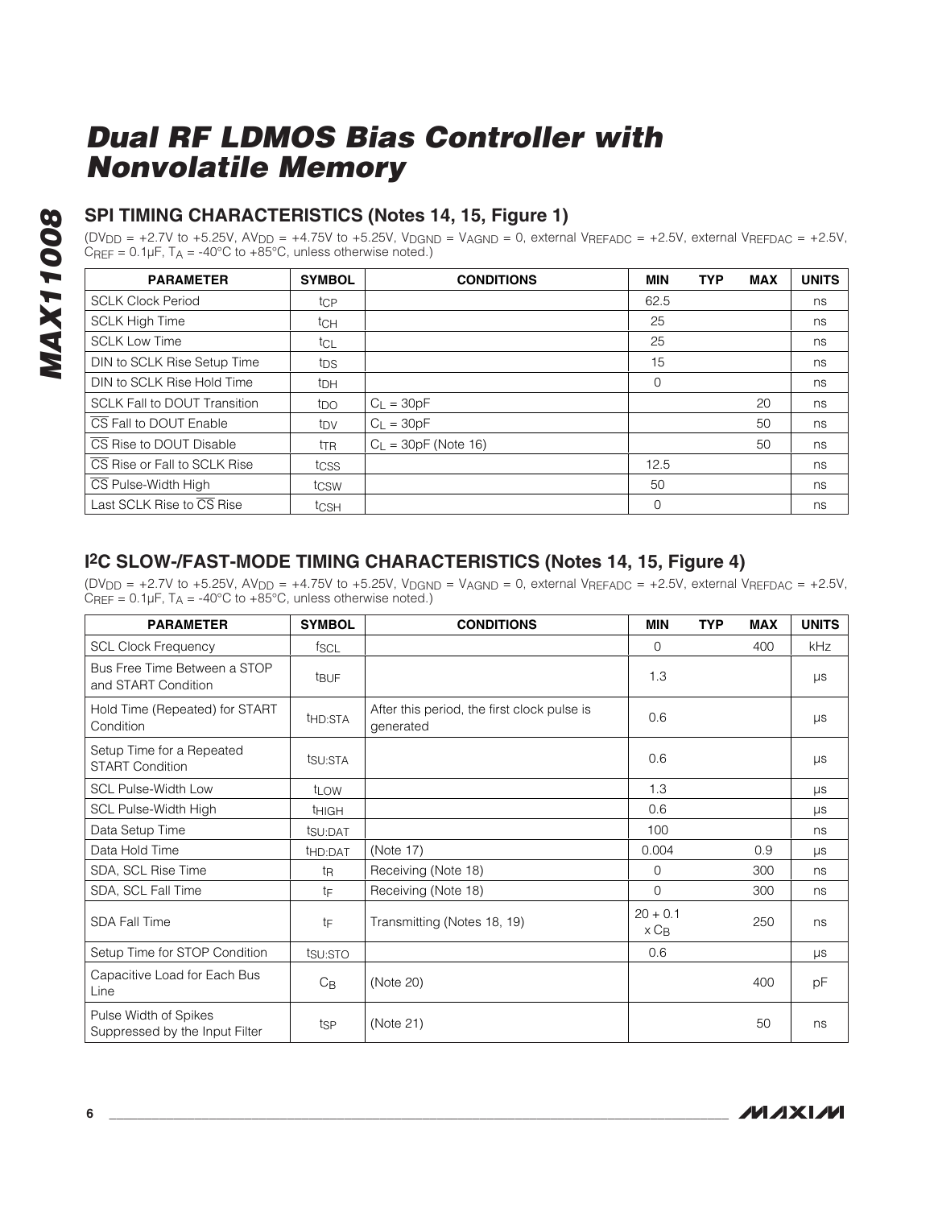## SPI TIMING CHARACTERISTICS (Notes 14, 15, Figure 1)

($DV_{DD}$ = +2.7V to +5.25V, $AV_{DD}$ = +4.75V to +5.25V, $V_{DGND}$ = $V_{AGND}$ = 0, external $V_{REFADC}$ = +2.5V, external $V_{REFDAC}$ = +2.5V, $C_{REF}$ = 0.1µF, $T_A$ = -40°C to +85°C, unless otherwise noted.)

| PARAMETER | SYMBOL | CONDITIONS | MIN | TYP | MAX | UNITS |
|---|---|---|---|---|---|---|
| SCLK Clock Period | $t_{CP}$ | | 62.5 | | | ns |
| SCLK High Time | $t_{CH}$ | | 25 | | | ns |
| SCLK Low Time | $t_{CL}$ | | 25 | | | ns |
| DIN to SCLK Rise Setup Time | $t_{DS}$ | | 15 | | | ns |
| DIN to SCLK Rise Hold Time | $t_{DH}$ | | 0 | | | ns |
| SCLK Fall to DOUT Transition | $t_{DO}$ | $C_L$ = 30pF | | | 20 | ns |
| $\overline{CS}$ Fall to DOUT Enable | $t_{DV}$ | $C_L$ = 30pF | | | 50 | ns |
| $\overline{CS}$ Rise to DOUT Disable | $t_{TR}$ | $C_L$ = 30pF (Note 16) | | | 50 | ns |
| $\overline{CS}$ Rise or Fall to SCLK Rise | $t_{CSS}$ | | 12.5 | | | ns |
| $\overline{CS}$ Pulse-Width High | $t_{CSW}$ | | 50 | | | ns |
| Last SCLK Rise to $\overline{CS}$ Rise | $t_{CSH}$ | | 0 | | | ns |

## I2C SLOW-/FAST-MODE TIMING CHARACTERISTICS (Notes 14, 15, Figure 4)

($DV_{DD}$ = +2.7V to +5.25V, $AV_{DD}$ = +4.75V to +5.25V, $V_{DGND}$ = $V_{AGND}$ = 0, external $V_{REFADC}$ = +2.5V, external $V_{REFDAC}$ = +2.5V, $C_{REF}$ = 0.1µF, $T_A$ = -40°C to +85°C, unless otherwise noted.)

| PARAMETER | SYMBOL | CONDITIONS | MIN | TYP | MAX | UNITS |
|---|---|---|---|---|---|---|
| SCL Clock Frequency | $f_{SCL}$ | | 0 | | 400 | kHz |
| Bus Free Time Between a STOP and START Condition | $t_{BUF}$ | | 1.3 | | | µs |
| Hold Time (Repeated) for START Condition | $t_{HD:STA}$ | After this period, the first clock pulse is generated | 0.6 | | | µs |
| Setup Time for a Repeated START Condition | $t_{SU:STA}$ | | 0.6 | | | µs |
| SCL Pulse-Width Low | $t_{LOW}$ | | 1.3 | | | µs |
| SCL Pulse-Width High | $t_{HIGH}$ | | 0.6 | | | µs |
| Data Setup Time | $t_{SU:DAT}$ | | 100 | | | ns |
| Data Hold Time | $t_{HD:DAT}$ | (Note 17) | 0.004 | | 0.9 | µs |
| SDA, SCL Rise Time | $t_R$ | Receiving (Note 18) | 0 | | 300 | ns |
| SDA, SCL Fall Time | $t_F$ | Receiving (Note 18) | 0 | | 300 | ns |
| SDA Fall Time | $t_F$ | Transmitting (Notes 18, 19) | 20 + 0.1 x $C_B$ | | 250 | ns |
| Setup Time for STOP Condition | $t_{SU:STO}$ | | 0.6 | | | µs |
| Capacitive Load for Each Bus Line | $C_B$ | (Note 20) | | | 400 | pF |
| Pulse Width of Spikes Suppressed by the Input Filter | $t_{SP}$ | (Note 21) | | | 50 | ns |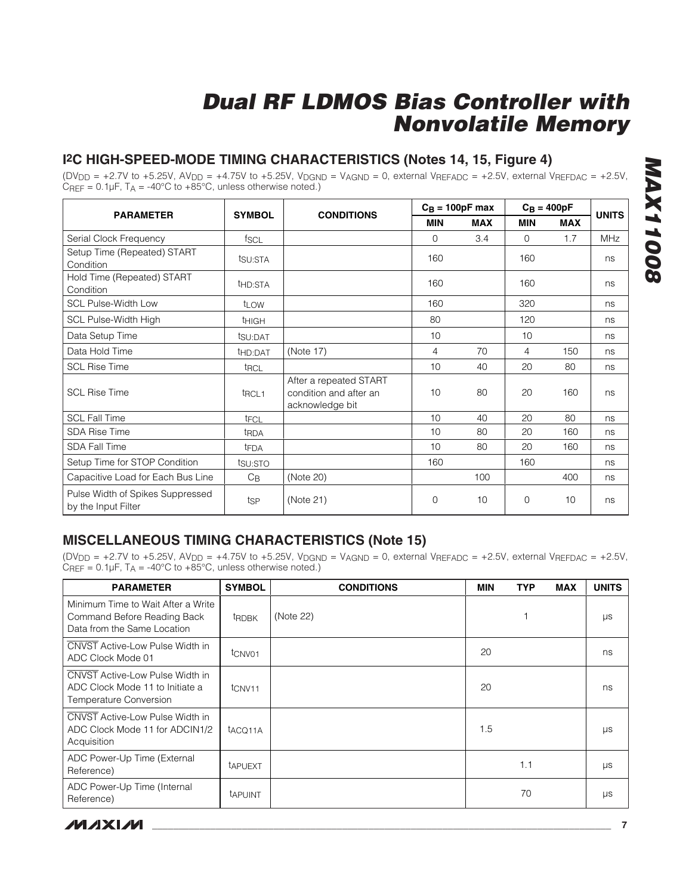## I2C HIGH-SPEED-MODE TIMING CHARACTERISTICS (Notes 14, 15, Figure 4)

($DV_{DD}$ = +2.7V to +5.25V, $AV_{DD}$ = +4.75V to +5.25V, $V_{DGND}$ = $V_{AGND}$ = 0, external $V_{REFADC}$ = +2.5V, external $V_{REFDAC}$ = +2.5V, $C_{REF}$ = 0.1µF, $T_A$ = -40°C to +85°C, unless otherwise noted.)

| PARAMETER | SYMBOL | CONDITIONS | $C_B$ = 100pF max | | $C_B$ = 400pF | | UNITS |
|---|---|---|---|---|---|---|---|
| | | | MIN | MAX | MIN | MAX | |
| Serial Clock Frequency | $f_{SCL}$ | | 0 | 3.4 | 0 | 1.7 | MHz |
| Setup Time (Repeated) START Condition | $t_{SU:STA}$ | | 160 | | 160 | | ns |
| Hold Time (Repeated) START Condition | $t_{HD:STA}$ | | 160 | | 160 | | ns |
| SCL Pulse-Width Low | $t_{LOW}$ | | 160 | | 320 | | ns |
| SCL Pulse-Width High | $t_{HIGH}$ | | 80 | | 120 | | ns |
| Data Setup Time | $t_{SU:DAT}$ | | 10 | | 10 | | ns |
| Data Hold Time | $t_{HD:DAT}$ | (Note 17) | 4 | 70 | 4 | 150 | ns |
| SCL Rise Time | $t_{RCL}$ | | 10 | 40 | 20 | 80 | ns |
| SCL Rise Time | $t_{RCL1}$ | After a repeated START condition and after an acknowledge bit | 10 | 80 | 20 | 160 | ns |
| SCL Fall Time | $t_{FCL}$ | | 10 | 40 | 20 | 80 | ns |
| SDA Rise Time | $t_{RDA}$ | | 10 | 80 | 20 | 160 | ns |
| SDA Fall Time | $t_{FDA}$ | | 10 | 80 | 20 | 160 | ns |
| Setup Time for STOP Condition | $t_{SU:STO}$ | | 160 | | 160 | | ns |
| Capacitive Load for Each Bus Line | $C_B$ | (Note 20) | | 100 | | 400 | ns |
| Pulse Width of Spikes Suppressed by the Input Filter | $t_{SP}$ | (Note 21) | 0 | 10 | 0 | 10 | ns |

## MISCELLANEOUS TIMING CHARACTERISTICS (Note 15)

($DV_{DD}$ = +2.7V to +5.25V, $AV_{DD}$ = +4.75V to +5.25V, $V_{DGND}$ = $V_{AGND}$ = 0, external $V_{REFADC}$ = +2.5V, external $V_{REFDAC}$ = +2.5V, $C_{REF}$ = 0.1µF, $T_A$ = -40°C to +85°C, unless otherwise noted.)

| PARAMETER | SYMBOL | CONDITIONS | MIN | TYP | MAX | UNITS |
|---|---|---|---|---|---|---|
| Minimum Time to Wait After a Write Command Before Reading Back Data from the Same Location | $t_{RDBK}$ | (Note 22) | | 1 | | µs |
| $\overline{CNVST}$ Active-Low Pulse Width in ADC Clock Mode 01 | $t_{CNV01}$ | | 20 | | | ns |
| $\overline{CNVST}$ Active-Low Pulse Width in ADC Clock Mode 11 to Initiate a Temperature Conversion | $t_{CNV11}$ | | 20 | | | ns |
| $\overline{CNVST}$ Active-Low Pulse Width in ADC Clock Mode 11 for ADCIN1/2 Acquisition | $t_{ACQ11A}$ | | 1.5 | | | µs |
| ADC Power-Up Time (External Reference) | $t_{APUEXT}$ | | | 1.1 | | µs |
| ADC Power-Up Time (Internal Reference) | $t_{APUINT}$ | | | 70 | | µs |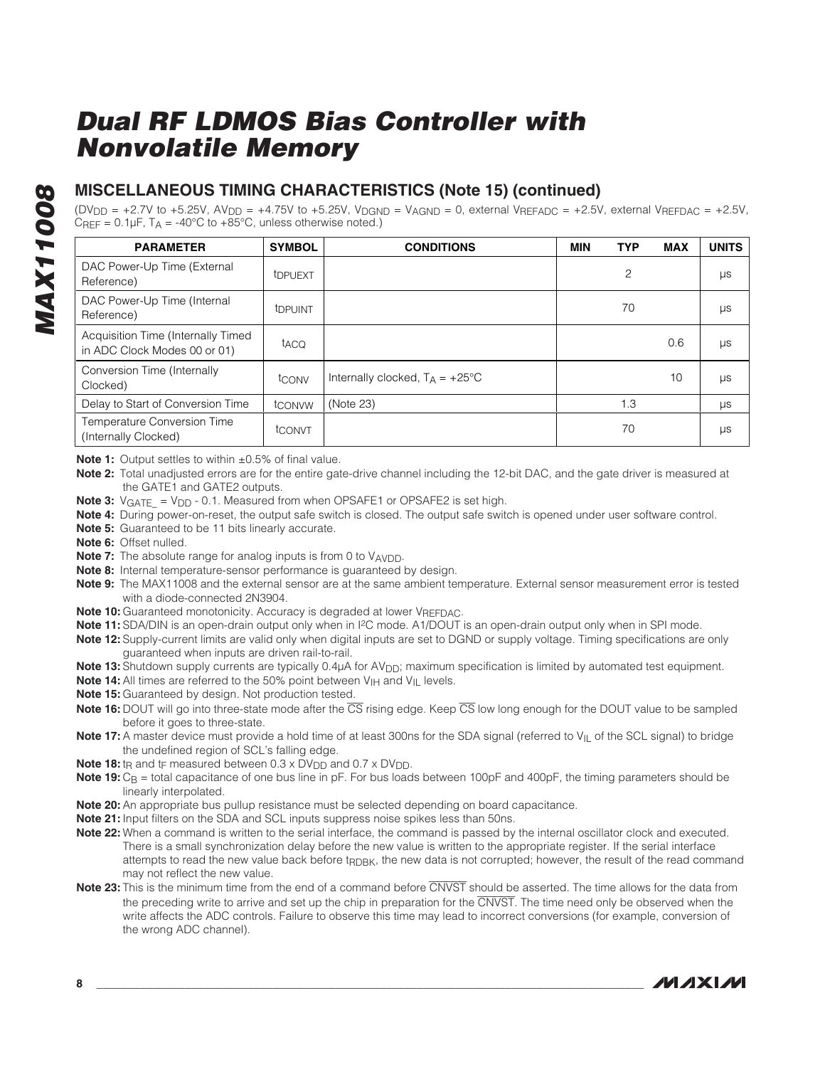# Dual RF LDMOS Bias Controller with Nonvolatile Memory

## MISCELLANEOUS TIMING CHARACTERISTICS (Note 15) (continued)

($DV_{DD}$ = +2.7V to +5.25V, $AV_{DD}$ = +4.75V to +5.25V, $V_{DGND}$ = $V_{AGND}$ = 0, external $V_{REFADC}$ = +2.5V, external $V_{REFDAC}$ = +2.5V, $C_{REF}$ = 0.1µF, $T_A$ = -40°C to +85°C, unless otherwise noted.)

| PARAMETER | SYMBOL | CONDITIONS | MIN | TYP | MAX | UNITS |
|---|---|---|---|---|---|---|
| DAC Power-Up Time (External Reference) | $t_{DPUEXT}$ | | | 2 | | µs |
| DAC Power-Up Time (Internal Reference) | $t_{DPUINT}$ | | | 70 | | µs |
| Acquisition Time (Internally Timed in ADC Clock Modes 00 or 01) | $t_{ACQ}$ | | | | 0.6 | µs |
| Conversion Time (Internally Clocked) | $t_{CONV}$ | Internally clocked, $T_A$ = +25°C | | | 10 | µs |
| Delay to Start of Conversion Time | $t_{CONVW}$ | (Note 23) | | 1.3 | | µs |
| Temperature Conversion Time (Internally Clocked) | $t_{CONVT}$ | | | 70 | | µs |

**Note 1:** Output settles to within ±0.5% of final value.

**Note 2:** Total unadjusted errors are for the entire gate-drive channel including the 12-bit DAC, and the gate driver is measured at the GATE1 and GATE2 outputs.

**Note 3:** $V_{GATE\_}$ = $V_{DD}$ - 0.1. Measured from when OPSAFE1 or OPSAFE2 is set high.

**Note 4:** During power-on-reset, the output safe switch is closed. The output safe switch is opened under user software control.

**Note 5:** Guaranteed to be 11 bits linearly accurate.

**Note 6:** Offset nulled.

**Note 7:** The absolute range for analog inputs is from 0 to $V_{AVDD}$.

**Note 8:** Internal temperature-sensor performance is guaranteed by design.

**Note 9:** The MAX11008 and the external sensor are at the same ambient temperature. External sensor measurement error is tested with a diode-connected 2N3904.

**Note 10:** Guaranteed monotonicity. Accuracy is degraded at lower $V_{REFDAC}$.

**Note 11:** SDA/DIN is an open-drain output only when in I²C mode. A1/DOUT is an open-drain output only when in SPI mode.

**Note 12:** Supply-current limits are valid only when digital inputs are set to DGND or supply voltage. Timing specifications are only guaranteed when inputs are driven rail-to-rail.

**Note 13:** Shutdown supply currents are typically 0.4µA for $AV_{DD}$; maximum specification is limited by automated test equipment.

**Note 14:** All times are referred to the 50% point between $V_{IH}$ and $V_{IL}$ levels.

**Note 15:** Guaranteed by design. Not production tested.

**Note 16:** DOUT will go into three-state mode after the $\overline{CS}$ rising edge. Keep $\overline{CS}$ low long enough for the DOUT value to be sampled before it goes to three-state.

**Note 17:** A master device must provide a hold time of at least 300ns for the SDA signal (referred to $V_{IL}$ of the SCL signal) to bridge the undefined region of SCL's falling edge.

**Note 18:** $t_R$ and $t_F$ measured between 0.3 x $DV_{DD}$ and 0.7 x $DV_{DD}$.

**Note 19:** $C_B$ = total capacitance of one bus line in pF. For bus loads between 100pF and 400pF, the timing parameters should be linearly interpolated.

**Note 20:** An appropriate bus pullup resistance must be selected depending on board capacitance.

**Note 21:** Input filters on the SDA and SCL inputs suppress noise spikes less than 50ns.

**Note 22:** When a command is written to the serial interface, the command is passed by the internal oscillator clock and executed. There is a small synchronization delay before the new value is written to the appropriate register. If the serial interface attempts to read the new value back before $t_{RDBK}$, the new data is not corrupted; however, the result of the read command may not reflect the new value.

**Note 23:** This is the minimum time from the end of a command before $\overline{CNVST}$ should be asserted. The time allows for the data from the preceding write to arrive and set up the chip in preparation for the $\overline{CNVST}$. The time need only be observed when the write affects the ADC controls. Failure to observe this time may lead to incorrect conversions (for example, conversion of the wrong ADC channel).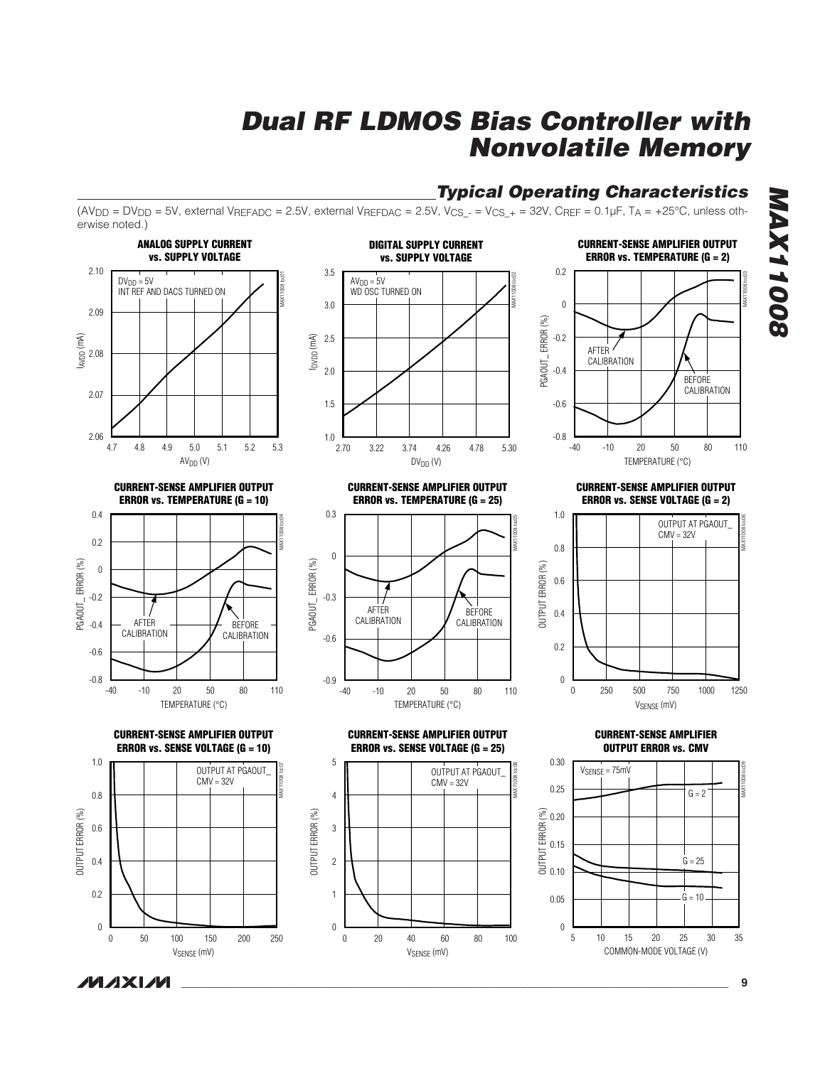## Typical Operating Characteristics

($AV_{DD}$ = $DV_{DD}$ = 5V, external $V_{REFADC}$ = 2.5V, external $V_{REFDAC}$ = 2.5V, $V_{CS\_-}$ = $V_{CS\_+}$ = 32V, $C_{REF}$ = 0.1µF, $T_A$ = +25°C, unless otherwise noted.)

**ANALOG SUPPLY CURRENT vs. SUPPLY VOLTAGE**

$DV_{DD}$ = 5V
INT REF AND DACS TURNED ON

$I_{AVDD}$ (mA) vs. $AV_{DD}$ (V)

**DIGITAL SUPPLY CURRENT vs. SUPPLY VOLTAGE**

$AV_{DD}$ = 5V
WD OSC TURNED ON

$I_{DVDD}$ (mA) vs. $DV_{DD}$ (V)

**CURRENT-SENSE AMPLIFIER OUTPUT ERROR vs. TEMPERATURE (G = 2)**

AFTER CALIBRATION
BEFORE CALIBRATION

PGAOUT_ ERROR (%) vs. TEMPERATURE (°C)

**CURRENT-SENSE AMPLIFIER OUTPUT ERROR vs. TEMPERATURE (G = 10)**

AFTER CALIBRATION
BEFORE CALIBRATION

PGAOUT_ ERROR (%) vs. TEMPERATURE (°C)

**CURRENT-SENSE AMPLIFIER OUTPUT ERROR vs. TEMPERATURE (G = 25)**

AFTER CALIBRATION
BEFORE CALIBRATION

PGAOUT_ ERROR (%) vs. TEMPERATURE (°C)

**CURRENT-SENSE AMPLIFIER OUTPUT ERROR vs. SENSE VOLTAGE (G = 2)**

OUTPUT AT PGAOUT_
CMV = 32V

OUTPUT ERROR (%) vs. $V_{SENSE}$ (mV)

**CURRENT-SENSE AMPLIFIER OUTPUT ERROR vs. SENSE VOLTAGE (G = 10)**

OUTPUT AT PGAOUT_
CMV = 32V

OUTPUT ERROR (%) vs. $V_{SENSE}$ (mV)

**CURRENT-SENSE AMPLIFIER OUTPUT ERROR vs. SENSE VOLTAGE (G = 25)**

OUTPUT AT PGAOUT_
CMV = 32V

OUTPUT ERROR (%) vs. $V_{SENSE}$ (mV)

**CURRENT-SENSE AMPLIFIER OUTPUT ERROR vs. CMV**

$V_{SENSE}$ = 75mV
G = 2
G = 25
G = 10

OUTPUT ERROR (%) vs. COMMON-MODE VOLTAGE (V)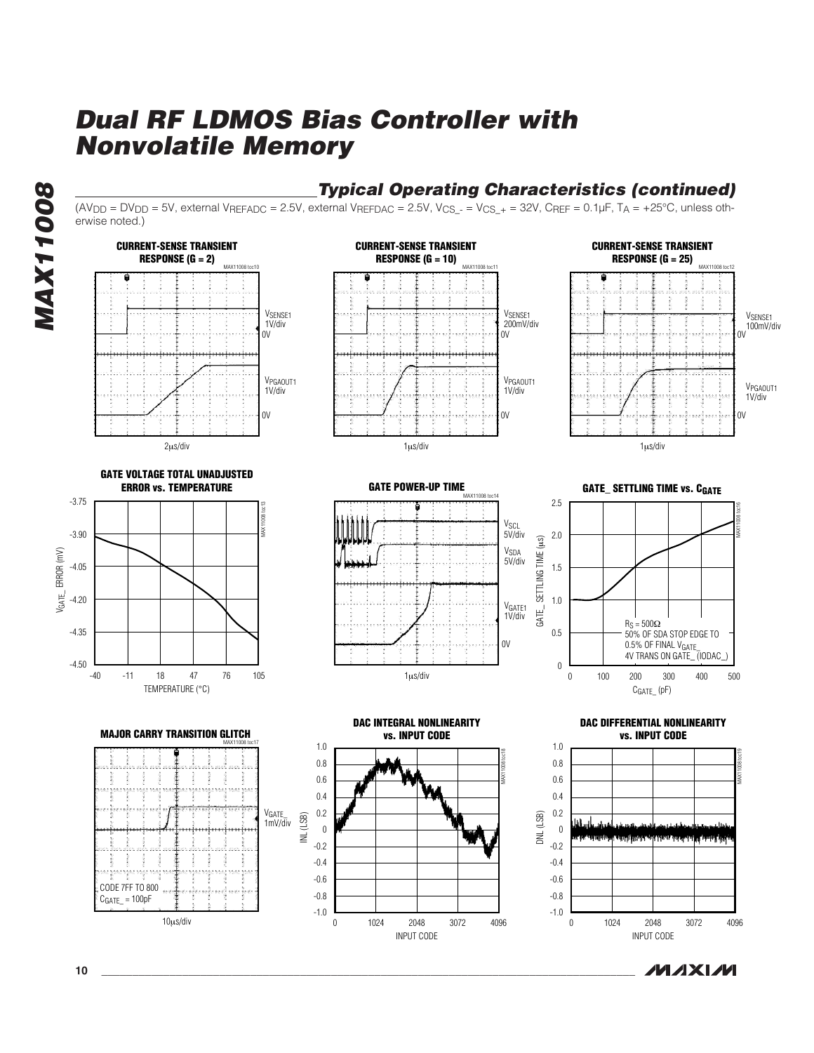## Typical Operating Characteristics (continued)

($AV_{DD}$ = $DV_{DD}$ = 5V, external $V_{REFADC}$ = 2.5V, external $V_{REFDAC}$ = 2.5V, $V_{CS\_-}$ = $V_{CS\_+}$ = 32V, $C_{REF}$ = 0.1µF, $T_A$ = +25°C, unless otherwise noted.)

**CURRENT-SENSE TRANSIENT RESPONSE (G = 2)**

MAX11008 toc10

$V_{SENSE1}$ 1V/div, 0V; $V_{PGAOUT1}$ 1V/div, 0V; 2µs/div

**CURRENT-SENSE TRANSIENT RESPONSE (G = 10)**

MAX11008 toc11

$V_{SENSE1}$ 200mV/div, 0V; $V_{PGAOUT1}$ 1V/div, 0V; 1µs/div

**CURRENT-SENSE TRANSIENT RESPONSE (G = 25)**

MAX11008 toc12

$V_{SENSE1}$ 100mV/div, 0V; $V_{PGAOUT1}$ 1V/div, 0V; 1µs/div

**GATE VOLTAGE TOTAL UNADJUSTED ERROR vs. TEMPERATURE**

MAX11008 toc13

$V_{GATE\_}$ ERROR (mV) vs. TEMPERATURE (°C)

**GATE POWER-UP TIME**

MAX11008 toc14

$V_{SCL}$ 5V/div; $V_{SDA}$ 5V/div; $V_{GATE1}$ 1V/div, 0V; 1µs/div

**GATE_ SETTLING TIME vs. $C_{GATE}$**

MAX11008 toc16

GATE_ SETTLING TIME (µs) vs. $C_{GATE\_}$ (pF)

$R_S$ = 500Ω
50% OF SDA STOP EDGE TO 0.5% OF FINAL $V_{GATE\_}$
4V TRANS ON GATE_ (IODAC_)

**MAJOR CARRY TRANSITION GLITCH**

MAX11008 toc17

$V_{GATE\_}$ 1mV/div; CODE 7FF TO 800; $C_{GATE\_}$ = 100pF; 10µs/div

**DAC INTEGRAL NONLINEARITY vs. INPUT CODE**

MAX11008 toc18

INL (LSB) vs. INPUT CODE

**DAC DIFFERENTIAL NONLINEARITY vs. INPUT CODE**

MAX11008 toc19

DNL (LSB) vs. INPUT CODE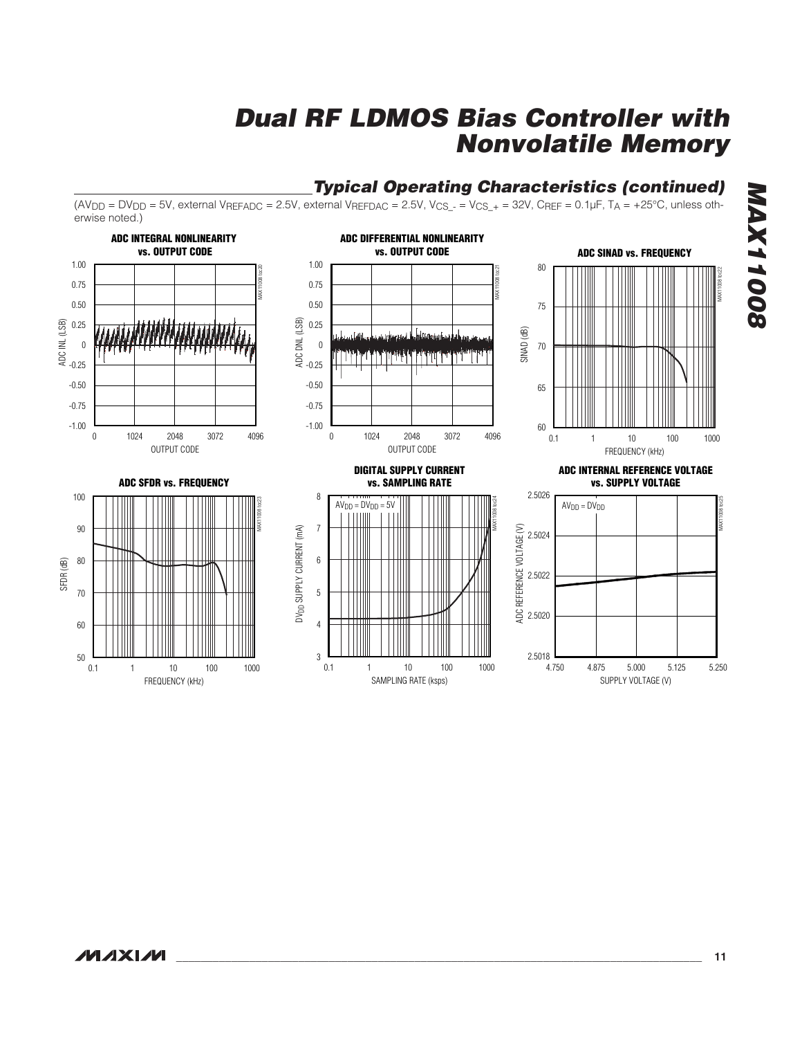## Typical Operating Characteristics (continued)

($AV_{DD}$ = $DV_{DD}$ = 5V, external $V_{REFADC}$ = 2.5V, external $V_{REFDAC}$ = 2.5V, $V_{CS\_-}$ = $V_{CS\_+}$ = 32V, $C_{REF}$ = 0.1µF, $T_A$ = +25°C, unless otherwise noted.)

**ADC INTEGRAL NONLINEARITY vs. OUTPUT CODE**

**ADC DIFFERENTIAL NONLINEARITY vs. OUTPUT CODE**

**ADC SINAD vs. FREQUENCY**

**ADC SFDR vs. FREQUENCY**

**DIGITAL SUPPLY CURRENT vs. SAMPLING RATE**

**ADC INTERNAL REFERENCE VOLTAGE vs. SUPPLY VOLTAGE**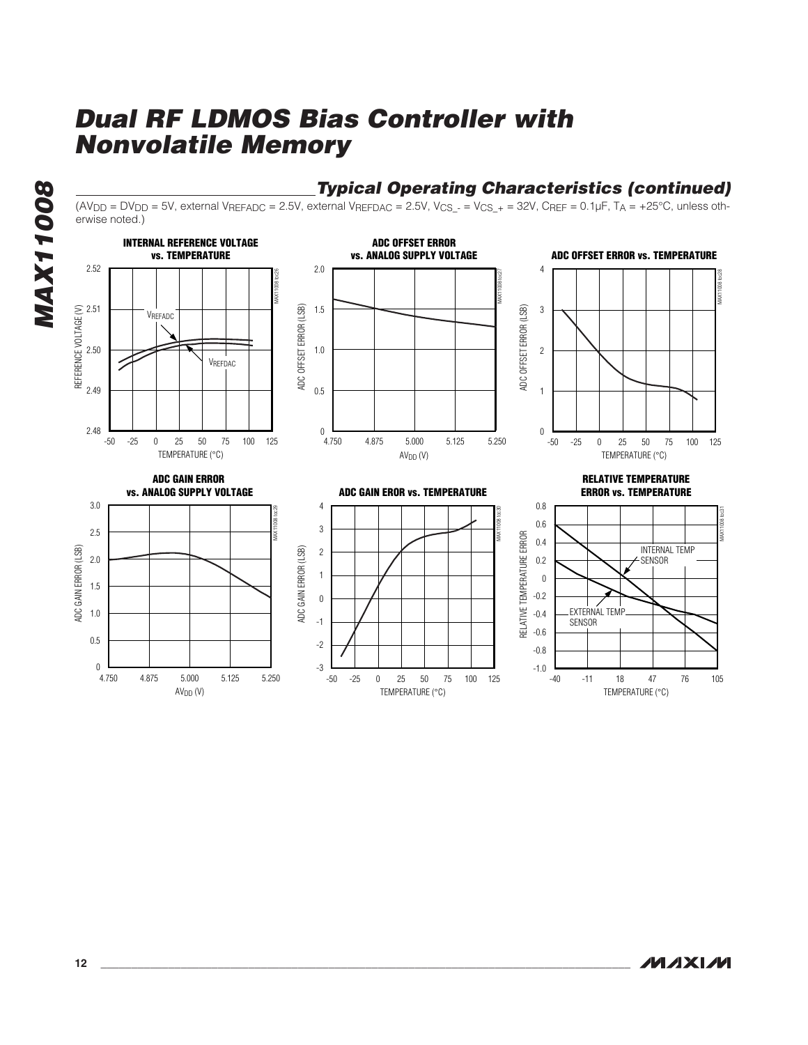## Typical Operating Characteristics (continued)

($AV_{DD} = DV_{DD} = 5V$, external $V_{REFADC} = 2.5V$, external $V_{REFDAC} = 2.5V$, $V_{CS\_-} = V_{CS\_+} = 32V$, $C_{REF} = 0.1\mu F$, $T_A = +25°C$, unless otherwise noted.)

**INTERNAL REFERENCE VOLTAGE vs. TEMPERATURE**

**ADC OFFSET ERROR vs. ANALOG SUPPLY VOLTAGE**

**ADC OFFSET ERROR vs. TEMPERATURE**

**ADC GAIN ERROR vs. ANALOG SUPPLY VOLTAGE**

**ADC GAIN EROR vs. TEMPERATURE**

**RELATIVE TEMPERATURE ERROR vs. TEMPERATURE**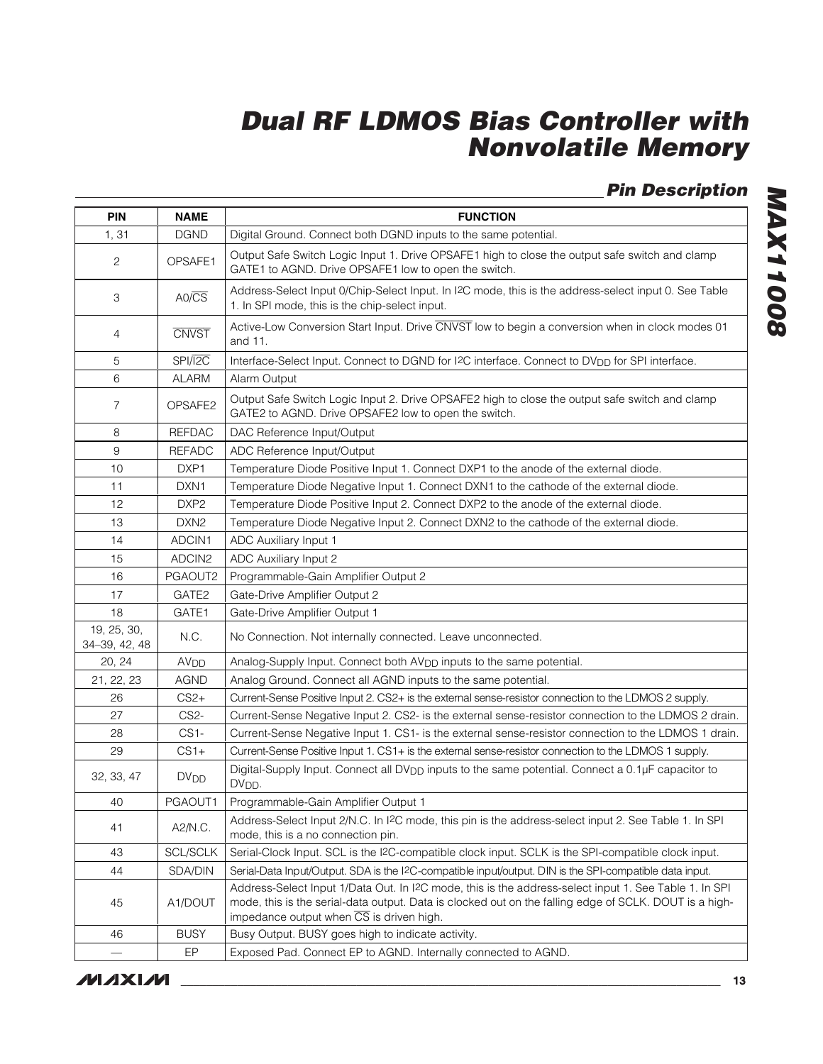## Pin Description

| PIN | NAME | FUNCTION |
|---|---|---|
| 1, 31 | DGND | Digital Ground. Connect both DGND inputs to the same potential. |
| 2 | OPSAFE1 | Output Safe Switch Logic Input 1. Drive OPSAFE1 high to close the output safe switch and clamp GATE1 to AGND. Drive OPSAFE1 low to open the switch. |
| 3 | A0/$\overline{CS}$ | Address-Select Input 0/Chip-Select Input. In I2C mode, this is the address-select input 0. See Table 1. In SPI mode, this is the chip-select input. |
| 4 | $\overline{CNVST}$ | Active-Low Conversion Start Input. Drive $\overline{CNVST}$ low to begin a conversion when in clock modes 01 and 11. |
| 5 | SPI/$\overline{I2C}$ | Interface-Select Input. Connect to DGND for I2C interface. Connect to $DV_{DD}$ for SPI interface. |
| 6 | ALARM | Alarm Output |
| 7 | OPSAFE2 | Output Safe Switch Logic Input 2. Drive OPSAFE2 high to close the output safe switch and clamp GATE2 to AGND. Drive OPSAFE2 low to open the switch. |
| 8 | REFDAC | DAC Reference Input/Output |
| 9 | REFADC | ADC Reference Input/Output |
| 10 | DXP1 | Temperature Diode Positive Input 1. Connect DXP1 to the anode of the external diode. |
| 11 | DXN1 | Temperature Diode Negative Input 1. Connect DXN1 to the cathode of the external diode. |
| 12 | DXP2 | Temperature Diode Positive Input 2. Connect DXP2 to the anode of the external diode. |
| 13 | DXN2 | Temperature Diode Negative Input 2. Connect DXN2 to the cathode of the external diode. |
| 14 | ADCIN1 | ADC Auxiliary Input 1 |
| 15 | ADCIN2 | ADC Auxiliary Input 2 |
| 16 | PGAOUT2 | Programmable-Gain Amplifier Output 2 |
| 17 | GATE2 | Gate-Drive Amplifier Output 2 |
| 18 | GATE1 | Gate-Drive Amplifier Output 1 |
| 19, 25, 30, 34–39, 42, 48 | N.C. | No Connection. Not internally connected. Leave unconnected. |
| 20, 24 | $AV_{DD}$ | Analog-Supply Input. Connect both $AV_{DD}$ inputs to the same potential. |
| 21, 22, 23 | AGND | Analog Ground. Connect all AGND inputs to the same potential. |
| 26 | CS2+ | Current-Sense Positive Input 2. CS2+ is the external sense-resistor connection to the LDMOS 2 supply. |
| 27 | CS2- | Current-Sense Negative Input 2. CS2- is the external sense-resistor connection to the LDMOS 2 drain. |
| 28 | CS1- | Current-Sense Negative Input 1. CS1- is the external sense-resistor connection to the LDMOS 1 drain. |
| 29 | CS1+ | Current-Sense Positive Input 1. CS1+ is the external sense-resistor connection to the LDMOS 1 supply. |
| 32, 33, 47 | $DV_{DD}$ | Digital-Supply Input. Connect all $DV_{DD}$ inputs to the same potential. Connect a 0.1µF capacitor to $DV_{DD}$. |
| 40 | PGAOUT1 | Programmable-Gain Amplifier Output 1 |
| 41 | A2/N.C. | Address-Select Input 2/N.C. In I2C mode, this pin is the address-select input 2. See Table 1. In SPI mode, this is a no connection pin. |
| 43 | SCL/SCLK | Serial-Clock Input. SCL is the I2C-compatible clock input. SCLK is the SPI-compatible clock input. |
| 44 | SDA/DIN | Serial-Data Input/Output. SDA is the I2C-compatible input/output. DIN is the SPI-compatible data input. |
| 45 | A1/DOUT | Address-Select Input 1/Data Out. In I2C mode, this is the address-select input 1. See Table 1. In SPI mode, this is the serial-data output. Data is clocked out on the falling edge of SCLK. DOUT is a high-impedance output when $\overline{CS}$ is driven high. |
| 46 | BUSY | Busy Output. BUSY goes high to indicate activity. |
| — | EP | Exposed Pad. Connect EP to AGND. Internally connected to AGND. |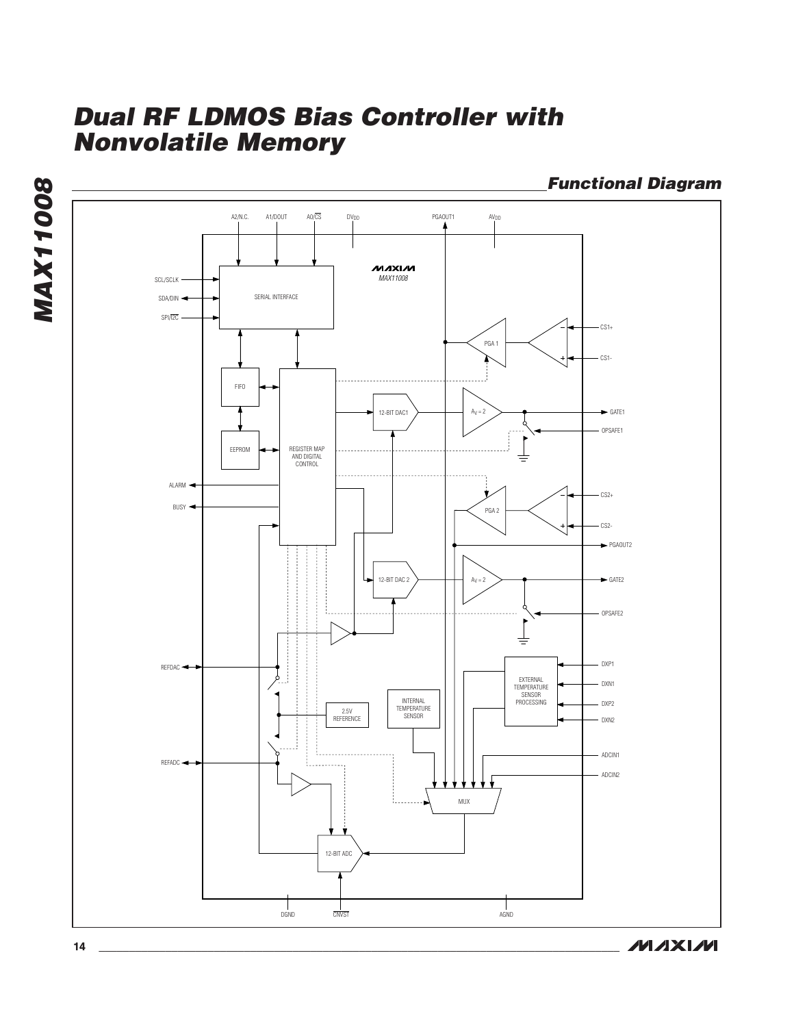## Functional Diagram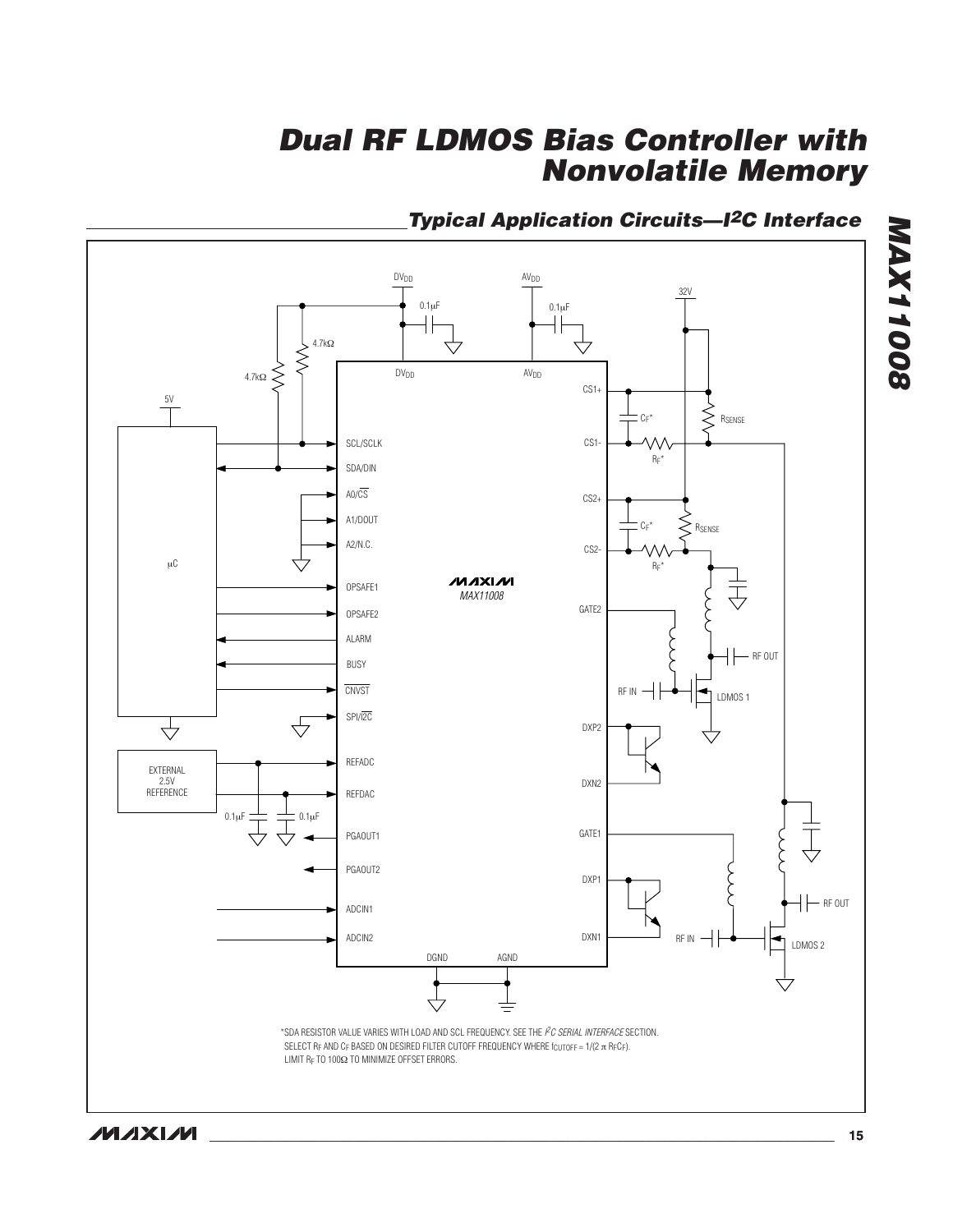## Typical Application Circuits—I2C Interface

*SDA RESISTOR VALUE VARIES WITH LOAD AND SCL FREQUENCY. SEE THE *I2C SERIAL INTERFACE* SECTION.
SELECT $R_F$ AND $C_F$ BASED ON DESIRED FILTER CUTOFF FREQUENCY WHERE $f_{CUTOFF} = 1/(2 \pi R_F C_F)$.
LIMIT $R_F$ TO 100Ω TO MINIMIZE OFFSET ERRORS.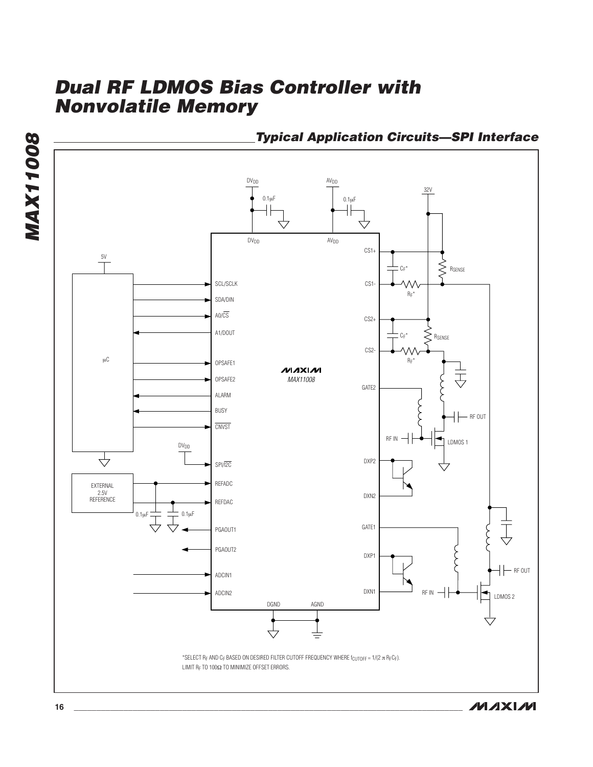## Typical Application Circuits—SPI Interface

*SELECT $R_F$ AND $C_F$ BASED ON DESIRED FILTER CUTOFF FREQUENCY WHERE $f_{CUTOFF} = 1/(2 \pi R_F C_F)$.
LIMIT $R_F$ TO 100Ω TO MINIMIZE OFFSET ERRORS.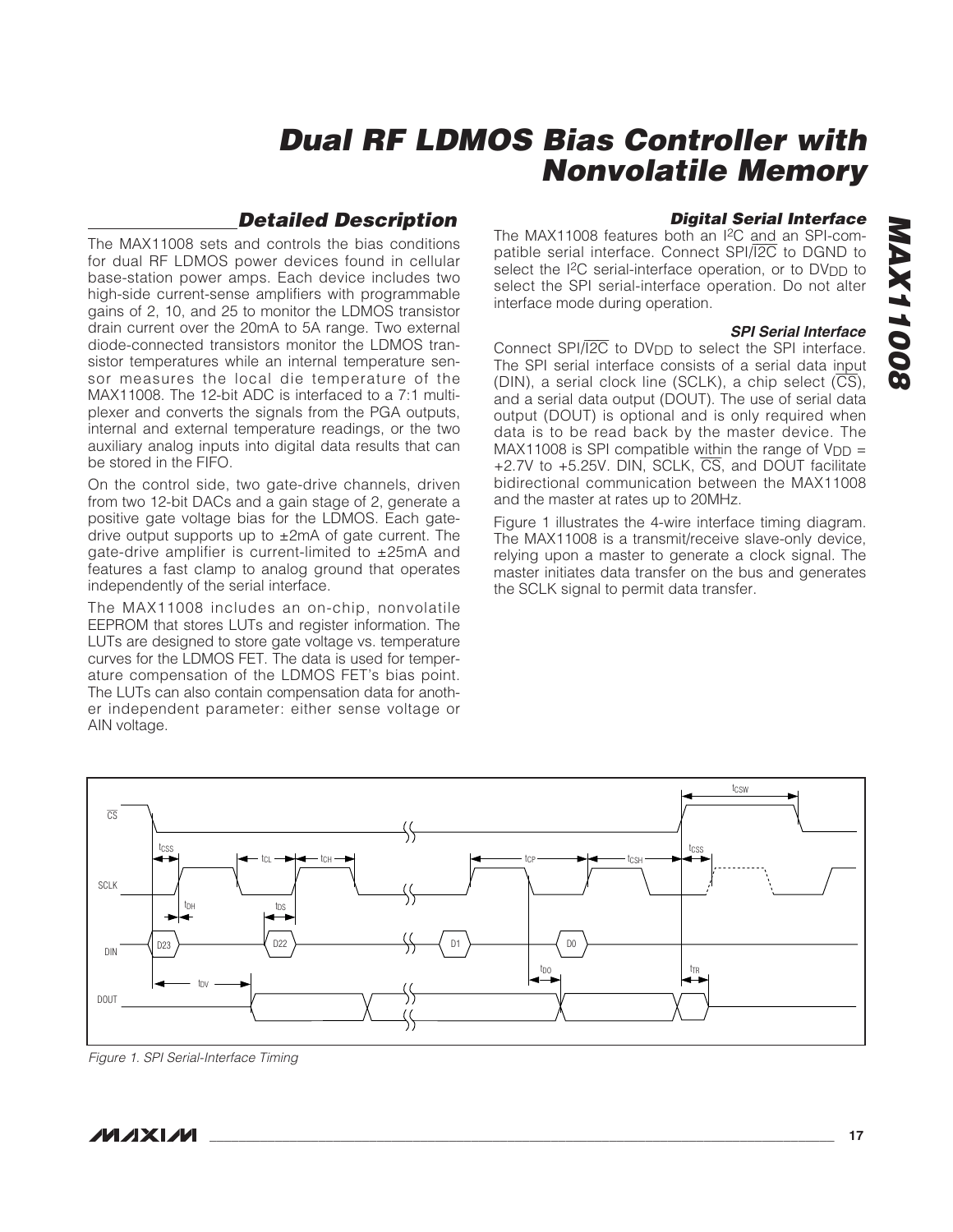## Detailed Description

The MAX11008 sets and controls the bias conditions for dual RF LDMOS power devices found in cellular base-station power amps. Each device includes two high-side current-sense amplifiers with programmable gains of 2, 10, and 25 to monitor the LDMOS transistor drain current over the 20mA to 5A range. Two external diode-connected transistors monitor the LDMOS transistor temperatures while an internal temperature sensor measures the local die temperature of the MAX11008. The 12-bit ADC is interfaced to a 7:1 multiplexer and converts the signals from the PGA outputs, internal and external temperature readings, or the two auxiliary analog inputs into digital data results that can be stored in the FIFO.

On the control side, two gate-drive channels, driven from two 12-bit DACs and a gain stage of 2, generate a positive gate voltage bias for the LDMOS. Each gate-drive output supports up to ±2mA of gate current. The gate-drive amplifier is current-limited to ±25mA and features a fast clamp to analog ground that operates independently of the serial interface.

The MAX11008 includes an on-chip, nonvolatile EEPROM that stores LUTs and register information. The LUTs are designed to store gate voltage vs. temperature curves for the LDMOS FET. The data is used for temperature compensation of the LDMOS FET's bias point. The LUTs can also contain compensation data for another independent parameter: either sense voltage or AIN voltage.

### Digital Serial Interface

The MAX11008 features both an I²C and an SPI-compatible serial interface. Connect SPI/$\overline{\text{I2C}}$ to DGND to select the I²C serial-interface operation, or to $DV_{DD}$ to select the SPI serial-interface operation. Do not alter interface mode during operation.

#### SPI Serial Interface

Connect SPI/$\overline{\text{I2C}}$ to $DV_{DD}$ to select the SPI interface. The SPI serial interface consists of a serial data input (DIN), a serial clock line (SCLK), a chip select ($\overline{\text{CS}}$), and a serial data output (DOUT). The use of serial data output (DOUT) is optional and is only required when data is to be read back by the master device. The MAX11008 is SPI compatible within the range of $V_{DD}$ = +2.7V to +5.25V. DIN, SCLK, $\overline{\text{CS}}$, and DOUT facilitate bidirectional communication between the MAX11008 and the master at rates up to 20MHz.

Figure 1 illustrates the 4-wire interface timing diagram. The MAX11008 is a transmit/receive slave-only device, relying upon a master to generate a clock signal. The master initiates data transfer on the bus and generates the SCLK signal to permit data transfer.

*Figure 1. SPI Serial-Interface Timing*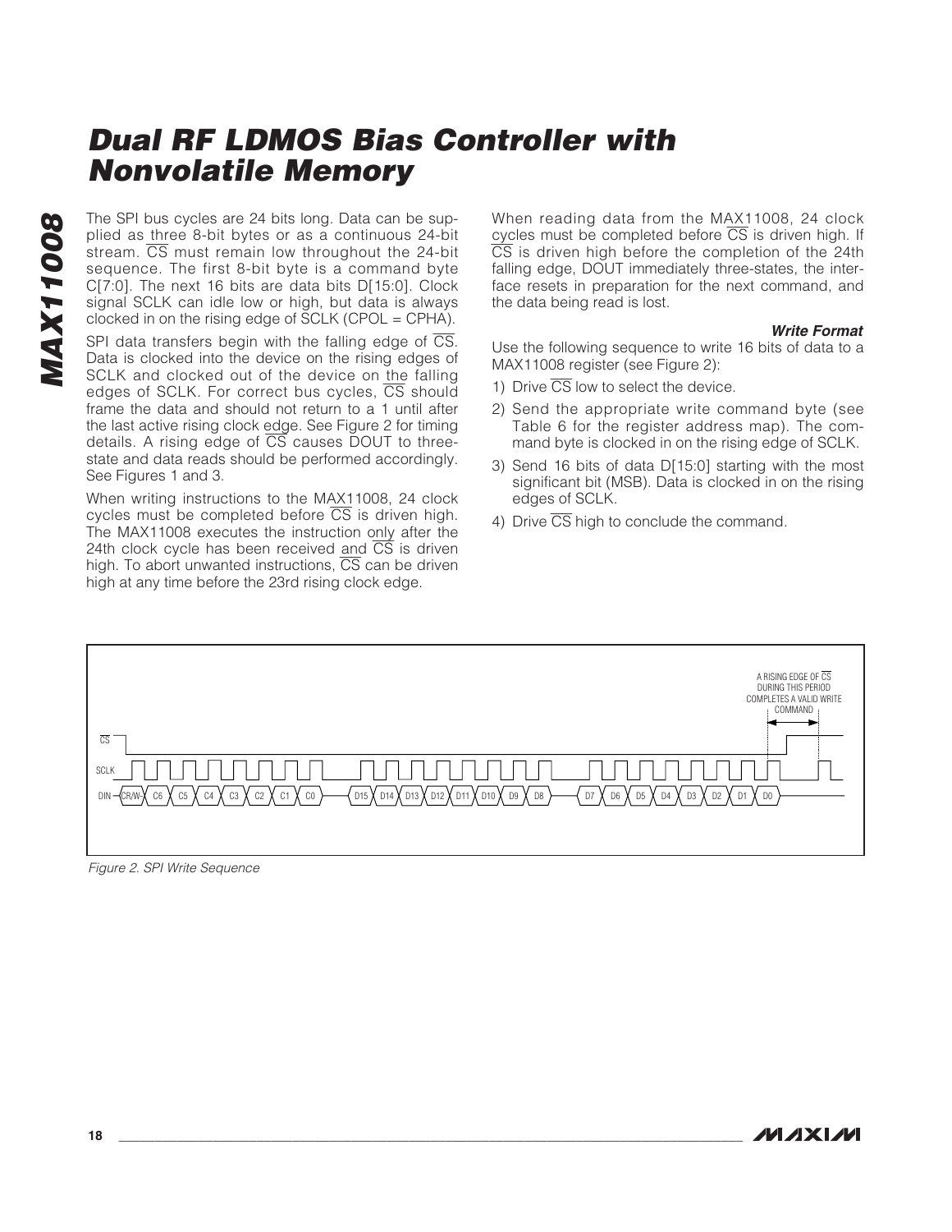# Dual RF LDMOS Bias Controller with Nonvolatile Memory

The SPI bus cycles are 24 bits long. Data can be supplied as three 8-bit bytes or as a continuous 24-bit stream. CS must remain low throughout the 24-bit sequence. The first 8-bit byte is a command byte C[7:0]. The next 16 bits are data bits D[15:0]. Clock signal SCLK can idle low or high, but data is always clocked in on the rising edge of SCLK (CPOL = CPHA).

SPI data transfers begin with the falling edge of CS. Data is clocked into the device on the rising edges of SCLK and clocked out of the device on the falling edges of SCLK. For correct bus cycles, CS should frame the data and should not return to a 1 until after the last active rising clock edge. See Figure 2 for timing details. A rising edge of CS causes DOUT to three-state and data reads should be performed accordingly. See Figures 1 and 3.

When writing instructions to the MAX11008, 24 clock cycles must be completed before CS is driven high. The MAX11008 executes the instruction only after the 24th clock cycle has been received and CS is driven high. To abort unwanted instructions, CS can be driven high at any time before the 23rd rising clock edge.

When reading data from the MAX11008, 24 clock cycles must be completed before CS is driven high. If CS is driven high before the completion of the 24th falling edge, DOUT immediately three-states, the interface resets in preparation for the next command, and the data being read is lost.

### Write Format

Use the following sequence to write 16 bits of data to a MAX11008 register (see Figure 2):

1) Drive CS low to select the device.
2) Send the appropriate write command byte (see Table 6 for the register address map). The command byte is clocked in on the rising edge of SCLK.
3) Send 16 bits of data D[15:0] starting with the most significant bit (MSB). Data is clocked in on the rising edges of SCLK.
4) Drive CS high to conclude the command.

A RISING EDGE OF CS DURING THIS PERIOD COMPLETES A VALID WRITE COMMAND

CS

SCLK

DIN — CR/W · C6 · C5 · C4 · C3 · C2 · C1 · C0 · D15 · D14 · D13 · D12 · D11 · D10 · D9 · D8 · D7 · D6 · D5 · D4 · D3 · D2 · D1 · D0

*Figure 2. SPI Write Sequence*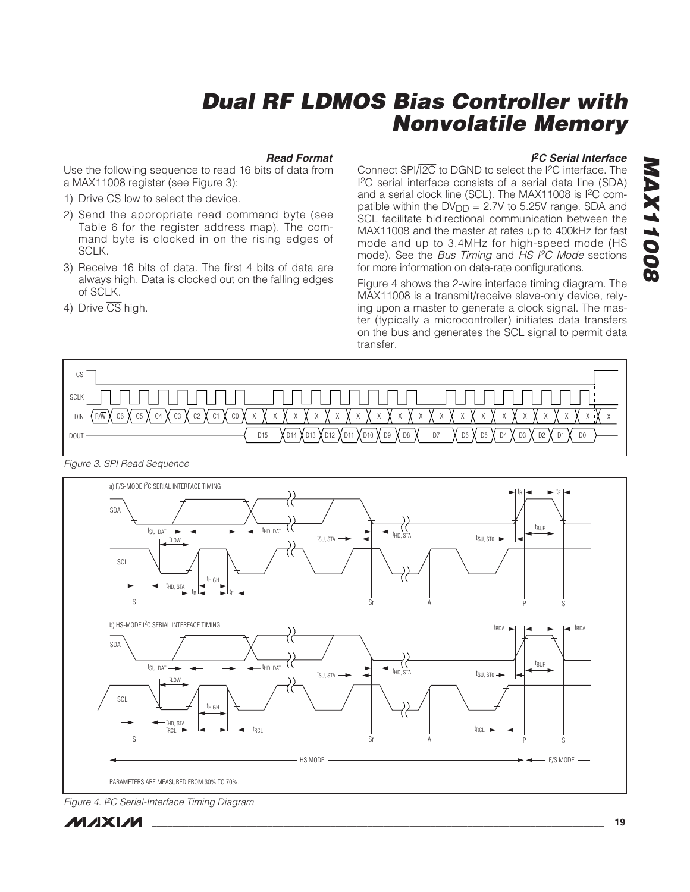### Read Format

Use the following sequence to read 16 bits of data from a MAX11008 register (see Figure 3):

1) Drive $\overline{CS}$ low to select the device.
2) Send the appropriate read command byte (see Table 6 for the register address map). The command byte is clocked in on the rising edges of SCLK.
3) Receive 16 bits of data. The first 4 bits of data are always high. Data is clocked out on the falling edges of SCLK.
4) Drive $\overline{CS}$ high.

### I²C Serial Interface

Connect SPI/$\overline{I2C}$ to DGND to select the I²C interface. The I²C serial interface consists of a serial data line (SDA) and a serial clock line (SCL). The MAX11008 is I²C compatible within the $DV_{DD}$ = 2.7V to 5.25V range. SDA and SCL facilitate bidirectional communication between the MAX11008 and the master at rates up to 400kHz for fast mode and up to 3.4MHz for high-speed mode (HS mode). See the *Bus Timing* and *HS I²C Mode* sections for more information on data-rate configurations.

Figure 4 shows the 2-wire interface timing diagram. The MAX11008 is a transmit/receive slave-only device, relying upon a master to generate a clock signal. The master (typically a microcontroller) initiates data transfers on the bus and generates the SCL signal to permit data transfer.

*Figure 3. SPI Read Sequence*

*Figure 4. I²C Serial-Interface Timing Diagram*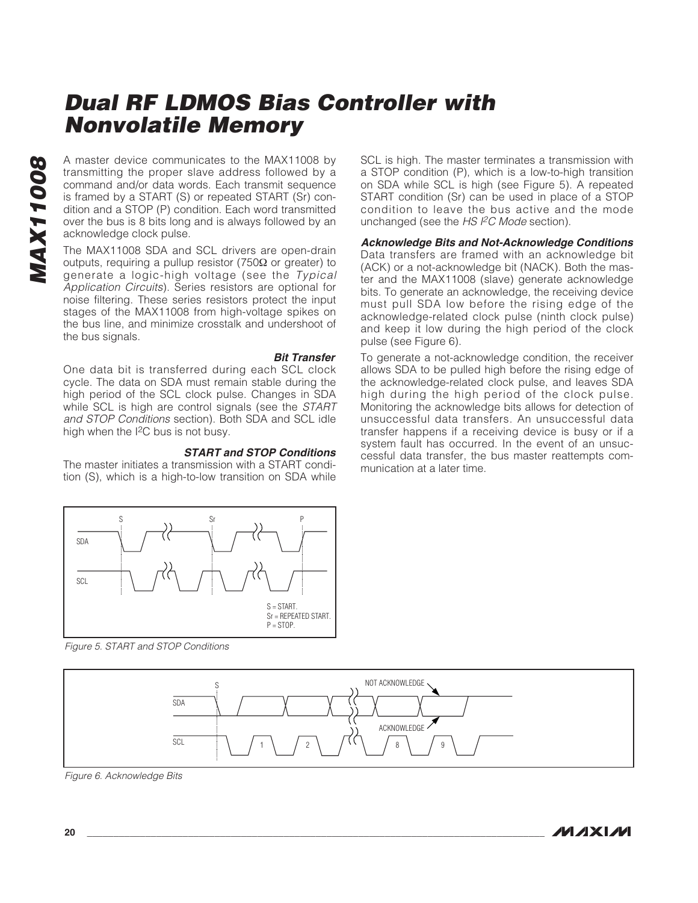A master device communicates to the MAX11008 by transmitting the proper slave address followed by a command and/or data words. Each transmit sequence is framed by a START (S) or repeated START (Sr) condition and a STOP (P) condition. Each word transmitted over the bus is 8 bits long and is always followed by an acknowledge clock pulse.

The MAX11008 SDA and SCL drivers are open-drain outputs, requiring a pullup resistor (750Ω or greater) to generate a logic-high voltage (see the *Typical Application Circuits*). Series resistors are optional for noise filtering. These series resistors protect the input stages of the MAX11008 from high-voltage spikes on the bus line, and minimize crosstalk and undershoot of the bus signals.

#### *Bit Transfer*

One data bit is transferred during each SCL clock cycle. The data on SDA must remain stable during the high period of the SCL clock pulse. Changes in SDA while SCL is high are control signals (see the *START and STOP Conditions* section). Both SDA and SCL idle high when the I²C bus is not busy.

#### *START and STOP Conditions*

The master initiates a transmission with a START condition (S), which is a high-to-low transition on SDA while SCL is high. The master terminates a transmission with a STOP condition (P), which is a low-to-high transition on SDA while SCL is high (see Figure 5). A repeated START condition (Sr) can be used in place of a STOP condition to leave the bus active and the mode unchanged (see the *HS I²C Mode* section).

#### *Acknowledge Bits and Not-Acknowledge Conditions*

Data transfers are framed with an acknowledge bit (ACK) or a not-acknowledge bit (NACK). Both the master and the MAX11008 (slave) generate acknowledge bits. To generate an acknowledge, the receiving device must pull SDA low before the rising edge of the acknowledge-related clock pulse (ninth clock pulse) and keep it low during the high period of the clock pulse (see Figure 6).

To generate a not-acknowledge condition, the receiver allows SDA to be pulled high before the rising edge of the acknowledge-related clock pulse, and leaves SDA high during the high period of the clock pulse. Monitoring the acknowledge bits allows for detection of unsuccessful data transfers. An unsuccessful data transfer happens if a receiving device is busy or if a system fault has occurred. In the event of an unsuccessful data transfer, the bus master reattempts communication at a later time.

S = START.
Sr = REPEATED START.
P = STOP.

*Figure 5. START and STOP Conditions*

*Figure 6. Acknowledge Bits*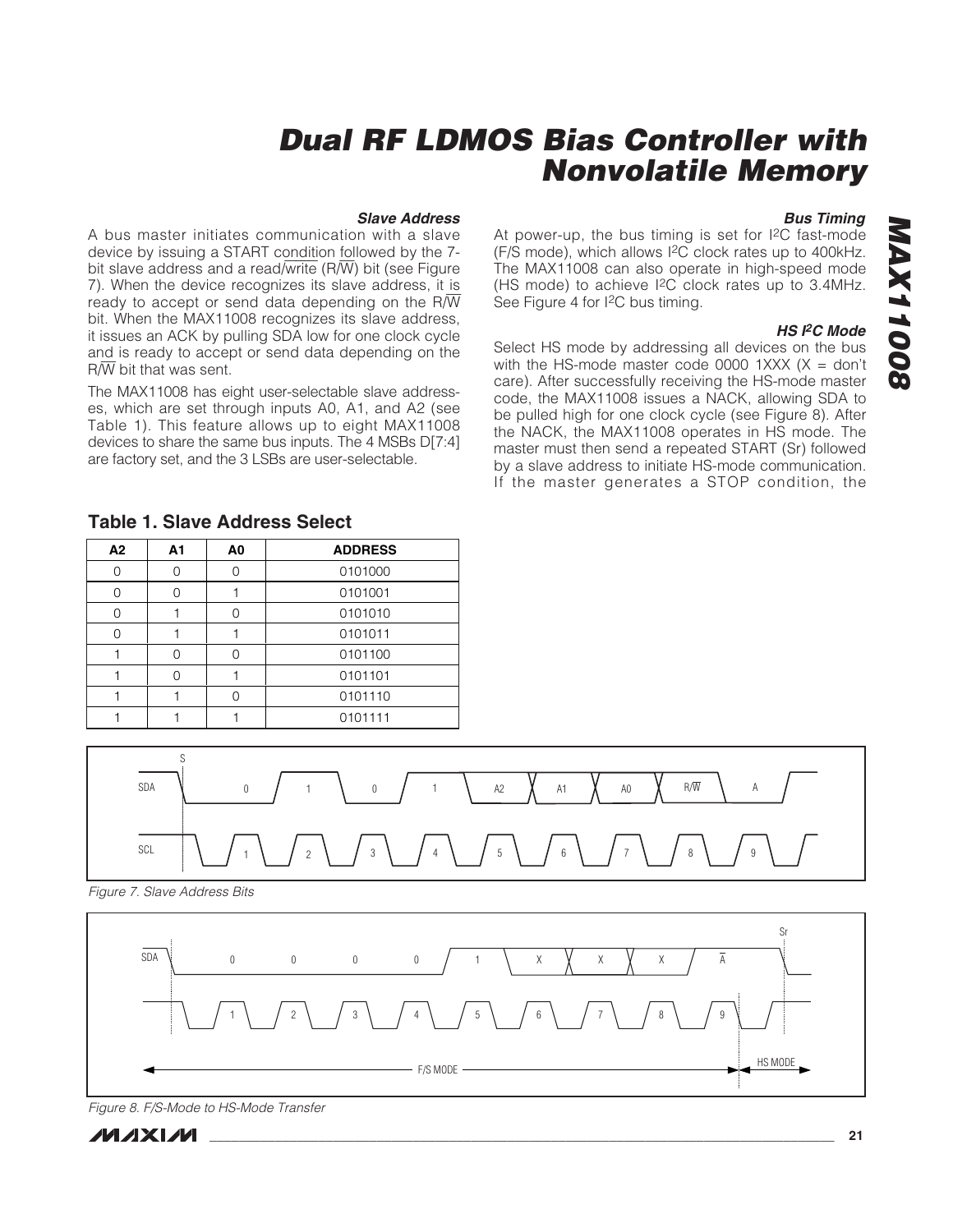### Slave Address

A bus master initiates communication with a slave device by issuing a START condition followed by the 7-bit slave address and a read/write (R/$\overline{W}$) bit (see Figure 7). When the device recognizes its slave address, it is ready to accept or send data depending on the R/$\overline{W}$ bit. When the MAX11008 recognizes its slave address, it issues an ACK by pulling SDA low for one clock cycle and is ready to accept or send data depending on the R/$\overline{W}$ bit that was sent.

The MAX11008 has eight user-selectable slave addresses, which are set through inputs A0, A1, and A2 (see Table 1). This feature allows up to eight MAX11008 devices to share the same bus inputs. The 4 MSBs D[7:4] are factory set, and the 3 LSBs are user-selectable.

**Table 1. Slave Address Select**

| A2 | A1 | A0 | ADDRESS |
|---|---|---|---|
| 0 | 0 | 0 | 0101000 |
| 0 | 0 | 1 | 0101001 |
| 0 | 1 | 0 | 0101010 |
| 0 | 1 | 1 | 0101011 |
| 1 | 0 | 0 | 0101100 |
| 1 | 0 | 1 | 0101101 |
| 1 | 1 | 0 | 0101110 |
| 1 | 1 | 1 | 0101111 |

### Bus Timing

At power-up, the bus timing is set for I²C fast-mode (F/S mode), which allows I²C clock rates up to 400kHz. The MAX11008 can also operate in high-speed mode (HS mode) to achieve I²C clock rates up to 3.4MHz. See Figure 4 for I²C bus timing.

### HS I²C Mode

Select HS mode by addressing all devices on the bus with the HS-mode master code 0000 1XXX (X = don't care). After successfully receiving the HS-mode master code, the MAX11008 issues a NACK, allowing SDA to be pulled high for one clock cycle (see Figure 8). After the NACK, the MAX11008 operates in HS mode. The master must then send a repeated START (Sr) followed by a slave address to initiate HS-mode communication. If the master generates a STOP condition, the

*Figure 7. Slave Address Bits*

*Figure 8. F/S-Mode to HS-Mode Transfer*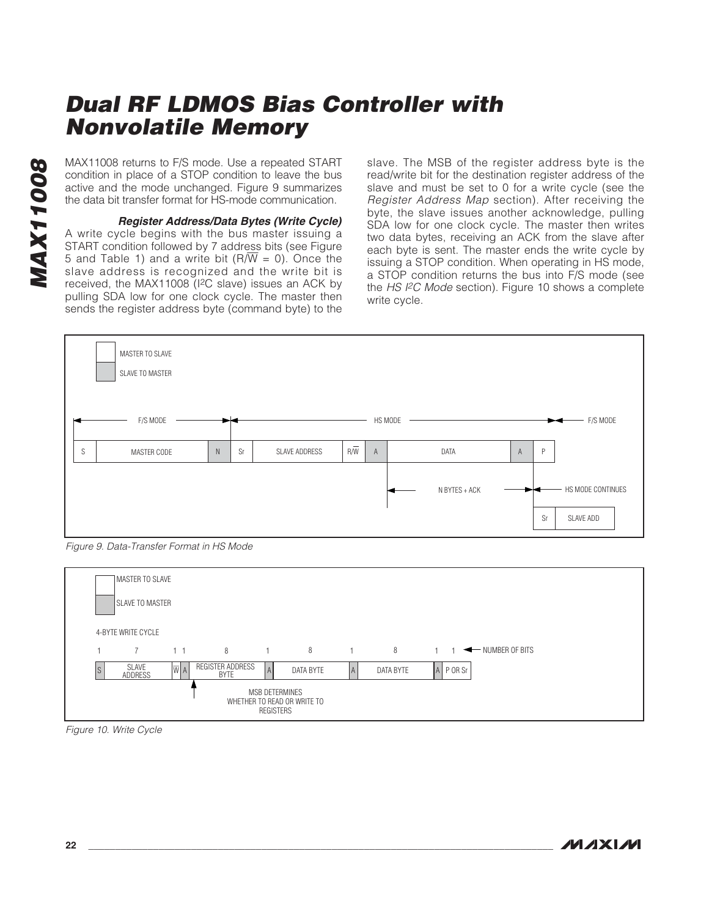MAX11008 returns to F/S mode. Use a repeated START condition in place of a STOP condition to leave the bus active and the mode unchanged. Figure 9 summarizes the data bit transfer format for HS-mode communication.

### *Register Address/Data Bytes (Write Cycle)*

A write cycle begins with the bus master issuing a START condition followed by 7 address bits (see Figure 5 and Table 1) and a write bit (R/$\overline{W}$ = 0). Once the slave address is recognized and the write bit is received, the MAX11008 (I²C slave) issues an ACK by pulling SDA low for one clock cycle. The master then sends the register address byte (command byte) to the slave. The MSB of the register address byte is the read/write bit for the destination register address of the slave and must be set to 0 for a write cycle (see the *Register Address Map* section). After receiving the byte, the slave issues another acknowledge, pulling SDA low for one clock cycle. The master then writes two data bytes, receiving an ACK from the slave after each byte is sent. The master ends the write cycle by issuing a STOP condition. When operating in HS mode, a STOP condition returns the bus into F/S mode (see the *HS I²C Mode* section). Figure 10 shows a complete write cycle.

MASTER TO SLAVE

SLAVE TO MASTER

F/S MODE | HS MODE | F/S MODE

| S | MASTER CODE | N | Sr | SLAVE ADDRESS | R/$\overline{W}$ | A | DATA | A | P |
|---|---|---|---|---|---|---|---|---|---|

N BYTES + ACK — HS MODE CONTINUES

| Sr | SLAVE ADD |
|---|---|

*Figure 9. Data-Transfer Format in HS Mode*

MASTER TO SLAVE

SLAVE TO MASTER

4-BYTE WRITE CYCLE

| 1 | 7 | 1 | 1 | 8 | 1 | 8 | 1 | 8 | 1 | 1 | ← NUMBER OF BITS |
|---|---|---|---|---|---|---|---|---|---|---|---|
| S | SLAVE ADDRESS | $\overline{W}$ | A | REGISTER ADDRESS BYTE | A | DATA BYTE | A | DATA BYTE | A | P OR Sr | |

MSB DETERMINES WHETHER TO READ OR WRITE TO REGISTERS

*Figure 10. Write Cycle*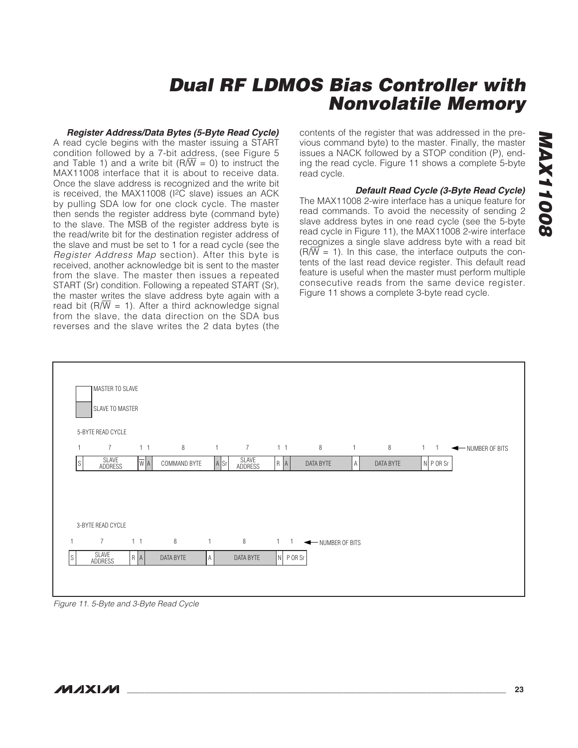#### *Register Address/Data Bytes (5-Byte Read Cycle)*

A read cycle begins with the master issuing a START condition followed by a 7-bit address, (see Figure 5 and Table 1) and a write bit ($R/\overline{W}$ = 0) to instruct the MAX11008 interface that it is about to receive data. Once the slave address is recognized and the write bit is received, the MAX11008 (I²C slave) issues an ACK by pulling SDA low for one clock cycle. The master then sends the register address byte (command byte) to the slave. The MSB of the register address byte is the read/write bit for the destination register address of the slave and must be set to 1 for a read cycle (see the *Register Address Map* section). After this byte is received, another acknowledge bit is sent to the master from the slave. The master then issues a repeated START (Sr) condition. Following a repeated START (Sr), the master writes the slave address byte again with a read bit ($R/\overline{W}$ = 1). After a third acknowledge signal from the slave, the data direction on the SDA bus reverses and the slave writes the 2 data bytes (the contents of the register that was addressed in the previous command byte) to the master. Finally, the master issues a NACK followed by a STOP condition (P), ending the read cycle. Figure 11 shows a complete 5-byte read cycle.

#### *Default Read Cycle (3-Byte Read Cycle)*

The MAX11008 2-wire interface has a unique feature for read commands. To avoid the necessity of sending 2 slave address bytes in one read cycle (see the 5-byte read cycle in Figure 11), the MAX11008 2-wire interface recognizes a single slave address byte with a read bit ($R/\overline{W}$ = 1). In this case, the interface outputs the contents of the last read device register. This default read feature is useful when the master must perform multiple consecutive reads from the same device register. Figure 11 shows a complete 3-byte read cycle.

MASTER TO SLAVE
SLAVE TO MASTER

5-BYTE READ CYCLE

| 1 | 7 | 1 | 1 | 8 | 1 | 1 | 7 | 1 | 1 | 8 | 1 | 8 | 1 | 1 | ← NUMBER OF BITS |
|---|---|---|---|---|---|---|---|---|---|---|---|---|---|---|---|
| S | SLAVE ADDRESS | $\overline{W}$ | A | COMMAND BYTE | A | Sr | SLAVE ADDRESS | R | A | DATA BYTE | A | DATA BYTE | N | P OR Sr | |

3-BYTE READ CYCLE

| 1 | 7 | 1 | 1 | 8 | 1 | 8 | 1 | 1 | ← NUMBER OF BITS |
|---|---|---|---|---|---|---|---|---|---|
| S | SLAVE ADDRESS | R | A | DATA BYTE | A | DATA BYTE | N | P OR Sr | |

*Figure 11. 5-Byte and 3-Byte Read Cycle*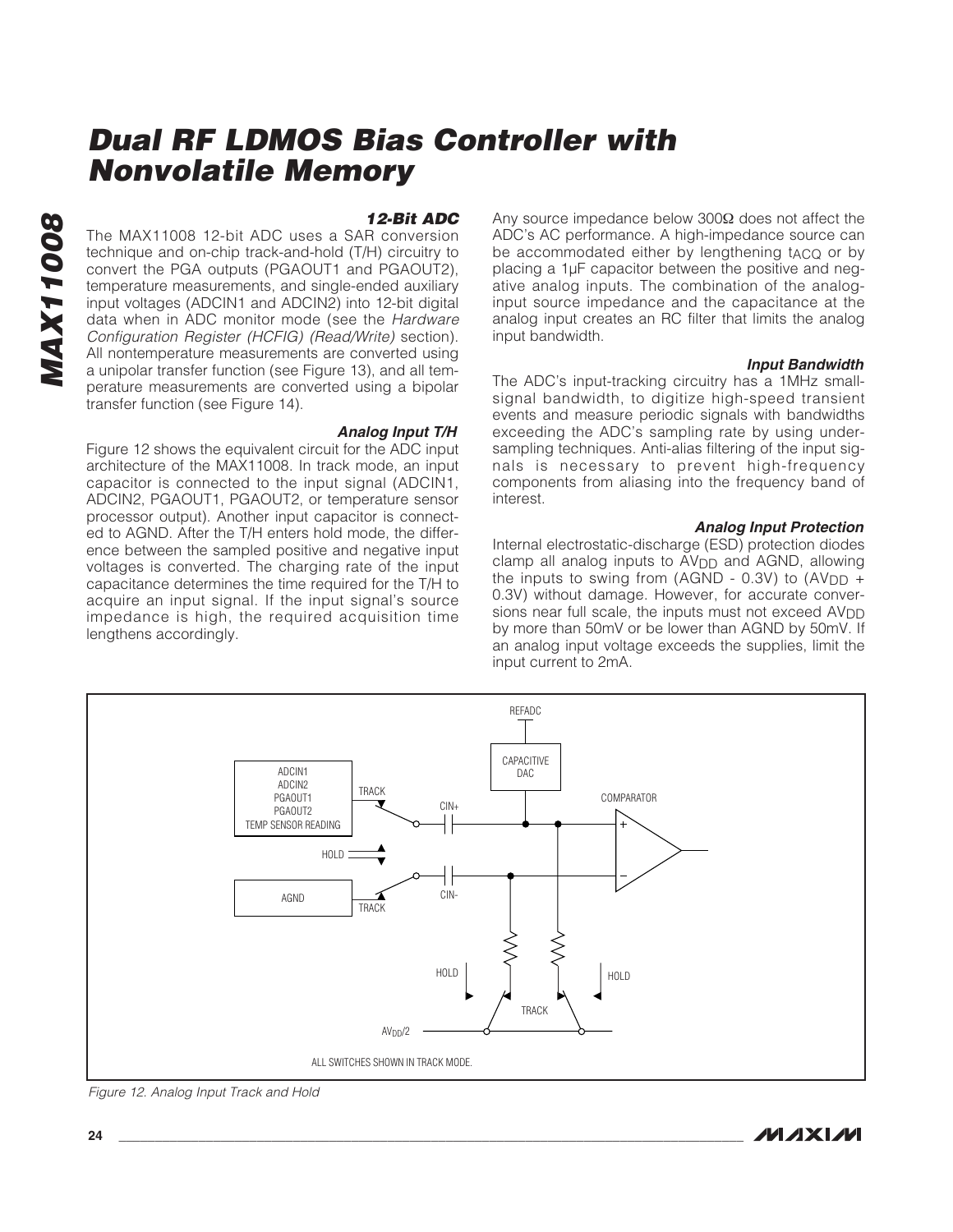### 12-Bit ADC

The MAX11008 12-bit ADC uses a SAR conversion technique and on-chip track-and-hold (T/H) circuitry to convert the PGA outputs (PGAOUT1 and PGAOUT2), temperature measurements, and single-ended auxiliary input voltages (ADCIN1 and ADCIN2) into 12-bit digital data when in ADC monitor mode (see the *Hardware Configuration Register (HCFIG) (Read/Write)* section). All nontemperature measurements are converted using a unipolar transfer function (see Figure 13), and all temperature measurements are converted using a bipolar transfer function (see Figure 14).

#### Analog Input T/H

Figure 12 shows the equivalent circuit for the ADC input architecture of the MAX11008. In track mode, an input capacitor is connected to the input signal (ADCIN1, ADCIN2, PGAOUT1, PGAOUT2, or temperature sensor processor output). Another input capacitor is connected to AGND. After the T/H enters hold mode, the difference between the sampled positive and negative input voltages is converted. The charging rate of the input capacitance determines the time required for the T/H to acquire an input signal. If the input signal's source impedance is high, the required acquisition time lengthens accordingly.

Any source impedance below 300Ω does not affect the ADC's AC performance. A high-impedance source can be accommodated either by lengthening $t_{ACQ}$ or by placing a 1µF capacitor between the positive and negative analog inputs. The combination of the analog-input source impedance and the capacitance at the analog input creates an RC filter that limits the analog input bandwidth.

#### Input Bandwidth

The ADC's input-tracking circuitry has a 1MHz small-signal bandwidth, to digitize high-speed transient events and measure periodic signals with bandwidths exceeding the ADC's sampling rate by using undersampling techniques. Anti-alias filtering of the input signals is necessary to prevent high-frequency components from aliasing into the frequency band of interest.

#### Analog Input Protection

Internal electrostatic-discharge (ESD) protection diodes clamp all analog inputs to $AV_{DD}$ and AGND, allowing the inputs to swing from (AGND - 0.3V) to ($AV_{DD}$ + 0.3V) without damage. However, for accurate conversions near full scale, the inputs must not exceed $AV_{DD}$ by more than 50mV or be lower than AGND by 50mV. If an analog input voltage exceeds the supplies, limit the input current to 2mA.

Figure 12. Analog Input Track and Hold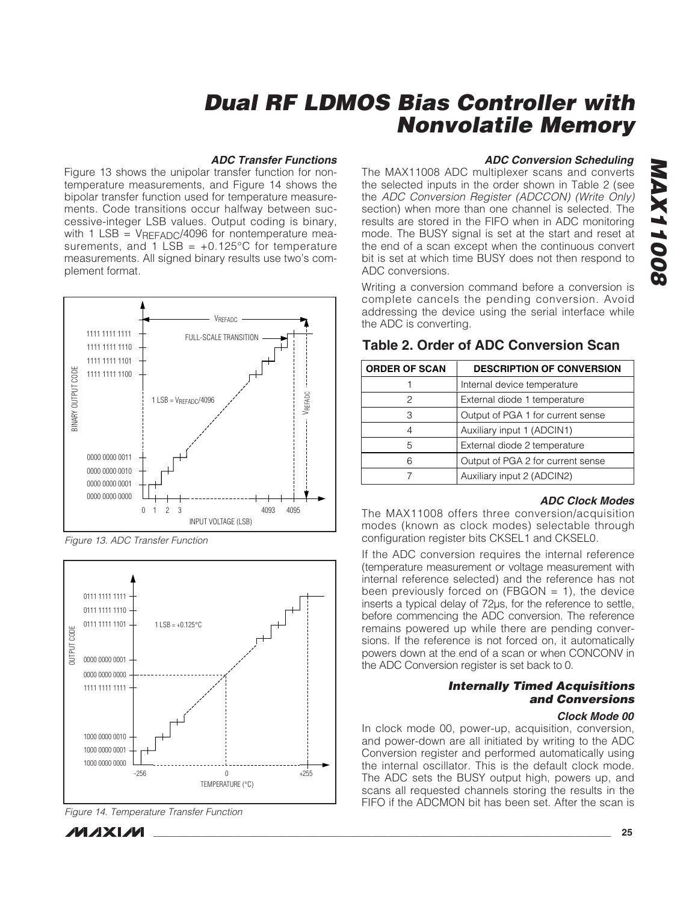#### ADC Transfer Functions

Figure 13 shows the unipolar transfer function for nontemperature measurements, and Figure 14 shows the bipolar transfer function used for temperature measurements. Code transitions occur halfway between successive-integer LSB values. Output coding is binary, with 1 LSB = $V_{REFADC}$/4096 for nontemperature measurements, and 1 LSB = +0.125°C for temperature measurements. All signed binary results use two's complement format.

Figure 13. ADC Transfer Function

Figure 14. Temperature Transfer Function

#### ADC Conversion Scheduling

The MAX11008 ADC multiplexer scans and converts the selected inputs in the order shown in Table 2 (see the *ADC Conversion Register (ADCCON) (Write Only)* section) when more than one channel is selected. The results are stored in the FIFO when in ADC monitoring mode. The BUSY signal is set at the start and reset at the end of a scan except when the continuous convert bit is set at which time BUSY does not then respond to ADC conversions.

Writing a conversion command before a conversion is complete cancels the pending conversion. Avoid addressing the device using the serial interface while the ADC is converting.

## Table 2. Order of ADC Conversion Scan

| ORDER OF SCAN | DESCRIPTION OF CONVERSION |
|---|---|
| 1 | Internal device temperature |
| 2 | External diode 1 temperature |
| 3 | Output of PGA 1 for current sense |
| 4 | Auxiliary input 1 (ADCIN1) |
| 5 | External diode 2 temperature |
| 6 | Output of PGA 2 for current sense |
| 7 | Auxiliary input 2 (ADCIN2) |

#### ADC Clock Modes

The MAX11008 offers three conversion/acquisition modes (known as clock modes) selectable through configuration register bits CKSEL1 and CKSEL0.

If the ADC conversion requires the internal reference (temperature measurement or voltage measurement with internal reference selected) and the reference has not been previously forced on (FBGON = 1), the device inserts a typical delay of 72µs, for the reference to settle, before commencing the ADC conversion. The reference remains powered up while there are pending conversions. If the reference is not forced on, it automatically powers down at the end of a scan or when CONCONV in the ADC Conversion register is set back to 0.

#### Internally Timed Acquisitions and Conversions

##### Clock Mode 00

In clock mode 00, power-up, acquisition, conversion, and power-down are all initiated by writing to the ADC Conversion register and performed automatically using the internal oscillator. This is the default clock mode. The ADC sets the BUSY output high, powers up, and scans all requested channels storing the results in the FIFO if the ADCMON bit has been set. After the scan is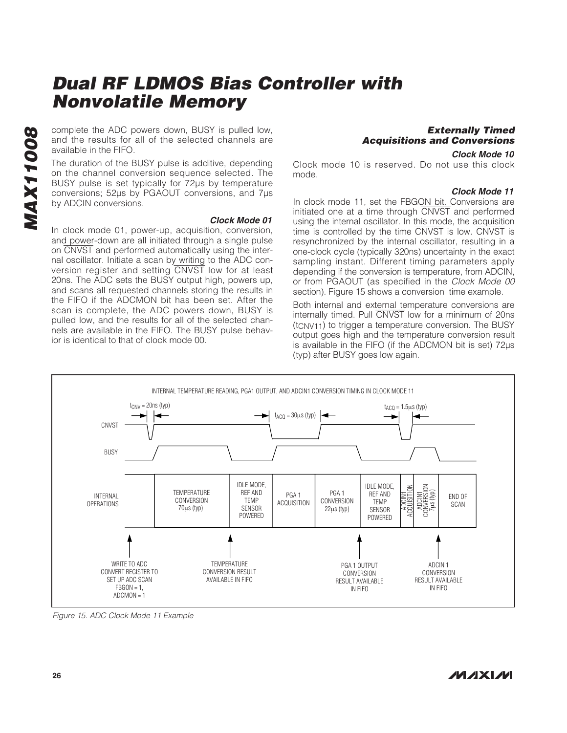complete the ADC powers down, BUSY is pulled low, and the results for all of the selected channels are available in the FIFO.

The duration of the BUSY pulse is additive, depending on the channel conversion sequence selected. The BUSY pulse is set typically for 72µs by temperature conversions; 52µs by PGAOUT conversions, and 7µs by ADCIN conversions.

#### Clock Mode 01

In clock mode 01, power-up, acquisition, conversion, and power-down are all initiated through a single pulse on CNVST and performed automatically using the internal oscillator. Initiate a scan by writing to the ADC conversion register and setting CNVST low for at least 20ns. The ADC sets the BUSY output high, powers up, and scans all requested channels storing the results in the FIFO if the ADCMON bit has been set. After the scan is complete, the ADC powers down, BUSY is pulled low, and the results for all of the selected channels are available in the FIFO. The BUSY pulse behavior is identical to that of clock mode 00.

### Externally Timed Acquisitions and Conversions

#### Clock Mode 10

Clock mode 10 is reserved. Do not use this clock mode.

#### Clock Mode 11

In clock mode 11, set the FBGON bit. Conversions are initiated one at a time through CNVST and performed using the internal oscillator. In this mode, the acquisition time is controlled by the time CNVST is low. CNVST is resynchronized by the internal oscillator, resulting in a one-clock cycle (typically 320ns) uncertainty in the exact sampling instant. Different timing parameters apply depending if the conversion is temperature, from ADCIN, or from PGAOUT (as specified in the *Clock Mode 00* section). Figure 15 shows a conversion time example.

Both internal and external temperature conversions are internally timed. Pull CNVST low for a minimum of 20ns ($t_{CNV11}$) to trigger a temperature conversion. The BUSY output goes high and the temperature conversion result is available in the FIFO (if the ADCMON bit is set) 72µs (typ) after BUSY goes low again.

INTERNAL TEMPERATURE READING, PGA1 OUTPUT, AND ADCIN1 CONVERSION TIMING IN CLOCK MODE 11

$t_{CNV}$ = 20ns (typ) | $t_{ACQ}$ = 30µs (typ) | $t_{ACQ}$ = 1.5µs (typ)

CNVST | BUSY | INTERNAL OPERATIONS: TEMPERATURE CONVERSION 70µs (typ) | IDLE MODE, REF AND TEMP SENSOR POWERED | PGA 1 ACQUISITION | PGA 1 CONVERSION 22µs (typ) | IDLE MODE, REF AND TEMP SENSOR POWERED | ADCIN1 ACQUISITION | ADCIN1 CONVERSION 7µs (typ) | END OF SCAN

WRITE TO ADC CONVERT REGISTER TO SET UP ADC SCAN FBGON = 1, ADCMON = 1 | TEMPERATURE CONVERSION RESULT AVAILABLE IN FIFO | PGA 1 OUTPUT CONVERSION RESULT AVAILABLE IN FIFO | ADCIN 1 CONVERSION RESULT AVAILABLE IN FIFO

*Figure 15. ADC Clock Mode 11 Example*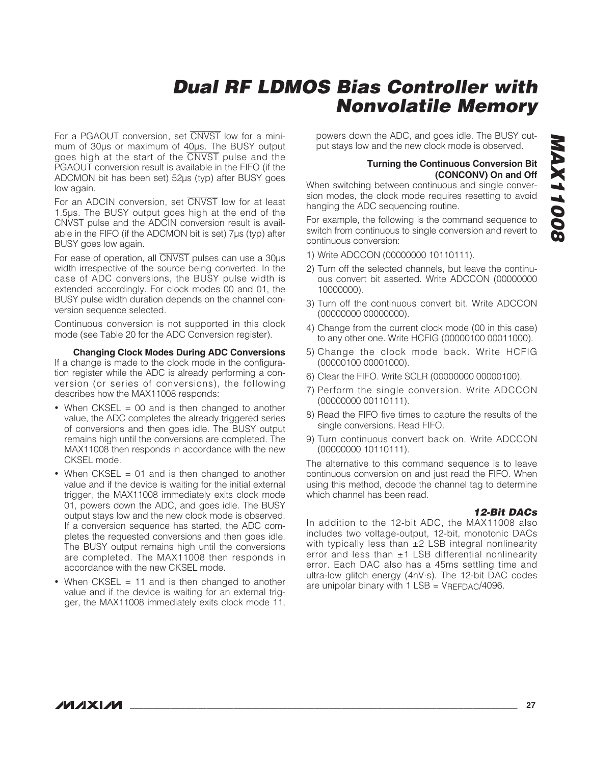For a PGAOUT conversion, set $\overline{CNVST}$ low for a minimum of 30μs or maximum of 40μs. The BUSY output goes high at the start of the $\overline{CNVST}$ pulse and the PGAOUT conversion result is available in the FIFO (if the ADCMON bit has been set) 52μs (typ) after BUSY goes low again.

For an ADCIN conversion, set $\overline{CNVST}$ low for at least 1.5μs. The BUSY output goes high at the end of the $\overline{CNVST}$ pulse and the ADCIN conversion result is available in the FIFO (if the ADCMON bit is set) 7μs (typ) after BUSY goes low again.

For ease of operation, all $\overline{CNVST}$ pulses can use a 30μs width irrespective of the source being converted. In the case of ADC conversions, the BUSY pulse width is extended accordingly. For clock modes 00 and 01, the BUSY pulse width duration depends on the channel conversion sequence selected.

Continuous conversion is not supported in this clock mode (see Table 20 for the ADC Conversion register).

#### Changing Clock Modes During ADC Conversions

If a change is made to the clock mode in the configuration register while the ADC is already performing a conversion (or series of conversions), the following describes how the MAX11008 responds:

- When CKSEL = 00 and is then changed to another value, the ADC completes the already triggered series of conversions and then goes idle. The BUSY output remains high until the conversions are completed. The MAX11008 then responds in accordance with the new CKSEL mode.
- When CKSEL = 01 and is then changed to another value and if the device is waiting for the initial external trigger, the MAX11008 immediately exits clock mode 01, powers down the ADC, and goes idle. The BUSY output stays low and the new clock mode is observed. If a conversion sequence has started, the ADC completes the requested conversions and then goes idle. The BUSY output remains high until the conversions are completed. The MAX11008 then responds in accordance with the new CKSEL mode.
- When CKSEL = 11 and is then changed to another value and if the device is waiting for an external trigger, the MAX11008 immediately exits clock mode 11, powers down the ADC, and goes idle. The BUSY output stays low and the new clock mode is observed.

#### Turning the Continuous Conversion Bit (CONCONV) On and Off

When switching between continuous and single conversion modes, the clock mode requires resetting to avoid hanging the ADC sequencing routine.

For example, the following is the command sequence to switch from continuous to single conversion and revert to continuous conversion:

1) Write ADCCON (00000000 10110111).
2) Turn off the selected channels, but leave the continuous convert bit asserted. Write ADCCON (00000000 10000000).
3) Turn off the continuous convert bit. Write ADCCON (00000000 00000000).
4) Change from the current clock mode (00 in this case) to any other one. Write HCFIG (00000100 00011000).
5) Change the clock mode back. Write HCFIG (00000100 00001000).
6) Clear the FIFO. Write SCLR (00000000 00000100).
7) Perform the single conversion. Write ADCCON (00000000 00110111).
8) Read the FIFO five times to capture the results of the single conversions. Read FIFO.
9) Turn continuous convert back on. Write ADCCON (00000000 10110111).

The alternative to this command sequence is to leave continuous conversion on and just read the FIFO. When using this method, decode the channel tag to determine which channel has been read.

### 12-Bit DACs

In addition to the 12-bit ADC, the MAX11008 also includes two voltage-output, 12-bit, monotonic DACs with typically less than ±2 LSB integral nonlinearity error and less than ±1 LSB differential nonlinearity error. Each DAC also has a 45ms settling time and ultra-low glitch energy (4nV·s). The 12-bit DAC codes are unipolar binary with 1 LSB = $V_{REFDAC}$/4096.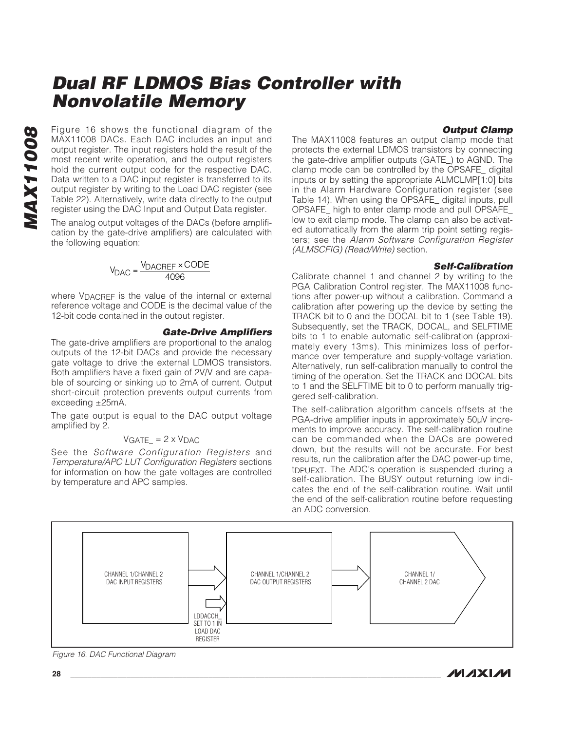Figure 16 shows the functional diagram of the MAX11008 DACs. Each DAC includes an input and output register. The input registers hold the result of the most recent write operation, and the output registers hold the current output code for the respective DAC. Data written to a DAC input register is transferred to its output register by writing to the Load DAC register (see Table 22). Alternatively, write data directly to the output register using the DAC Input and Output Data register.

The analog output voltages of the DACs (before amplification by the gate-drive amplifiers) are calculated with the following equation:

$$V_{DAC} = \frac{V_{DACREF} \times CODE}{4096}$$

where $V_{DACREF}$ is the value of the internal or external reference voltage and CODE is the decimal value of the 12-bit code contained in the output register.

### Gate-Drive Amplifiers

The gate-drive amplifiers are proportional to the analog outputs of the 12-bit DACs and provide the necessary gate voltage to drive the external LDMOS transistors. Both amplifiers have a fixed gain of 2V/V and are capable of sourcing or sinking up to 2mA of current. Output short-circuit protection prevents output currents from exceeding ±25mA.

The gate output is equal to the DAC output voltage amplified by 2.

$$V_{GATE\_} = 2 \times V_{DAC}$$

See the *Software Configuration Registers* and *Temperature/APC LUT Configuration Registers* sections for information on how the gate voltages are controlled by temperature and APC samples.

### Output Clamp

The MAX11008 features an output clamp mode that protects the external LDMOS transistors by connecting the gate-drive amplifier outputs (GATE_) to AGND. The clamp mode can be controlled by the OPSAFE_ digital inputs or by setting the appropriate ALMCLMP[1:0] bits in the Alarm Hardware Configuration register (see Table 14). When using the OPSAFE_ digital inputs, pull OPSAFE_ high to enter clamp mode and pull OPSAFE_ low to exit clamp mode. The clamp can also be activated automatically from the alarm trip point setting registers; see the *Alarm Software Configuration Register (ALMSCFIG) (Read/Write)* section.

### Self-Calibration

Calibrate channel 1 and channel 2 by writing to the PGA Calibration Control register. The MAX11008 functions after power-up without a calibration. Command a calibration after powering up the device by setting the TRACK bit to 0 and the DOCAL bit to 1 (see Table 19). Subsequently, set the TRACK, DOCAL, and SELFTIME bits to 1 to enable automatic self-calibration (approximately every 13ms). This minimizes loss of performance over temperature and supply-voltage variation. Alternatively, run self-calibration manually to control the timing of the operation. Set the TRACK and DOCAL bits to 1 and the SELFTIME bit to 0 to perform manually triggered self-calibration.

The self-calibration algorithm cancels offsets at the PGA-drive amplifier inputs in approximately 50µV increments to improve accuracy. The self-calibration routine can be commanded when the DACs are powered down, but the results will not be accurate. For best results, run the calibration after the DAC power-up time, $t_{DPUEXT}$. The ADC's operation is suspended during a self-calibration. The BUSY output returning low indicates the end of the self-calibration routine. Wait until the end of the self-calibration routine before requesting an ADC conversion.

CHANNEL 1/CHANNEL 2 DAC INPUT REGISTERS → CHANNEL 1/CHANNEL 2 DAC OUTPUT REGISTERS → CHANNEL 1/CHANNEL 2 DAC

LDDACCH_ SET TO 1 IN LOAD DAC REGISTER

*Figure 16. DAC Functional Diagram*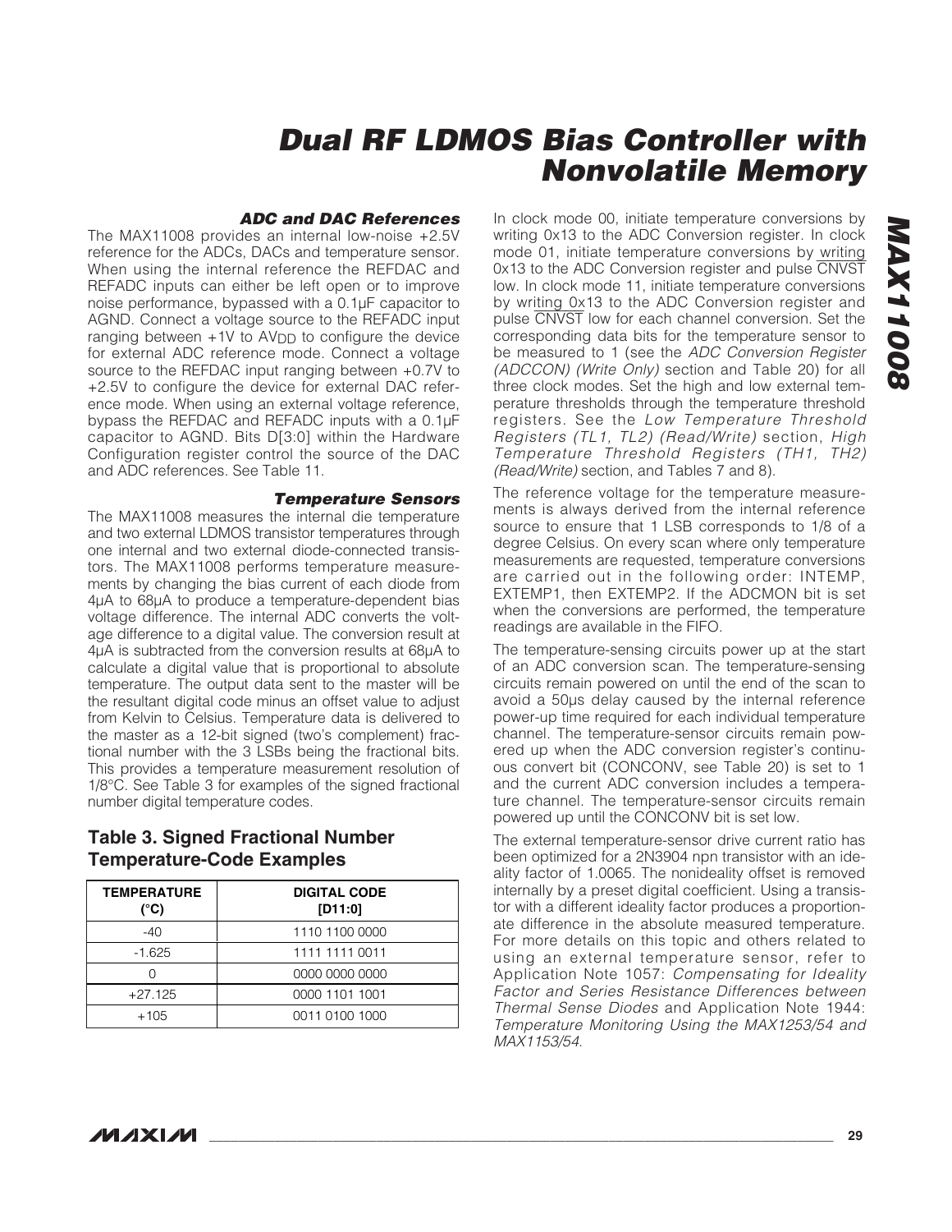### ADC and DAC References

The MAX11008 provides an internal low-noise +2.5V reference for the ADCs, DACs and temperature sensor. When using the internal reference the REFDAC and REFADC inputs can either be left open or to improve noise performance, bypassed with a 0.1µF capacitor to AGND. Connect a voltage source to the REFADC input ranging between +1V to $AV_{DD}$ to configure the device for external ADC reference mode. Connect a voltage source to the REFDAC input ranging between +0.7V to +2.5V to configure the device for external DAC reference mode. When using an external voltage reference, bypass the REFDAC and REFADC inputs with a 0.1µF capacitor to AGND. Bits D[3:0] within the Hardware Configuration register control the source of the DAC and ADC references. See Table 11.

### Temperature Sensors

The MAX11008 measures the internal die temperature and two external LDMOS transistor temperatures through one internal and two external diode-connected transistors. The MAX11008 performs temperature measurements by changing the bias current of each diode from 4µA to 68µA to produce a temperature-dependent bias voltage difference. The internal ADC converts the voltage difference to a digital value. The conversion result at 4µA is subtracted from the conversion results at 68µA to calculate a digital value that is proportional to absolute temperature. The output data sent to the master will be the resultant digital code minus an offset value to adjust from Kelvin to Celsius. Temperature data is delivered to the master as a 12-bit signed (two's complement) fractional number with the 3 LSBs being the fractional bits. This provides a temperature measurement resolution of 1/8°C. See Table 3 for examples of the signed fractional number digital temperature codes.

## Table 3. Signed Fractional Number Temperature-Code Examples

| TEMPERATURE (°C) | DIGITAL CODE [D11:0] |
|---|---|
| -40 | 1110 1100 0000 |
| -1.625 | 1111 1111 0011 |
| 0 | 0000 0000 0000 |
| +27.125 | 0000 1101 1001 |
| +105 | 0011 0100 1000 |

In clock mode 00, initiate temperature conversions by writing 0x13 to the ADC Conversion register. In clock mode 01, initiate temperature conversions by writing 0x13 to the ADC Conversion register and pulse $\overline{CNVST}$ low. In clock mode 11, initiate temperature conversions by writing 0x13 to the ADC Conversion register and pulse $\overline{CNVST}$ low for each channel conversion. Set the corresponding data bits for the temperature sensor to be measured to 1 (see the *ADC Conversion Register (ADCCON) (Write Only)* section and Table 20) for all three clock modes. Set the high and low external temperature thresholds through the temperature threshold registers. See the *Low Temperature Threshold Registers (TL1, TL2) (Read/Write)* section, *High Temperature Threshold Registers (TH1, TH2) (Read/Write)* section, and Tables 7 and 8).

The reference voltage for the temperature measurements is always derived from the internal reference source to ensure that 1 LSB corresponds to 1/8 of a degree Celsius. On every scan where only temperature measurements are requested, temperature conversions are carried out in the following order: INTEMP, EXTEMP1, then EXTEMP2. If the ADCMON bit is set when the conversions are performed, the temperature readings are available in the FIFO.

The temperature-sensing circuits power up at the start of an ADC conversion scan. The temperature-sensing circuits remain powered on until the end of the scan to avoid a 50µs delay caused by the internal reference power-up time required for each individual temperature channel. The temperature-sensor circuits remain powered up when the ADC conversion register's continuous convert bit (CONCONV, see Table 20) is set to 1 and the current ADC conversion includes a temperature channel. The temperature-sensor circuits remain powered up until the CONCONV bit is set low.

The external temperature-sensor drive current ratio has been optimized for a 2N3904 npn transistor with an ideality factor of 1.0065. The nonideality offset is removed internally by a preset digital coefficient. Using a transistor with a different ideality factor produces a proportionate difference in the absolute measured temperature. For more details on this topic and others related to using an external temperature sensor, refer to Application Note 1057: *Compensating for Ideality Factor and Series Resistance Differences between Thermal Sense Diodes* and Application Note 1944: *Temperature Monitoring Using the MAX1253/54 and MAX1153/54*.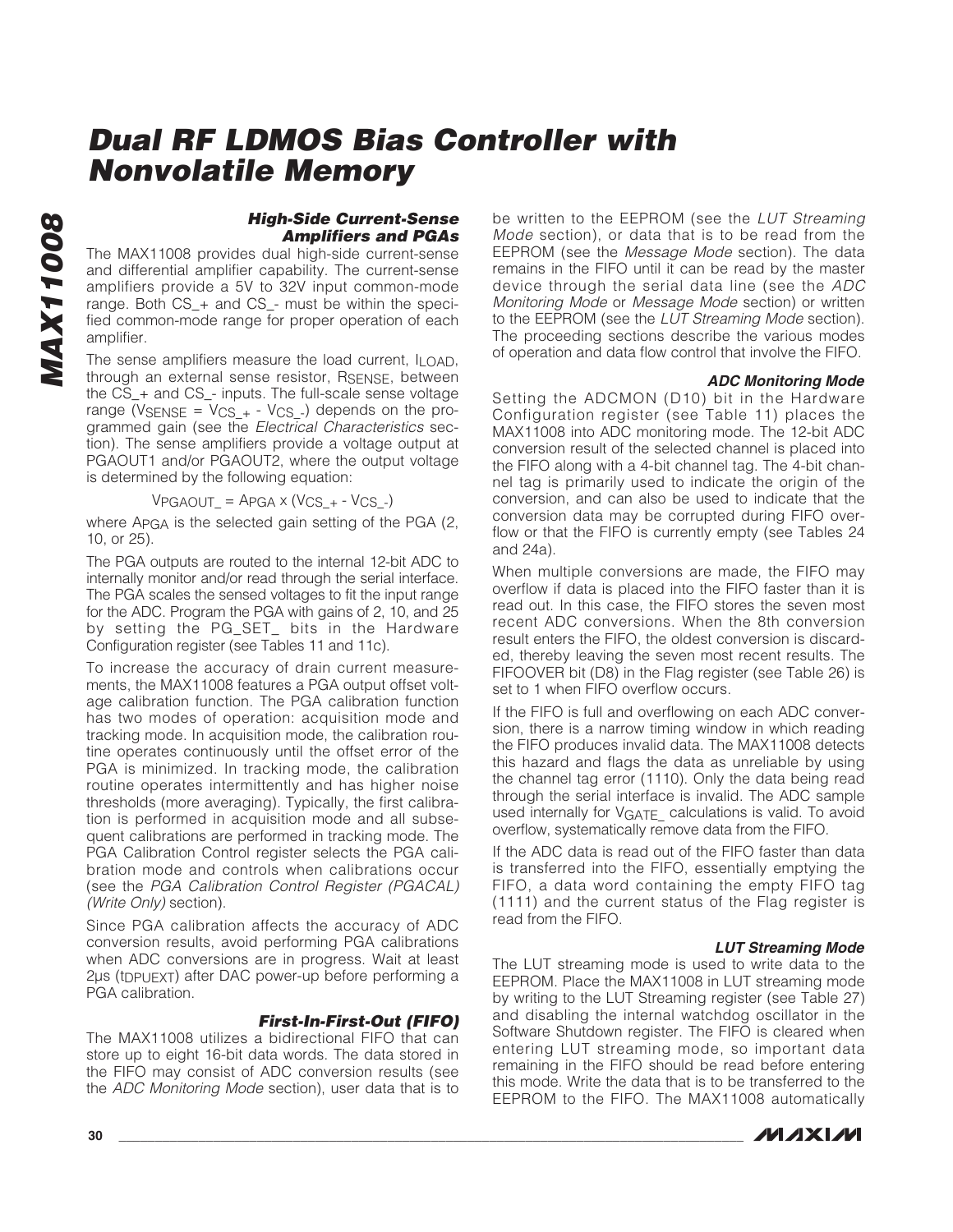### High-Side Current-Sense Amplifiers and PGAs

The MAX11008 provides dual high-side current-sense and differential amplifier capability. The current-sense amplifiers provide a 5V to 32V input common-mode range. Both CS_+ and CS_- must be within the specified common-mode range for proper operation of each amplifier.

The sense amplifiers measure the load current, $I_{LOAD}$, through an external sense resistor, $R_{SENSE}$, between the CS_+ and CS_- inputs. The full-scale sense voltage range ($V_{SENSE} = V_{CS\_+} - V_{CS\_-}$) depends on the programmed gain (see the *Electrical Characteristics* section). The sense amplifiers provide a voltage output at PGAOUT1 and/or PGAOUT2, where the output voltage is determined by the following equation:

$$V_{PGAOUT\_} = A_{PGA} \times (V_{CS\_+} - V_{CS\_-})$$

where $A_{PGA}$ is the selected gain setting of the PGA (2, 10, or 25).

The PGA outputs are routed to the internal 12-bit ADC to internally monitor and/or read through the serial interface. The PGA scales the sensed voltages to fit the input range for the ADC. Program the PGA with gains of 2, 10, and 25 by setting the PG_SET_ bits in the Hardware Configuration register (see Tables 11 and 11c).

To increase the accuracy of drain current measurements, the MAX11008 features a PGA output offset voltage calibration function. The PGA calibration function has two modes of operation: acquisition mode and tracking mode. In acquisition mode, the calibration routine operates continuously until the offset error of the PGA is minimized. In tracking mode, the calibration routine operates intermittently and has higher noise thresholds (more averaging). Typically, the first calibration is performed in acquisition mode and all subsequent calibrations are performed in tracking mode. The PGA Calibration Control register selects the PGA calibration mode and controls when calibrations occur (see the *PGA Calibration Control Register (PGACAL) (Write Only)* section).

Since PGA calibration affects the accuracy of ADC conversion results, avoid performing PGA calibrations when ADC conversions are in progress. Wait at least 2µs ($t_{DPUEXT}$) after DAC power-up before performing a PGA calibration.

### First-In-First-Out (FIFO)

The MAX11008 utilizes a bidirectional FIFO that can store up to eight 16-bit data words. The data stored in the FIFO may consist of ADC conversion results (see the *ADC Monitoring Mode* section), user data that is to be written to the EEPROM (see the *LUT Streaming Mode* section), or data that is to be read from the EEPROM (see the *Message Mode* section). The data remains in the FIFO until it can be read by the master device through the serial data line (see the *ADC Monitoring Mode* or *Message Mode* section) or written to the EEPROM (see the *LUT Streaming Mode* section). The proceeding sections describe the various modes of operation and data flow control that involve the FIFO.

#### ADC Monitoring Mode

Setting the ADCMON (D10) bit in the Hardware Configuration register (see Table 11) places the MAX11008 into ADC monitoring mode. The 12-bit ADC conversion result of the selected channel is placed into the FIFO along with a 4-bit channel tag. The 4-bit channel tag is primarily used to indicate the origin of the conversion, and can also be used to indicate that the conversion data may be corrupted during FIFO overflow or that the FIFO is currently empty (see Tables 24 and 24a).

When multiple conversions are made, the FIFO may overflow if data is placed into the FIFO faster than it is read out. In this case, the FIFO stores the seven most recent ADC conversions. When the 8th conversion result enters the FIFO, the oldest conversion is discarded, thereby leaving the seven most recent results. The FIFOOVER bit (D8) in the Flag register (see Table 26) is set to 1 when FIFO overflow occurs.

If the FIFO is full and overflowing on each ADC conversion, there is a narrow timing window in which reading the FIFO produces invalid data. The MAX11008 detects this hazard and flags the data as unreliable by using the channel tag error (1110). Only the data being read through the serial interface is invalid. The ADC sample used internally for $V_{GATE\_}$ calculations is valid. To avoid overflow, systematically remove data from the FIFO.

If the ADC data is read out of the FIFO faster than data is transferred into the FIFO, essentially emptying the FIFO, a data word containing the empty FIFO tag (1111) and the current status of the Flag register is read from the FIFO.

#### LUT Streaming Mode

The LUT streaming mode is used to write data to the EEPROM. Place the MAX11008 in LUT streaming mode by writing to the LUT Streaming register (see Table 27) and disabling the internal watchdog oscillator in the Software Shutdown register. The FIFO is cleared when entering LUT streaming mode, so important data remaining in the FIFO should be read before entering this mode. Write the data that is to be transferred to the EEPROM to the FIFO. The MAX11008 automatically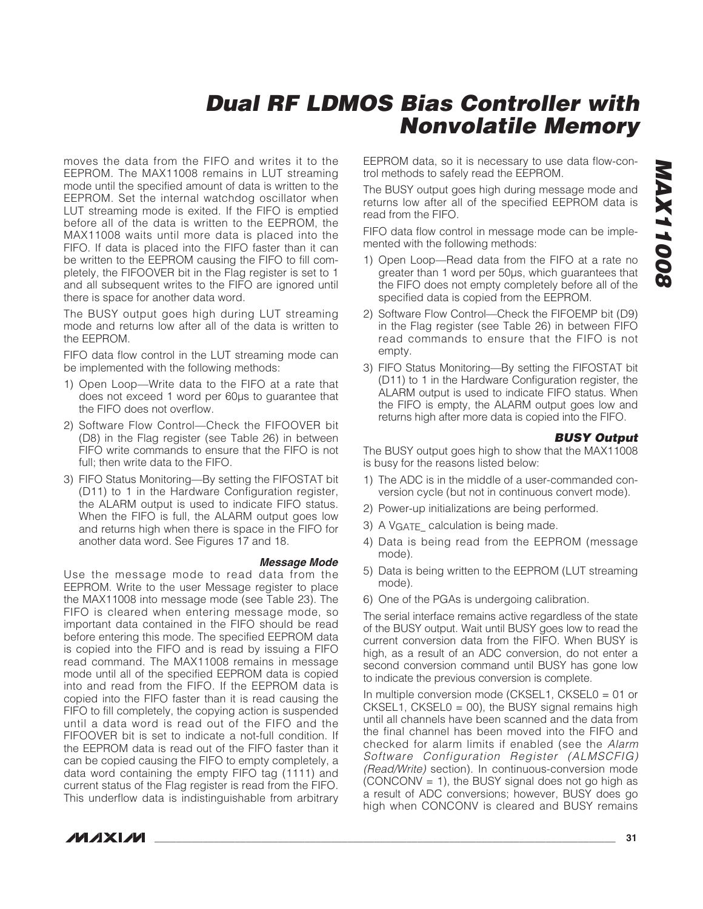moves the data from the FIFO and writes it to the EEPROM. The MAX11008 remains in LUT streaming mode until the specified amount of data is written to the EEPROM. Set the internal watchdog oscillator when LUT streaming mode is exited. If the FIFO is emptied before all of the data is written to the EEPROM, the MAX11008 waits until more data is placed into the FIFO. If data is placed into the FIFO faster than it can be written to the EEPROM causing the FIFO to fill completely, the FIFOOVER bit in the Flag register is set to 1 and all subsequent writes to the FIFO are ignored until there is space for another data word.

The BUSY output goes high during LUT streaming mode and returns low after all of the data is written to the EEPROM.

FIFO data flow control in the LUT streaming mode can be implemented with the following methods:

1) Open Loop—Write data to the FIFO at a rate that does not exceed 1 word per 60µs to guarantee that the FIFO does not overflow.
2) Software Flow Control—Check the FIFOOVER bit (D8) in the Flag register (see Table 26) in between FIFO write commands to ensure that the FIFO is not full; then write data to the FIFO.
3) FIFO Status Monitoring—By setting the FIFOSTAT bit (D11) to 1 in the Hardware Configuration register, the ALARM output is used to indicate FIFO status. When the FIFO is full, the ALARM output goes low and returns high when there is space in the FIFO for another data word. See Figures 17 and 18.

#### *Message Mode*

Use the message mode to read data from the EEPROM. Write to the user Message register to place the MAX11008 into message mode (see Table 23). The FIFO is cleared when entering message mode, so important data contained in the FIFO should be read before entering this mode. The specified EEPROM data is copied into the FIFO and is read by issuing a FIFO read command. The MAX11008 remains in message mode until all of the specified EEPROM data is copied into and read from the FIFO. If the EEPROM data is copied into the FIFO faster than it is read causing the FIFO to fill completely, the copying action is suspended until a data word is read out of the FIFO and the FIFOOVER bit is set to indicate a not-full condition. If the EEPROM data is read out of the FIFO faster than it can be copied causing the FIFO to empty completely, a data word containing the empty FIFO tag (1111) and current status of the Flag register is read from the FIFO. This underflow data is indistinguishable from arbitrary EEPROM data, so it is necessary to use data flow-control methods to safely read the EEPROM.

The BUSY output goes high during message mode and returns low after all of the specified EEPROM data is read from the FIFO.

FIFO data flow control in message mode can be implemented with the following methods:

1) Open Loop—Read data from the FIFO at a rate no greater than 1 word per 50µs, which guarantees that the FIFO does not empty completely before all of the specified data is copied from the EEPROM.
2) Software Flow Control—Check the FIFOEMP bit (D9) in the Flag register (see Table 26) in between FIFO read commands to ensure that the FIFO is not empty.
3) FIFO Status Monitoring—By setting the FIFOSTAT bit (D11) to 1 in the Hardware Configuration register, the ALARM output is used to indicate FIFO status. When the FIFO is empty, the ALARM output goes low and returns high after more data is copied into the FIFO.

#### *BUSY Output*

The BUSY output goes high to show that the MAX11008 is busy for the reasons listed below:

1) The ADC is in the middle of a user-commanded conversion cycle (but not in continuous convert mode).
2) Power-up initializations are being performed.
3) A $V_{GATE\_}$ calculation is being made.
4) Data is being read from the EEPROM (message mode).
5) Data is being written to the EEPROM (LUT streaming mode).
6) One of the PGAs is undergoing calibration.

The serial interface remains active regardless of the state of the BUSY output. Wait until BUSY goes low to read the current conversion data from the FIFO. When BUSY is high, as a result of an ADC conversion, do not enter a second conversion command until BUSY has gone low to indicate the previous conversion is complete.

In multiple conversion mode (CKSEL1, CKSEL0 = 01 or CKSEL1, CKSEL0 = 00), the BUSY signal remains high until all channels have been scanned and the data from the final channel has been moved into the FIFO and checked for alarm limits if enabled (see the *Alarm Software Configuration Register (ALMSCFIG) (Read/Write)* section). In continuous-conversion mode (CONCONV = 1), the BUSY signal does not go high as a result of ADC conversions; however, BUSY does go high when CONCONV is cleared and BUSY remains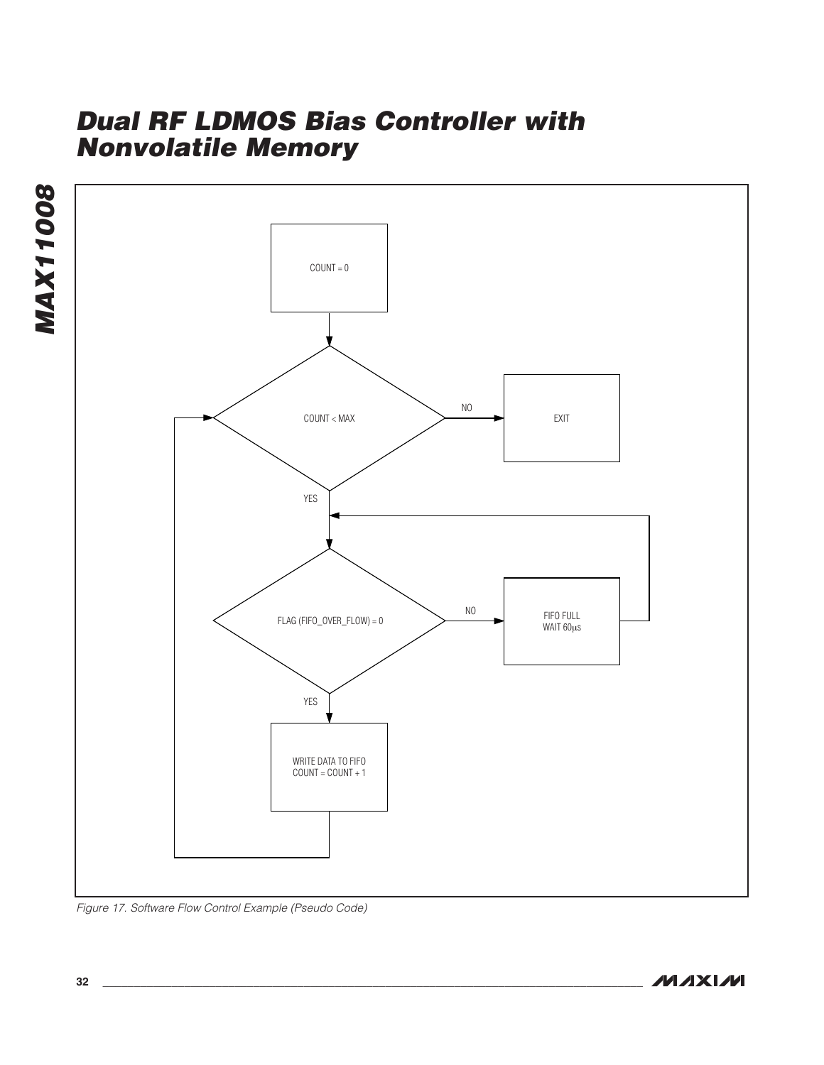COUNT = 0

COUNT < MAX

NO

EXIT

YES

FLAG (FIFO_OVER_FLOW) = 0

NO

FIFO FULL
WAIT 60µs

YES

WRITE DATA TO FIFO
COUNT = COUNT + 1

*Figure 17. Software Flow Control Example (Pseudo Code)*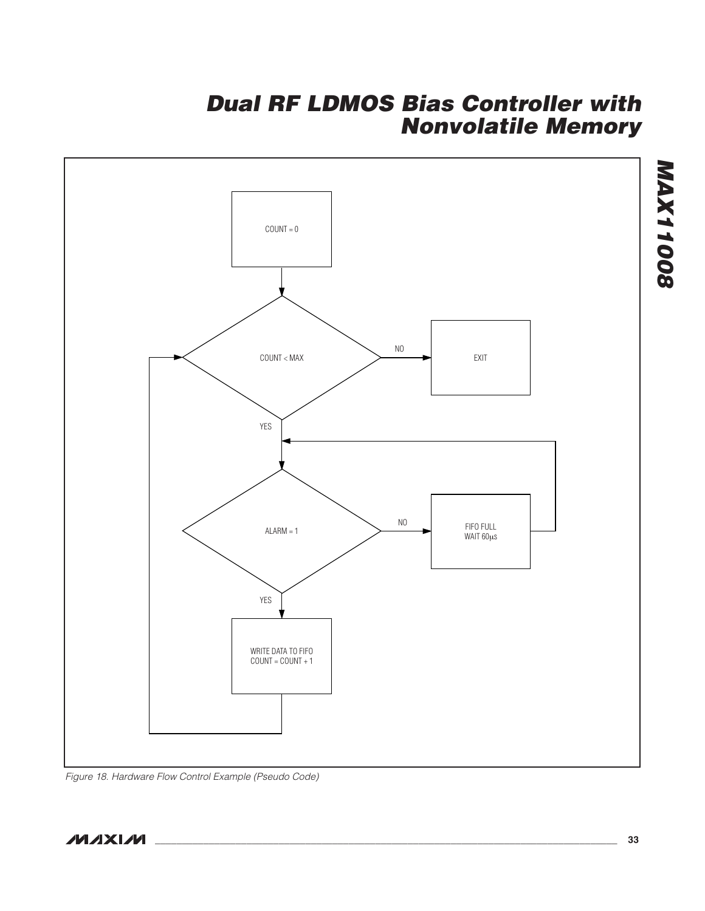```
COUNT = 0

COUNT < MAX
  NO  -> EXIT
  YES ->
    ALARM = 1
      NO  -> FIFO FULL
             WAIT 60µs
             (return to ALARM = 1)
      YES -> WRITE DATA TO FIFO
             COUNT = COUNT + 1
             (return to COUNT < MAX)
```

*Figure 18. Hardware Flow Control Example (Pseudo Code)*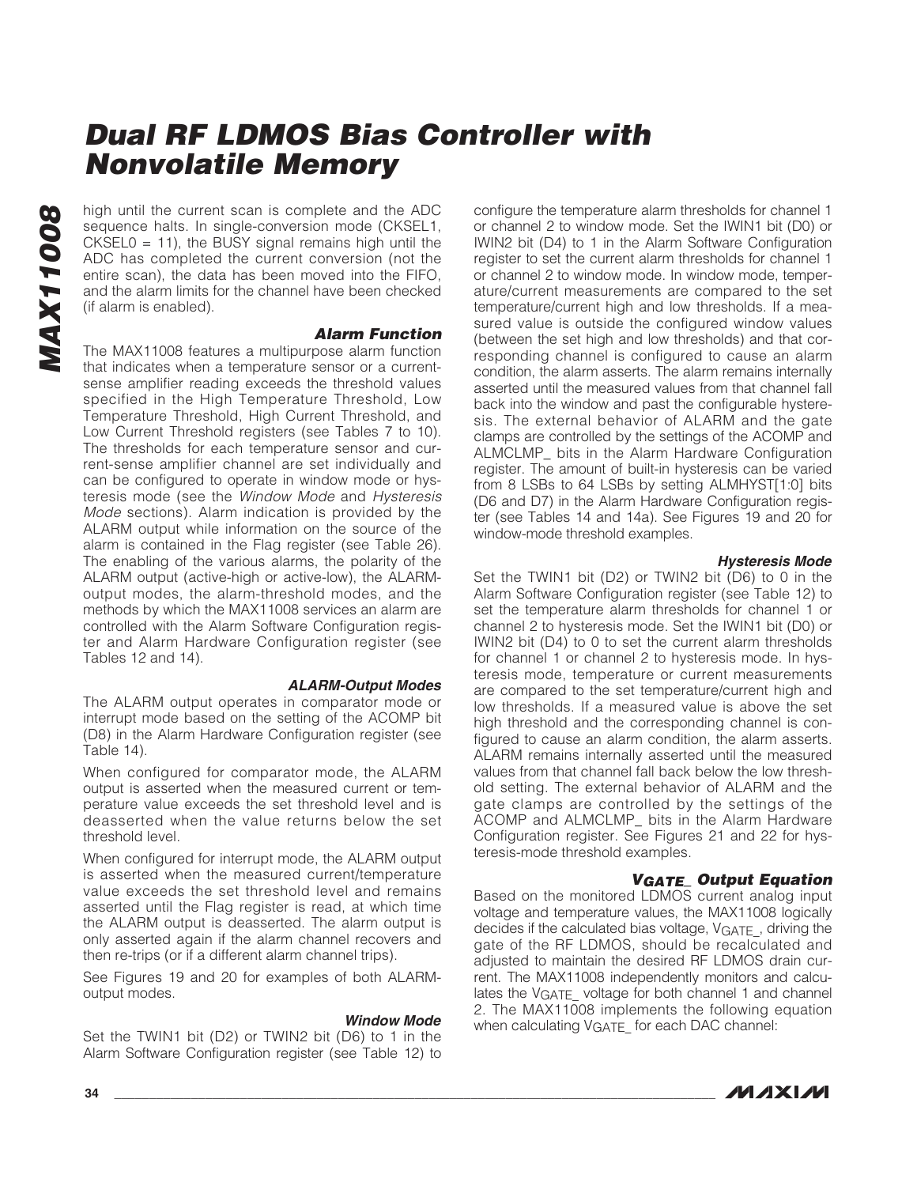high until the current scan is complete and the ADC sequence halts. In single-conversion mode (CKSEL1, CKSEL0 = 11), the BUSY signal remains high until the ADC has completed the current conversion (not the entire scan), the data has been moved into the FIFO, and the alarm limits for the channel have been checked (if alarm is enabled).

### *Alarm Function*

The MAX11008 features a multipurpose alarm function that indicates when a temperature sensor or a current-sense amplifier reading exceeds the threshold values specified in the High Temperature Threshold, Low Temperature Threshold, High Current Threshold, and Low Current Threshold registers (see Tables 7 to 10). The thresholds for each temperature sensor and current-sense amplifier channel are set individually and can be configured to operate in window mode or hysteresis mode (see the *Window Mode* and *Hysteresis Mode* sections). Alarm indication is provided by the ALARM output while information on the source of the alarm is contained in the Flag register (see Table 26). The enabling of the various alarms, the polarity of the ALARM output (active-high or active-low), the ALARM-output modes, the alarm-threshold modes, and the methods by which the MAX11008 services an alarm are controlled with the Alarm Software Configuration register and Alarm Hardware Configuration register (see Tables 12 and 14).

#### *ALARM-Output Modes*

The ALARM output operates in comparator mode or interrupt mode based on the setting of the ACOMP bit (D8) in the Alarm Hardware Configuration register (see Table 14).

When configured for comparator mode, the ALARM output is asserted when the measured current or temperature value exceeds the set threshold level and is deasserted when the value returns below the set threshold level.

When configured for interrupt mode, the ALARM output is asserted when the measured current/temperature value exceeds the set threshold level and remains asserted until the Flag register is read, at which time the ALARM output is deasserted. The alarm output is only asserted again if the alarm channel recovers and then re-trips (or if a different alarm channel trips).

See Figures 19 and 20 for examples of both ALARM-output modes.

#### *Window Mode*

Set the TWIN1 bit (D2) or TWIN2 bit (D6) to 1 in the Alarm Software Configuration register (see Table 12) to configure the temperature alarm thresholds for channel 1 or channel 2 to window mode. Set the IWIN1 bit (D0) or IWIN2 bit (D4) to 1 in the Alarm Software Configuration register to set the current alarm thresholds for channel 1 or channel 2 to window mode. In window mode, temperature/current measurements are compared to the set temperature/current high and low thresholds. If a measured value is outside the configured window values (between the set high and low thresholds) and that corresponding channel is configured to cause an alarm condition, the alarm asserts. The alarm remains internally asserted until the measured values from that channel fall back into the window and past the configurable hysteresis. The external behavior of ALARM and the gate clamps are controlled by the settings of the ACOMP and ALMCLMP_ bits in the Alarm Hardware Configuration register. The amount of built-in hysteresis can be varied from 8 LSBs to 64 LSBs by setting ALMHYST[1:0] bits (D6 and D7) in the Alarm Hardware Configuration register (see Tables 14 and 14a). See Figures 19 and 20 for window-mode threshold examples.

#### *Hysteresis Mode*

Set the TWIN1 bit (D2) or TWIN2 bit (D6) to 0 in the Alarm Software Configuration register (see Table 12) to set the temperature alarm thresholds for channel 1 or channel 2 to hysteresis mode. Set the IWIN1 bit (D0) or IWIN2 bit (D4) to 0 to set the current alarm thresholds for channel 1 or channel 2 to hysteresis mode. In hysteresis mode, temperature or current measurements are compared to the set temperature/current high and low thresholds. If a measured value is above the set high threshold and the corresponding channel is configured to cause an alarm condition, the alarm asserts. ALARM remains internally asserted until the measured values from that channel fall back below the low threshold setting. The external behavior of ALARM and the gate clamps are controlled by the settings of the ACOMP and ALMCLMP_ bits in the Alarm Hardware Configuration register. See Figures 21 and 22 for hysteresis-mode threshold examples.

### *$V_{GATE\_}$ Output Equation*

Based on the monitored LDMOS current analog input voltage and temperature values, the MAX11008 logically decides if the calculated bias voltage, $V_{GATE\_}$, driving the gate of the RF LDMOS, should be recalculated and adjusted to maintain the desired RF LDMOS drain current. The MAX11008 independently monitors and calculates the $V_{GATE\_}$ voltage for both channel 1 and channel 2. The MAX11008 implements the following equation when calculating $V_{GATE\_}$ for each DAC channel: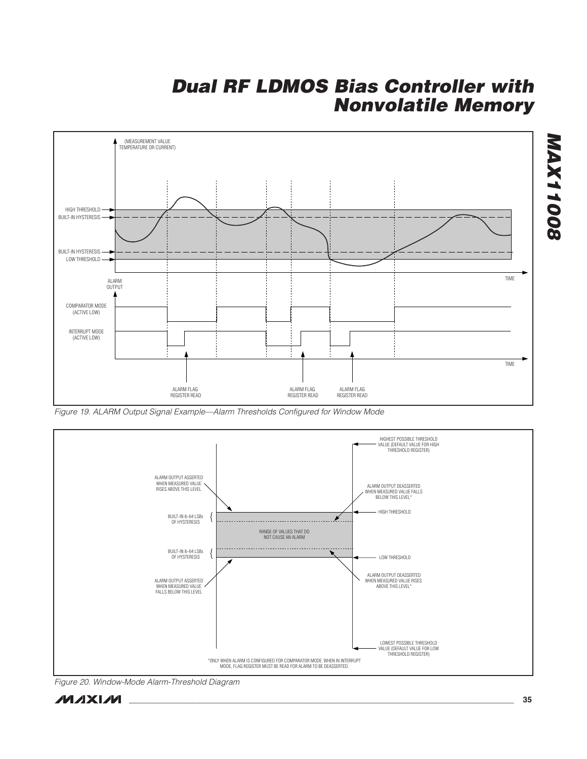Figure 19. ALARM Output Signal Example—Alarm Thresholds Configured for Window Mode

Figure 20. Window-Mode Alarm-Threshold Diagram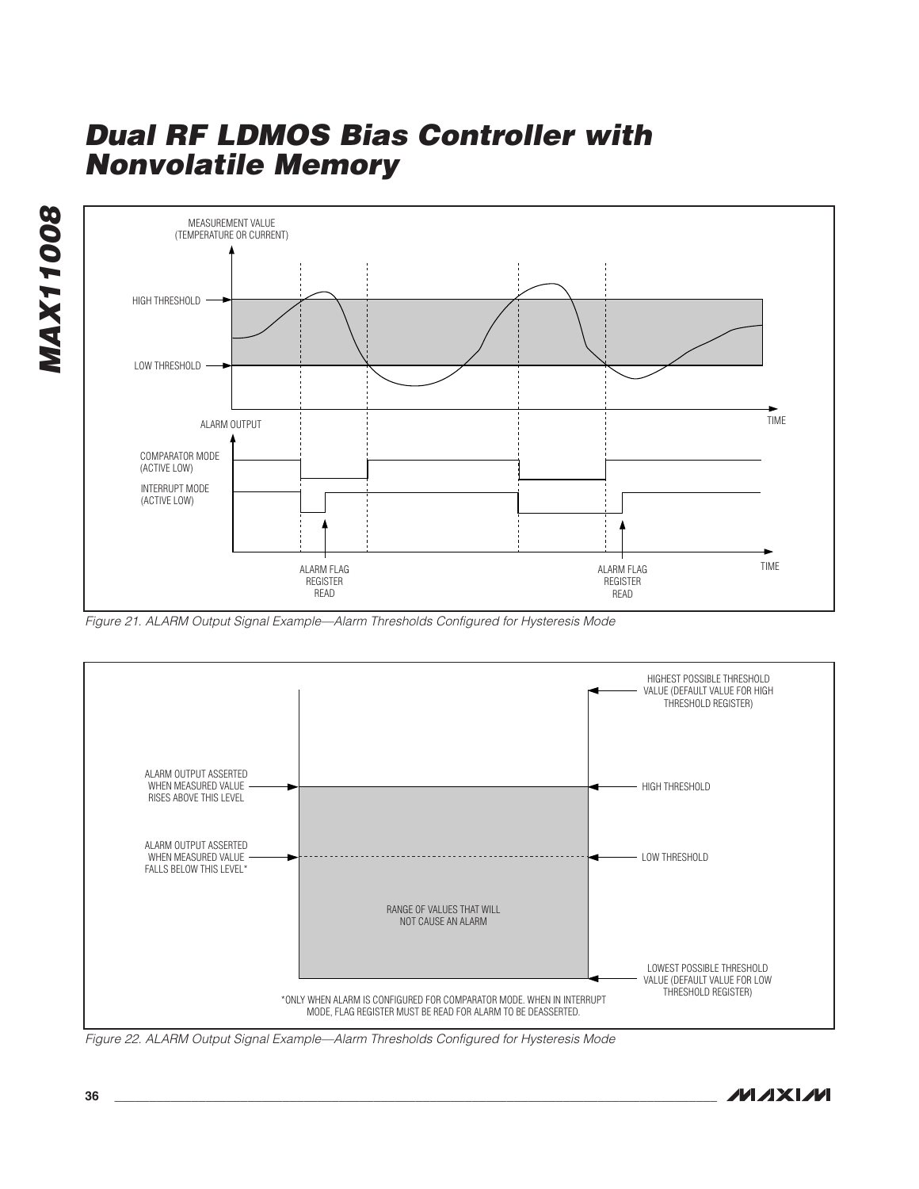MEASUREMENT VALUE (TEMPERATURE OR CURRENT)

HIGH THRESHOLD

LOW THRESHOLD

TIME

ALARM OUTPUT

COMPARATOR MODE (ACTIVE LOW)

INTERRUPT MODE (ACTIVE LOW)

ALARM FLAG REGISTER READ

ALARM FLAG REGISTER READ

TIME

*Figure 21. ALARM Output Signal Example—Alarm Thresholds Configured for Hysteresis Mode*

HIGHEST POSSIBLE THRESHOLD VALUE (DEFAULT VALUE FOR HIGH THRESHOLD REGISTER)

ALARM OUTPUT ASSERTED WHEN MEASURED VALUE RISES ABOVE THIS LEVEL

HIGH THRESHOLD

ALARM OUTPUT ASSERTED WHEN MEASURED VALUE FALLS BELOW THIS LEVEL*

LOW THRESHOLD

RANGE OF VALUES THAT WILL NOT CAUSE AN ALARM

LOWEST POSSIBLE THRESHOLD VALUE (DEFAULT VALUE FOR LOW THRESHOLD REGISTER)

*ONLY WHEN ALARM IS CONFIGURED FOR COMPARATOR MODE. WHEN IN INTERRUPT MODE, FLAG REGISTER MUST BE READ FOR ALARM TO BE DEASSERTED.

*Figure 22. ALARM Output Signal Example—Alarm Thresholds Configured for Hysteresis Mode*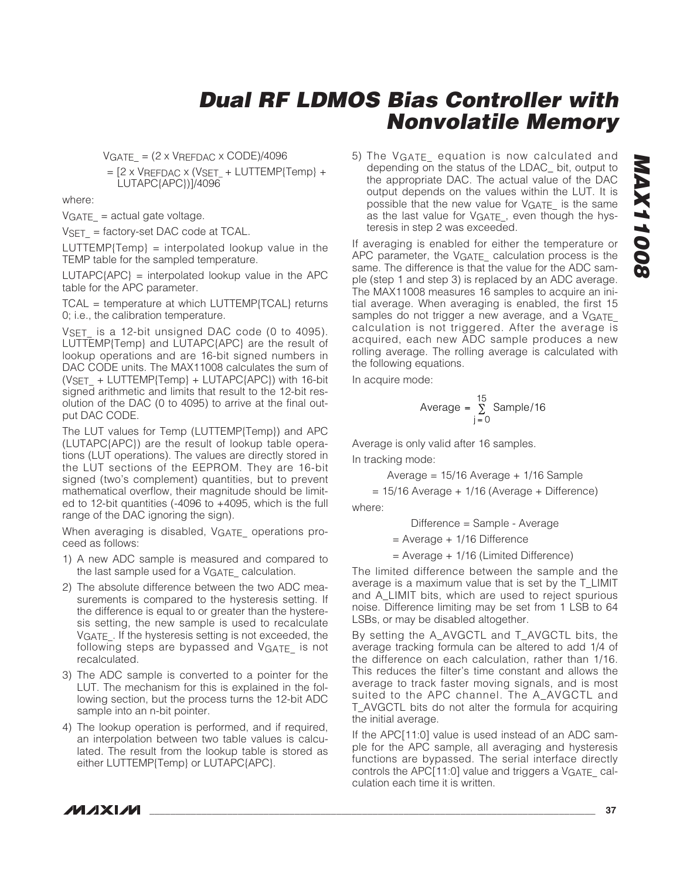$$V_{GATE\_} = (2 \times V_{REFDAC} \times CODE)/4096$$

$$= [2 \times V_{REFDAC} \times (V_{SET\_} + LUTTEMP\{Temp\} + LUTAPC\{APC\})]/4096$$

where:

$V_{GATE\_}$ = actual gate voltage.

$V_{SET\_}$ = factory-set DAC code at TCAL.

LUTTEMP{Temp} = interpolated lookup value in the TEMP table for the sampled temperature.

LUTAPC{APC} = interpolated lookup value in the APC table for the APC parameter.

TCAL = temperature at which LUTTEMP{TCAL} returns 0; i.e., the calibration temperature.

$V_{SET\_}$ is a 12-bit unsigned DAC code (0 to 4095). LUTTEMP{Temp} and LUTAPC{APC} are the result of lookup operations and are 16-bit signed numbers in DAC CODE units. The MAX11008 calculates the sum of ($V_{SET\_}$ + LUTTEMP{Temp} + LUTAPC{APC}) with 16-bit signed arithmetic and limits that result to the 12-bit resolution of the DAC (0 to 4095) to arrive at the final output DAC CODE.

The LUT values for Temp (LUTTEMP{Temp}) and APC (LUTAPC{APC}) are the result of lookup table operations (LUT operations). The values are directly stored in the LUT sections of the EEPROM. They are 16-bit signed (two's complement) quantities, but to prevent mathematical overflow, their magnitude should be limited to 12-bit quantities (-4096 to +4095, which is the full range of the DAC ignoring the sign).

When averaging is disabled, $V_{GATE\_}$ operations proceed as follows:

1) A new ADC sample is measured and compared to the last sample used for a $V_{GATE\_}$ calculation.
2) The absolute difference between the two ADC measurements is compared to the hysteresis setting. If the difference is equal to or greater than the hysteresis setting, the new sample is used to recalculate $V_{GATE\_}$. If the hysteresis setting is not exceeded, the following steps are bypassed and $V_{GATE\_}$ is not recalculated.
3) The ADC sample is converted to a pointer for the LUT. The mechanism for this is explained in the following section, but the process turns the 12-bit ADC sample into an n-bit pointer.
4) The lookup operation is performed, and if required, an interpolation between two table values is calculated. The result from the lookup table is stored as either LUTTEMP{Temp} or LUTAPC{APC}.
5) The $V_{GATE\_}$ equation is now calculated and depending on the status of the LDAC_ bit, output to the appropriate DAC. The actual value of the DAC output depends on the values within the LUT. It is possible that the new value for $V_{GATE\_}$ is the same as the last value for $V_{GATE\_}$, even though the hysteresis in step 2 was exceeded.

If averaging is enabled for either the temperature or APC parameter, the $V_{GATE\_}$ calculation process is the same. The difference is that the value for the ADC sample (step 1 and step 3) is replaced by an ADC average. The MAX11008 measures 16 samples to acquire an initial average. When averaging is enabled, the first 15 samples do not trigger a new average, and a $V_{GATE\_}$ calculation is not triggered. After the average is acquired, each new ADC sample produces a new rolling average. The rolling average is calculated with the following equations.

In acquire mode:

$$\text{Average} = \sum_{j=0}^{15} \text{Sample}/16$$

Average is only valid after 16 samples.

In tracking mode:

$$\text{Average} = 15/16 \text{ Average} + 1/16 \text{ Sample}$$

$$= 15/16 \text{ Average} + 1/16 \text{ (Average + Difference)}$$

where:

$$\text{Difference} = \text{Sample} - \text{Average}$$

$$= \text{Average} + 1/16 \text{ Difference}$$

$$= \text{Average} + 1/16 \text{ (Limited Difference)}$$

The limited difference between the sample and the average is a maximum value that is set by the T_LIMIT and A_LIMIT bits, which are used to reject spurious noise. Difference limiting may be set from 1 LSB to 64 LSBs, or may be disabled altogether.

By setting the A_AVGCTL and T_AVGCTL bits, the average tracking formula can be altered to add 1/4 of the difference on each calculation, rather than 1/16. This reduces the filter's time constant and allows the average to track faster moving signals, and is most suited to the APC channel. The A_AVGCTL and T_AVGCTL bits do not alter the formula for acquiring the initial average.

If the APC[11:0] value is used instead of an ADC sample for the APC sample, all averaging and hysteresis functions are bypassed. The serial interface directly controls the APC[11:0] value and triggers a $V_{GATE\_}$ calculation each time it is written.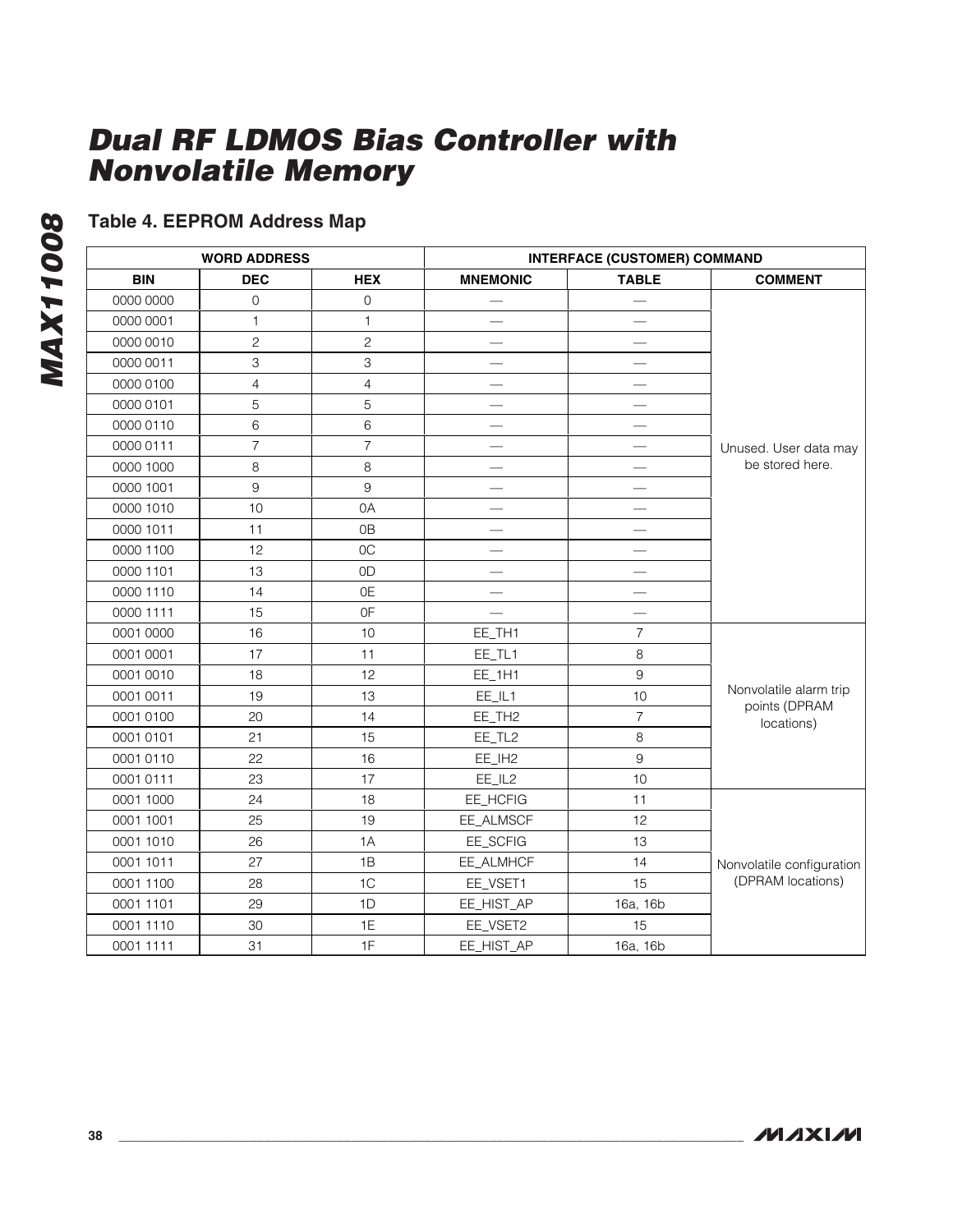## Table 4. EEPROM Address Map

| WORD ADDRESS | | | INTERFACE (CUSTOMER) COMMAND | | |
|---|---|---|---|---|---|
| BIN | DEC | HEX | MNEMONIC | TABLE | COMMENT |
| 0000 0000 | 0 | 0 | — | — | Unused. User data may be stored here. |
| 0000 0001 | 1 | 1 | — | — | |
| 0000 0010 | 2 | 2 | — | — | |
| 0000 0011 | 3 | 3 | — | — | |
| 0000 0100 | 4 | 4 | — | — | |
| 0000 0101 | 5 | 5 | — | — | |
| 0000 0110 | 6 | 6 | — | — | |
| 0000 0111 | 7 | 7 | — | — | |
| 0000 1000 | 8 | 8 | — | — | |
| 0000 1001 | 9 | 9 | — | — | |
| 0000 1010 | 10 | 0A | — | — | |
| 0000 1011 | 11 | 0B | — | — | |
| 0000 1100 | 12 | 0C | — | — | |
| 0000 1101 | 13 | 0D | — | — | |
| 0000 1110 | 14 | 0E | — | — | |
| 0000 1111 | 15 | 0F | — | — | |
| 0001 0000 | 16 | 10 | EE_TH1 | 7 | Nonvolatile alarm trip points (DPRAM locations) |
| 0001 0001 | 17 | 11 | EE_TL1 | 8 | |
| 0001 0010 | 18 | 12 | EE_1H1 | 9 | |
| 0001 0011 | 19 | 13 | EE_IL1 | 10 | |
| 0001 0100 | 20 | 14 | EE_TH2 | 7 | |
| 0001 0101 | 21 | 15 | EE_TL2 | 8 | |
| 0001 0110 | 22 | 16 | EE_IH2 | 9 | |
| 0001 0111 | 23 | 17 | EE_IL2 | 10 | |
| 0001 1000 | 24 | 18 | EE_HCFIG | 11 | Nonvolatile configuration (DPRAM locations) |
| 0001 1001 | 25 | 19 | EE_ALMSCF | 12 | |
| 0001 1010 | 26 | 1A | EE_SCFIG | 13 | |
| 0001 1011 | 27 | 1B | EE_ALMHCF | 14 | |
| 0001 1100 | 28 | 1C | EE_VSET1 | 15 | |
| 0001 1101 | 29 | 1D | EE_HIST_AP | 16a, 16b | |
| 0001 1110 | 30 | 1E | EE_VSET2 | 15 | |
| 0001 1111 | 31 | 1F | EE_HIST_AP | 16a, 16b | |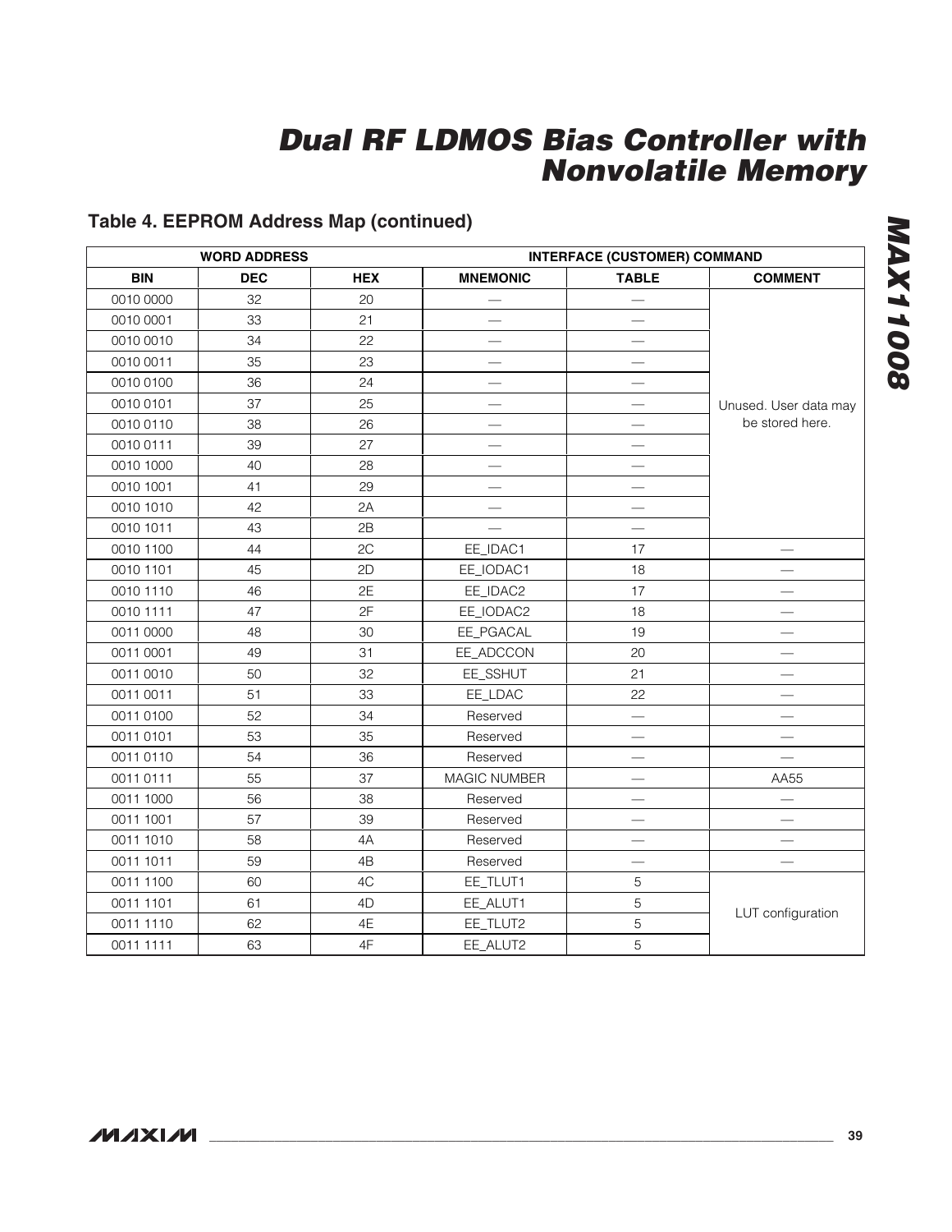## Table 4. EEPROM Address Map (continued)

| WORD ADDRESS | | | INTERFACE (CUSTOMER) COMMAND | | |
|---|---|---|---|---|---|
| BIN | DEC | HEX | MNEMONIC | TABLE | COMMENT |
| 0010 0000 | 32 | 20 | — | — | Unused. User data may be stored here. |
| 0010 0001 | 33 | 21 | — | — | |
| 0010 0010 | 34 | 22 | — | — | |
| 0010 0011 | 35 | 23 | — | — | |
| 0010 0100 | 36 | 24 | — | — | |
| 0010 0101 | 37 | 25 | — | — | |
| 0010 0110 | 38 | 26 | — | — | |
| 0010 0111 | 39 | 27 | — | — | |
| 0010 1000 | 40 | 28 | — | — | |
| 0010 1001 | 41 | 29 | — | — | |
| 0010 1010 | 42 | 2A | — | — | |
| 0010 1011 | 43 | 2B | — | — | |
| 0010 1100 | 44 | 2C | EE_IDAC1 | 17 | — |
| 0010 1101 | 45 | 2D | EE_IODAC1 | 18 | — |
| 0010 1110 | 46 | 2E | EE_IDAC2 | 17 | — |
| 0010 1111 | 47 | 2F | EE_IODAC2 | 18 | — |
| 0011 0000 | 48 | 30 | EE_PGACAL | 19 | — |
| 0011 0001 | 49 | 31 | EE_ADCCON | 20 | — |
| 0011 0010 | 50 | 32 | EE_SSHUT | 21 | — |
| 0011 0011 | 51 | 33 | EE_LDAC | 22 | — |
| 0011 0100 | 52 | 34 | Reserved | — | — |
| 0011 0101 | 53 | 35 | Reserved | — | — |
| 0011 0110 | 54 | 36 | Reserved | — | — |
| 0011 0111 | 55 | 37 | MAGIC NUMBER | — | AA55 |
| 0011 1000 | 56 | 38 | Reserved | — | — |
| 0011 1001 | 57 | 39 | Reserved | — | — |
| 0011 1010 | 58 | 4A | Reserved | — | — |
| 0011 1011 | 59 | 4B | Reserved | — | — |
| 0011 1100 | 60 | 4C | EE_TLUT1 | 5 | LUT configuration |
| 0011 1101 | 61 | 4D | EE_ALUT1 | 5 | |
| 0011 1110 | 62 | 4E | EE_TLUT2 | 5 | |
| 0011 1111 | 63 | 4F | EE_ALUT2 | 5 | |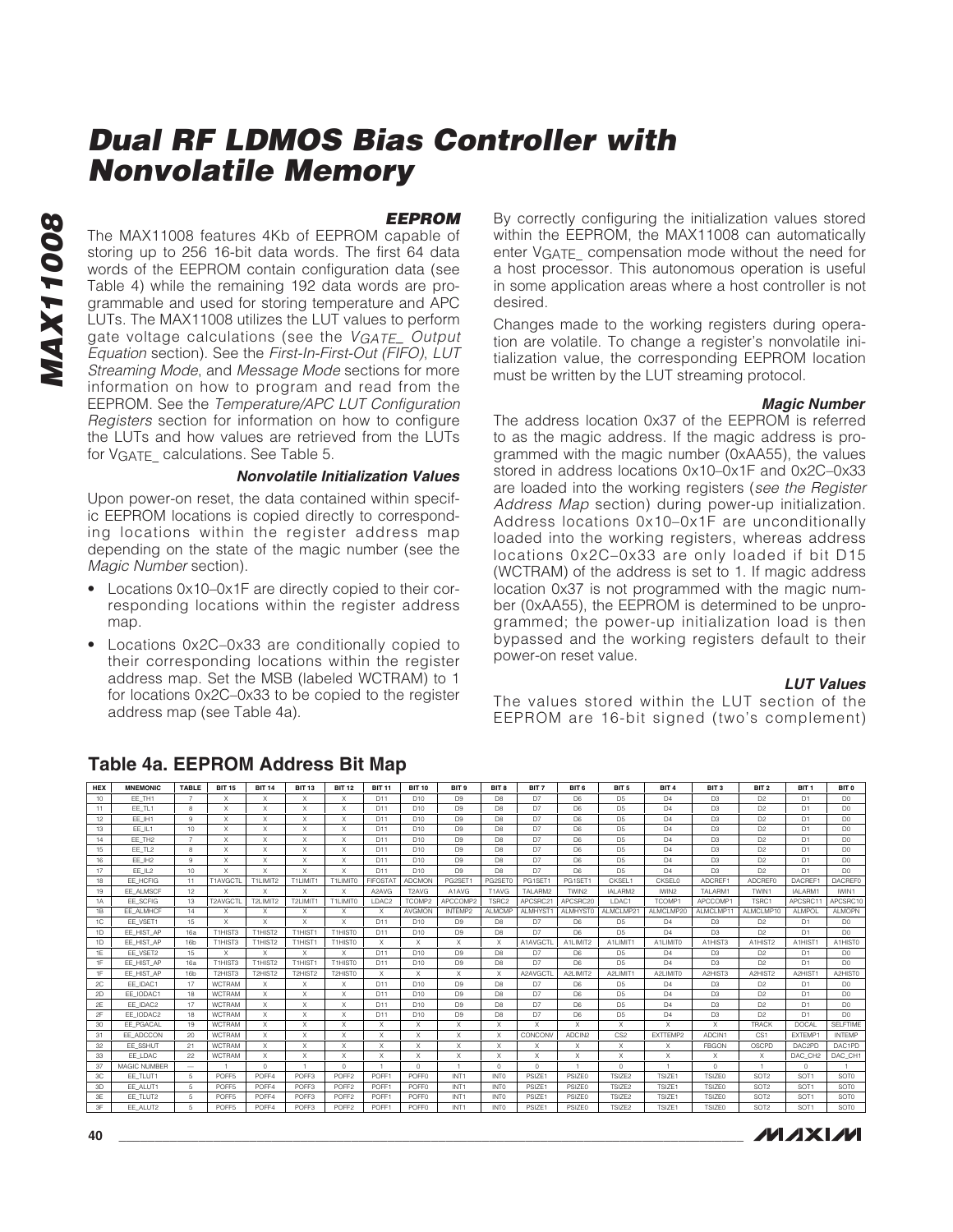## EEPROM

The MAX11008 features 4Kb of EEPROM capable of storing up to 256 16-bit data words. The first 64 data words of the EEPROM contain configuration data (see Table 4) while the remaining 192 data words are programmable and used for storing temperature and APC LUTs. The MAX11008 utilizes the LUT values to perform gate voltage calculations (see the *$V_{GATE\_}$ Output Equation* section). See the *First-In-First-Out (FIFO)*, *LUT Streaming Mode*, and *Message Mode* sections for more information on how to program and read from the EEPROM. See the *Temperature/APC LUT Configuration Registers* section for information on how to configure the LUTs and how values are retrieved from the LUTs for $V_{GATE\_}$ calculations. See Table 5.

### Nonvolatile Initialization Values

Upon power-on reset, the data contained within specific EEPROM locations is copied directly to corresponding locations within the register address map depending on the state of the magic number (see the *Magic Number* section).

- Locations 0x10–0x1F are directly copied to their corresponding locations within the register address map.
- Locations 0x2C–0x33 are conditionally copied to their corresponding locations within the register address map. Set the MSB (labeled WCTRAM) to 1 for locations 0x2C–0x33 to be copied to the register address map (see Table 4a).

By correctly configuring the initialization values stored within the EEPROM, the MAX11008 can automatically enter $V_{GATE\_}$ compensation mode without the need for a host processor. This autonomous operation is useful in some application areas where a host controller is not desired.

Changes made to the working registers during operation are volatile. To change a register's nonvolatile initialization value, the corresponding EEPROM location must be written by the LUT streaming protocol.

### Magic Number

The address location 0x37 of the EEPROM is referred to as the magic address. If the magic address is programmed with the magic number (0xAA55), the values stored in address locations 0x10–0x1F and 0x2C–0x33 are loaded into the working registers (*see the Register Address Map* section) during power-up initialization. Address locations 0x10–0x1F are unconditionally loaded into the working registers, whereas address locations 0x2C–0x33 are only loaded if bit D15 (WCTRAM) of the address is set to 1. If magic address location 0x37 is not programmed with the magic number (0xAA55), the EEPROM is determined to be unprogrammed; the power-up initialization load is then bypassed and the working registers default to their power-on reset value.

### LUT Values

The values stored within the LUT section of the EEPROM are 16-bit signed (two's complement)

### Table 4a. EEPROM Address Bit Map

| HEX | MNEMONIC | TABLE | BIT 15 | BIT 14 | BIT 13 | BIT 12 | BIT 11 | BIT 10 | BIT 9 | BIT 8 | BIT 7 | BIT 6 | BIT 5 | BIT 4 | BIT 3 | BIT 2 | BIT 1 | BIT 0 |
|---|---|---|---|---|---|---|---|---|---|---|---|---|---|---|---|---|---|---|
| 10 | EE_TH1 | 7 | X | X | X | X | D11 | D10 | D9 | D8 | D7 | D6 | D5 | D4 | D3 | D2 | D1 | D0 |
| 11 | EE_TL1 | 8 | X | X | X | X | D11 | D10 | D9 | D8 | D7 | D6 | D5 | D4 | D3 | D2 | D1 | D0 |
| 12 | EE_IH1 | 9 | X | X | X | X | D11 | D10 | D9 | D8 | D7 | D6 | D5 | D4 | D3 | D2 | D1 | D0 |
| 13 | EE_IL1 | 10 | X | X | X | X | D11 | D10 | D9 | D8 | D7 | D6 | D5 | D4 | D3 | D2 | D1 | D0 |
| 14 | EE_TH2 | 7 | X | X | X | X | D11 | D10 | D9 | D8 | D7 | D6 | D5 | D4 | D3 | D2 | D1 | D0 |
| 15 | EE_TL2 | 8 | X | X | X | X | D11 | D10 | D9 | D8 | D7 | D6 | D5 | D4 | D3 | D2 | D1 | D0 |
| 16 | EE_IH2 | 9 | X | X | X | X | D11 | D10 | D9 | D8 | D7 | D6 | D5 | D4 | D3 | D2 | D1 | D0 |
| 17 | EE_IL2 | 10 | X | X | X | X | D11 | D10 | D9 | D8 | D7 | D6 | D5 | D4 | D3 | D2 | D1 | D0 |
| 18 | EE_HCFIG | 11 | T1AVGCTL | T1LIMIT2 | T1LIMIT1 | T1LIMIT0 | FIFOSTAT | ADCMON | PG2SET1 | PG2SET0 | PG1SET1 | PG1SET1 | CKSEL1 | CKSEL0 | ADCREF1 | ADCREF0 | DACREF1 | DACREF0 |
| 19 | EE_ALMSCF | 12 | X | X | X | X | A2AVG | T2AVG | A1AVG | T1AVG | TALARM2 | TWIN2 | IALARM2 | IWIN2 | TALARM1 | TWIN1 | IALARM1 | IWIN1 |
| 1A | EE_SCFIG | 13 | T2AVGCTL | T2LIMIT2 | T2LIMIT1 | T1LIMIT0 | LDAC2 | TCOMP2 | APCCOMP2 | TSRC2 | APCSRC21 | APCSRC20 | LDAC1 | TCOMP1 | APCCOMP1 | TSRC1 | APCSRC11 | APCSRC10 |
| 1B | EE_ALMHCF | 14 | X | X | X | X | X | AVGMON | INTEMP2 | ALMCMP | ALMHYST1 | ALMHYST0 | ALMCLMP21 | ALMCLMP20 | ALMCLMP11 | ALMCLMP10 | ALMPOL | ALMOPN |
| 1C | EE_VSET1 | 15 | X | X | X | X | D11 | D10 | D9 | D8 | D7 | D6 | D5 | D4 | D3 | D2 | D1 | D0 |
| 1D | EE_HIST_AP | 16a | T1HIST3 | T1HIST2 | T1HIST1 | T1HIST0 | D11 | D10 | D9 | D8 | D7 | D6 | D5 | D4 | D3 | D2 | D1 | D0 |
| 1D | EE_HIST_AP | 16b | T1HIST3 | T1HIST2 | T1HIST1 | T1HIST0 | X | X | X | X | A1AVGCTL | A1LIMIT2 | A1LIMIT1 | A1LIMIT0 | A1HIST3 | A1HIST2 | A1HIST1 | A1HIST0 |
| 1E | EE_VSET2 | 15 | X | X | X | X | D11 | D10 | D9 | D8 | D7 | D6 | D5 | D4 | D3 | D2 | D1 | D0 |
| 1F | EE_HIST_AP | 16a | T1HIST3 | T1HIST2 | T1HIST1 | T1HIST0 | D11 | D10 | D9 | D8 | D7 | D6 | D5 | D4 | D3 | D2 | D1 | D0 |
| 1F | EE_HIST_AP | 16b | T2HIST3 | T2HIST2 | T2HIST1 | T2HIST0 | X | X | X | X | A2AVGCTL | A2LIMIT2 | A2LIMIT1 | A2LIMIT0 | A2HIST3 | A2HIST2 | A2HIST1 | A2HIST0 |
| 2C | EE_IDAC1 | 17 | WCTRAM | X | X | X | D11 | D10 | D9 | D8 | D7 | D6 | D5 | D4 | D3 | D2 | D1 | D0 |
| 2D | EE_IODAC1 | 18 | WCTRAM | X | X | X | D11 | D10 | D9 | D8 | D7 | D6 | D5 | D4 | D3 | D2 | D1 | D0 |
| 2E | EE_IDAC2 | 17 | WCTRAM | X | X | X | D11 | D10 | D9 | D8 | D7 | D6 | D5 | D4 | D3 | D2 | D1 | D0 |
| 2F | EE_IODAC2 | 18 | WCTRAM | X | X | X | D11 | D10 | D9 | D8 | D7 | D6 | D5 | D4 | D3 | D2 | D1 | D0 |
| 30 | EE_PGACAL | 19 | WCTRAM | X | X | X | X | X | X | X | X | X | X | X | X | TRACK | DOCAL | SELFTIME |
| 31 | EE_ADCCON | 20 | WCTRAM | X | X | X | X | X | X | X | CONCONV | ADCIN2 | CS2 | EXTTEMP2 | ADCIN1 | CS1 | EXTEMP1 | INTEMP |
| 32 | EE_SSHUT | 21 | WCTRAM | X | X | X | X | X | X | X | X | X | X | X | OSCPD | DAC2PD | DAC1PD |  |
| 33 | EE_LDAC | 22 | WCTRAM | X | X | X | X | X | X | X | X | X | X | X | X | X | DAC_CH2 | DAC_CH1 |
| 37 | MAGIC NUMBER | — | 1 | 0 | 1 | 0 | 1 | 0 | 1 | 0 | 0 | 1 | 0 | 1 | 0 | 1 | 0 | 1 |
| 3C | EE_TLUT1 | 5 | POFF5 | POFF4 | POFF3 | POFF2 | POFF1 | POFF0 | INT1 | INT0 | PSIZE1 | PSIZE0 | TSIZE2 | TSIZE1 | TSIZE0 | SOT2 | SOT1 | SOT0 |
| 3D | EE_ALUT1 | 5 | POFF5 | POFF4 | POFF3 | POFF2 | POFF1 | POFF0 | INT1 | INT0 | PSIZE1 | PSIZE0 | TSIZE2 | TSIZE1 | TSIZE0 | SOT2 | SOT1 | SOT0 |
| 3E | EE_TLUT2 | 5 | POFF5 | POFF4 | POFF3 | POFF2 | POFF1 | POFF0 | INT1 | INT0 | PSIZE1 | PSIZE0 | TSIZE2 | TSIZE1 | TSIZE0 | SOT2 | SOT1 | SOT0 |
| 3F | EE_ALUT2 | 5 | POFF5 | POFF4 | POFF3 | POFF2 | POFF1 | POFF0 | INT1 | INT0 | PSIZE1 | PSIZE0 | TSIZE2 | TSIZE1 | TSIZE0 | SOT2 | SOT1 | SOT0 |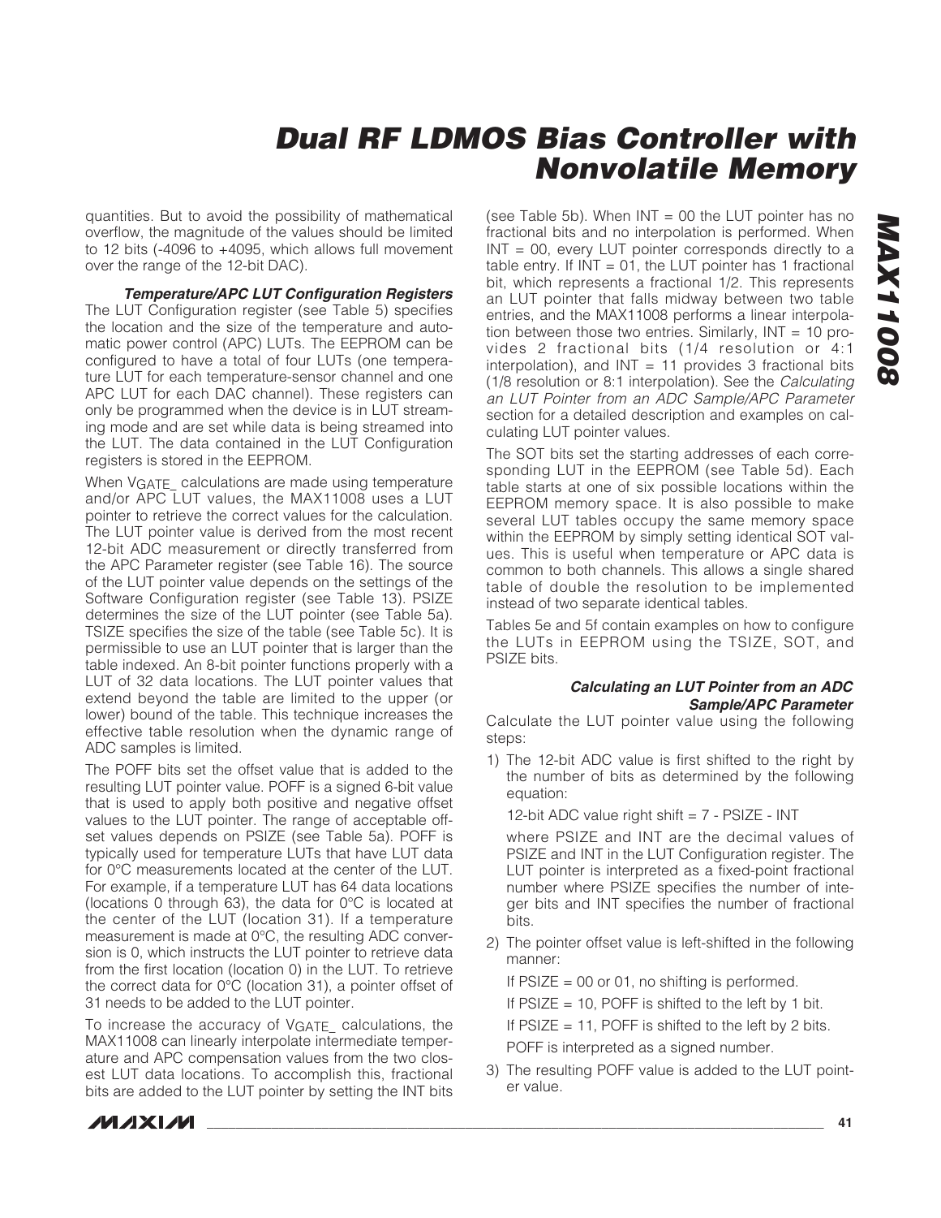quantities. But to avoid the possibility of mathematical overflow, the magnitude of the values should be limited to 12 bits (-4096 to +4095, which allows full movement over the range of the 12-bit DAC).

#### *Temperature/APC LUT Configuration Registers*

The LUT Configuration register (see Table 5) specifies the location and the size of the temperature and automatic power control (APC) LUTs. The EEPROM can be configured to have a total of four LUTs (one temperature LUT for each temperature-sensor channel and one APC LUT for each DAC channel). These registers can only be programmed when the device is in LUT streaming mode and are set while data is being streamed into the LUT. The data contained in the LUT Configuration registers is stored in the EEPROM.

When $V_{GATE\_}$ calculations are made using temperature and/or APC LUT values, the MAX11008 uses a LUT pointer to retrieve the correct values for the calculation. The LUT pointer value is derived from the most recent 12-bit ADC measurement or directly transferred from the APC Parameter register (see Table 16). The source of the LUT pointer value depends on the settings of the Software Configuration register (see Table 13). PSIZE determines the size of the LUT pointer (see Table 5a). TSIZE specifies the size of the table (see Table 5c). It is permissible to use an LUT pointer that is larger than the table indexed. An 8-bit pointer functions properly with a LUT of 32 data locations. The LUT pointer values that extend beyond the table are limited to the upper (or lower) bound of the table. This technique increases the effective table resolution when the dynamic range of ADC samples is limited.

The POFF bits set the offset value that is added to the resulting LUT pointer value. POFF is a signed 6-bit value that is used to apply both positive and negative offset values to the LUT pointer. The range of acceptable offset values depends on PSIZE (see Table 5a). POFF is typically used for temperature LUTs that have LUT data for 0°C measurements located at the center of the LUT. For example, if a temperature LUT has 64 data locations (locations 0 through 63), the data for 0°C is located at the center of the LUT (location 31). If a temperature measurement is made at 0°C, the resulting ADC conversion is 0, which instructs the LUT pointer to retrieve data from the first location (location 0) in the LUT. To retrieve the correct data for 0°C (location 31), a pointer offset of 31 needs to be added to the LUT pointer.

To increase the accuracy of $V_{GATE\_}$ calculations, the MAX11008 can linearly interpolate intermediate temperature and APC compensation values from the two closest LUT data locations. To accomplish this, fractional bits are added to the LUT pointer by setting the INT bits (see Table 5b). When INT = 00 the LUT pointer has no fractional bits and no interpolation is performed. When INT = 00, every LUT pointer corresponds directly to a table entry. If INT = 01, the LUT pointer has 1 fractional bit, which represents a fractional 1/2. This represents an LUT pointer that falls midway between two table entries, and the MAX11008 performs a linear interpolation between those two entries. Similarly, INT = 10 provides 2 fractional bits (1/4 resolution or 4:1 interpolation), and INT = 11 provides 3 fractional bits (1/8 resolution or 8:1 interpolation). See the *Calculating an LUT Pointer from an ADC Sample/APC Parameter* section for a detailed description and examples on calculating LUT pointer values.

The SOT bits set the starting addresses of each corresponding LUT in the EEPROM (see Table 5d). Each table starts at one of six possible locations within the EEPROM memory space. It is also possible to make several LUT tables occupy the same memory space within the EEPROM by simply setting identical SOT values. This is useful when temperature or APC data is common to both channels. This allows a single shared table of double the resolution to be implemented instead of two separate identical tables.

Tables 5e and 5f contain examples on how to configure the LUTs in EEPROM using the TSIZE, SOT, and PSIZE bits.

#### *Calculating an LUT Pointer from an ADC Sample/APC Parameter*

Calculate the LUT pointer value using the following steps:

1) The 12-bit ADC value is first shifted to the right by the number of bits as determined by the following equation:

   12-bit ADC value right shift = 7 - PSIZE - INT

   where PSIZE and INT are the decimal values of PSIZE and INT in the LUT Configuration register. The LUT pointer is interpreted as a fixed-point fractional number where PSIZE specifies the number of integer bits and INT specifies the number of fractional bits.

2) The pointer offset value is left-shifted in the following manner:

   If PSIZE = 00 or 01, no shifting is performed.

   If PSIZE = 10, POFF is shifted to the left by 1 bit.

   If PSIZE = 11, POFF is shifted to the left by 2 bits.

   POFF is interpreted as a signed number.

3) The resulting POFF value is added to the LUT pointer value.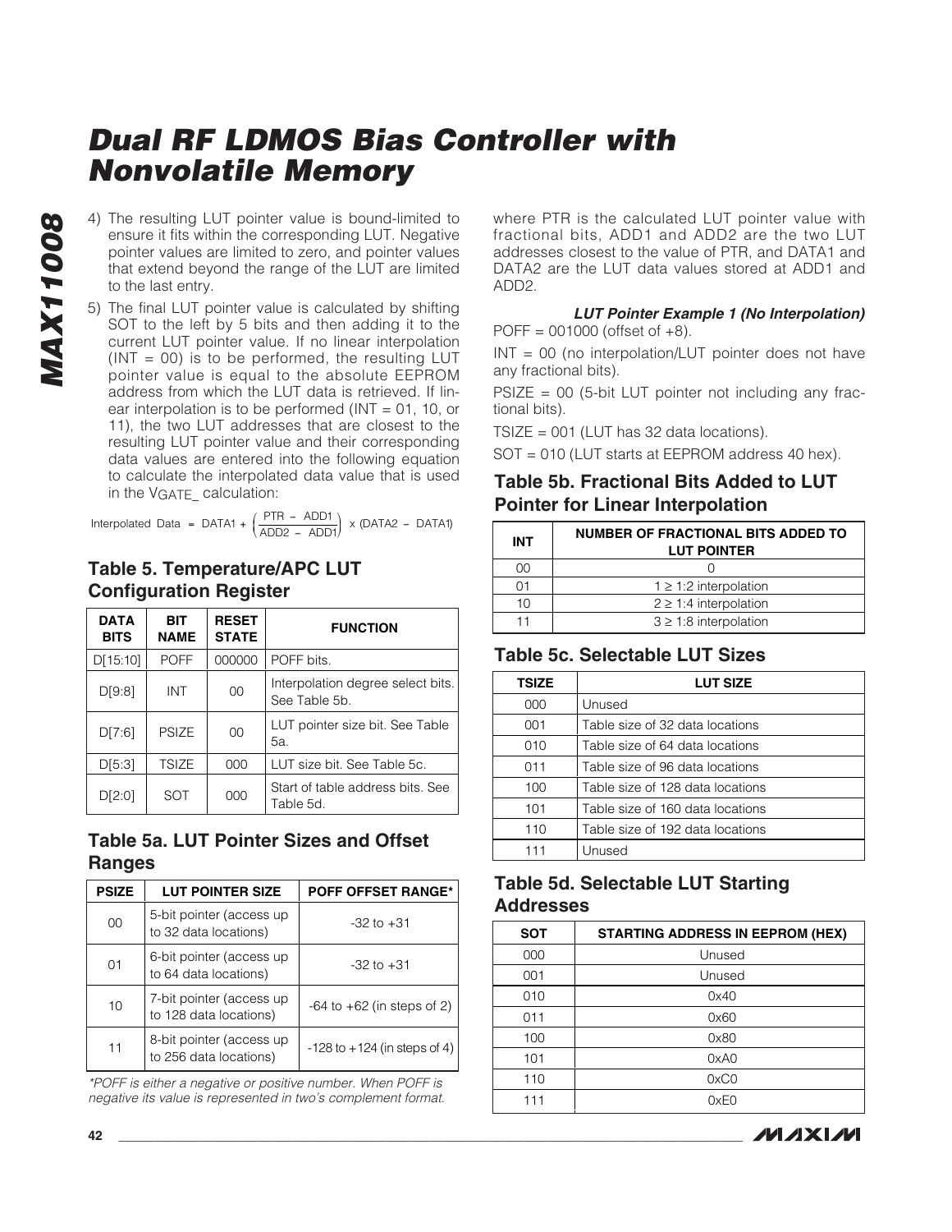4) The resulting LUT pointer value is bound-limited to ensure it fits within the corresponding LUT. Negative pointer values are limited to zero, and pointer values that extend beyond the range of the LUT are limited to the last entry.

5) The final LUT pointer value is calculated by shifting SOT to the left by 5 bits and then adding it to the current LUT pointer value. If no linear interpolation (INT = 00) is to be performed, the resulting LUT pointer value is equal to the absolute EEPROM address from which the LUT data is retrieved. If linear interpolation is to be performed (INT = 01, 10, or 11), the two LUT addresses that are closest to the resulting LUT pointer value and their corresponding data values are entered into the following equation to calculate the interpolated data value that is used in the $V_{GATE\_}$ calculation:

$$\text{Interpolated Data} = \text{DATA1} + \left(\frac{\text{PTR} - \text{ADD1}}{\text{ADD2} - \text{ADD1}}\right) \times (\text{DATA2} - \text{DATA1})$$

where PTR is the calculated LUT pointer value with fractional bits, ADD1 and ADD2 are the two LUT addresses closest to the value of PTR, and DATA1 and DATA2 are the LUT data values stored at ADD1 and ADD2.

***LUT Pointer Example 1 (No Interpolation)***

POFF = 001000 (offset of +8).

INT = 00 (no interpolation/LUT pointer does not have any fractional bits).

PSIZE = 00 (5-bit LUT pointer not including any fractional bits).

TSIZE = 001 (LUT has 32 data locations).

SOT = 010 (LUT starts at EEPROM address 40 hex).

## Table 5. Temperature/APC LUT Configuration Register

| DATA BITS | BIT NAME | RESET STATE | FUNCTION |
|---|---|---|---|
| D[15:10] | POFF | 000000 | POFF bits. |
| D[9:8] | INT | 00 | Interpolation degree select bits. See Table 5b. |
| D[7:6] | PSIZE | 00 | LUT pointer size bit. See Table 5a. |
| D[5:3] | TSIZE | 000 | LUT size bit. See Table 5c. |
| D[2:0] | SOT | 000 | Start of table address bits. See Table 5d. |

## Table 5a. LUT Pointer Sizes and Offset Ranges

| PSIZE | LUT POINTER SIZE | POFF OFFSET RANGE* |
|---|---|---|
| 00 | 5-bit pointer (access up to 32 data locations) | -32 to +31 |
| 01 | 6-bit pointer (access up to 64 data locations) | -32 to +31 |
| 10 | 7-bit pointer (access up to 128 data locations) | -64 to +62 (in steps of 2) |
| 11 | 8-bit pointer (access up to 256 data locations) | -128 to +124 (in steps of 4) |

*POFF is either a negative or positive number. When POFF is negative its value is represented in two's complement format.*

## Table 5b. Fractional Bits Added to LUT Pointer for Linear Interpolation

| INT | NUMBER OF FRACTIONAL BITS ADDED TO LUT POINTER |
|---|---|
| 00 | 0 |
| 01 | 1 ≥ 1:2 interpolation |
| 10 | 2 ≥ 1:4 interpolation |
| 11 | 3 ≥ 1:8 interpolation |

## Table 5c. Selectable LUT Sizes

| TSIZE | LUT SIZE |
|---|---|
| 000 | Unused |
| 001 | Table size of 32 data locations |
| 010 | Table size of 64 data locations |
| 011 | Table size of 96 data locations |
| 100 | Table size of 128 data locations |
| 101 | Table size of 160 data locations |
| 110 | Table size of 192 data locations |
| 111 | Unused |

## Table 5d. Selectable LUT Starting Addresses

| SOT | STARTING ADDRESS IN EEPROM (HEX) |
|---|---|
| 000 | Unused |
| 001 | Unused |
| 010 | 0x40 |
| 011 | 0x60 |
| 100 | 0x80 |
| 101 | 0xA0 |
| 110 | 0xC0 |
| 111 | 0xE0 |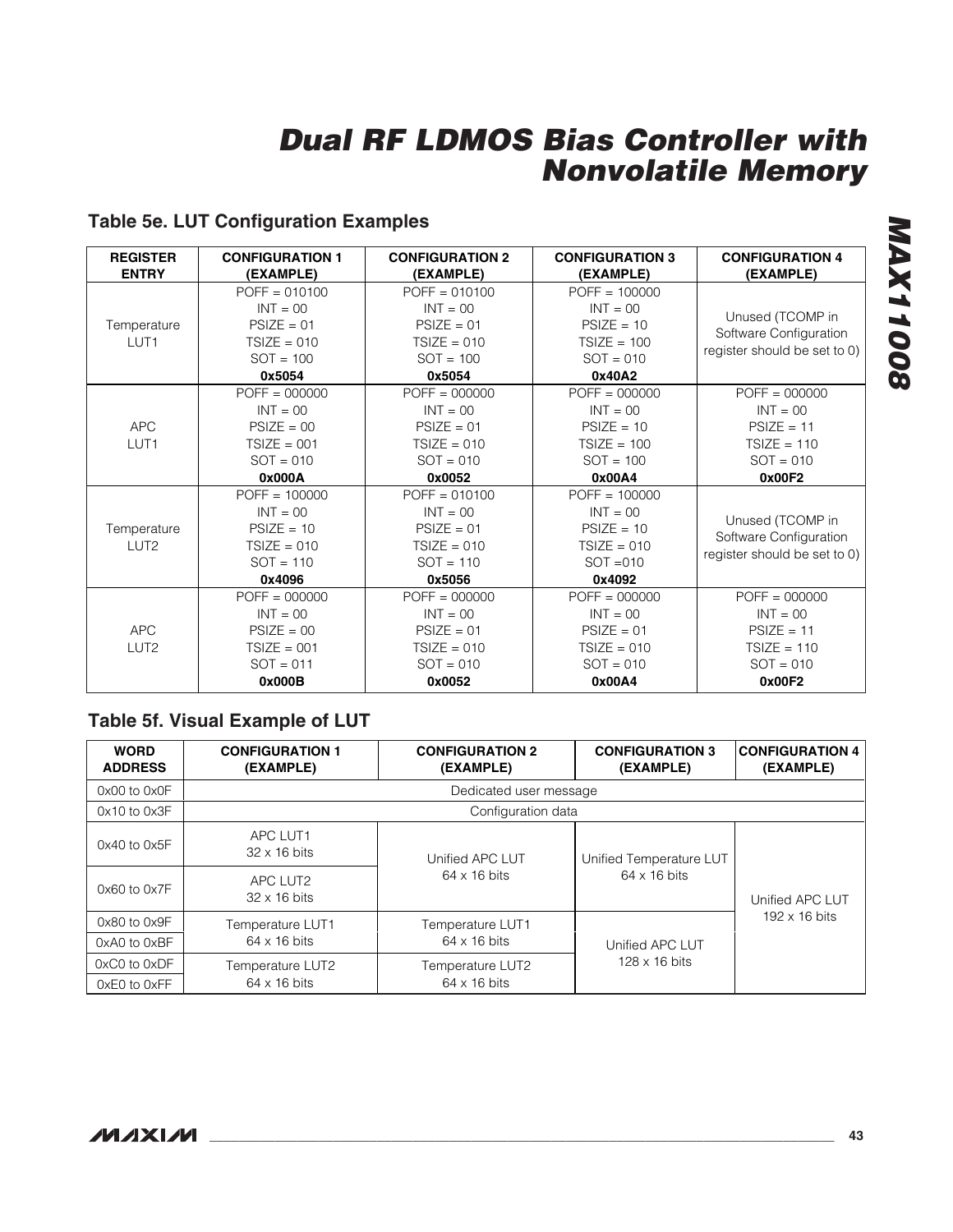## Table 5e. LUT Configuration Examples

| REGISTER ENTRY | CONFIGURATION 1 (EXAMPLE) | CONFIGURATION 2 (EXAMPLE) | CONFIGURATION 3 (EXAMPLE) | CONFIGURATION 4 (EXAMPLE) |
|---|---|---|---|---|
| Temperature LUT1 | POFF = 010100<br>INT = 00<br>PSIZE = 01<br>TSIZE = 010<br>SOT = 100<br>**0x5054** | POFF = 010100<br>INT = 00<br>PSIZE = 01<br>TSIZE = 010<br>SOT = 100<br>**0x5054** | POFF = 100000<br>INT = 00<br>PSIZE = 10<br>TSIZE = 100<br>SOT = 010<br>**0x40A2** | Unused (TCOMP in Software Configuration register should be set to 0) |
| APC LUT1 | POFF = 000000<br>INT = 00<br>PSIZE = 00<br>TSIZE = 001<br>SOT = 010<br>**0x000A** | POFF = 000000<br>INT = 00<br>PSIZE = 01<br>TSIZE = 010<br>SOT = 010<br>**0x0052** | POFF = 000000<br>INT = 00<br>PSIZE = 10<br>TSIZE = 100<br>SOT = 100<br>**0x00A4** | POFF = 000000<br>INT = 00<br>PSIZE = 11<br>TSIZE = 110<br>SOT = 010<br>**0x00F2** |
| Temperature LUT2 | POFF = 100000<br>INT = 00<br>PSIZE = 10<br>TSIZE = 010<br>SOT = 110<br>**0x4096** | POFF = 010100<br>INT = 00<br>PSIZE = 01<br>TSIZE = 010<br>SOT = 110<br>**0x5056** | POFF = 100000<br>INT = 00<br>PSIZE = 10<br>TSIZE = 010<br>SOT =010<br>**0x4092** | Unused (TCOMP in Software Configuration register should be set to 0) |
| APC LUT2 | POFF = 000000<br>INT = 00<br>PSIZE = 00<br>TSIZE = 001<br>SOT = 011<br>**0x000B** | POFF = 000000<br>INT = 00<br>PSIZE = 01<br>TSIZE = 010<br>SOT = 010<br>**0x0052** | POFF = 000000<br>INT = 00<br>PSIZE = 01<br>TSIZE = 010<br>SOT = 010<br>**0x00A4** | POFF = 000000<br>INT = 00<br>PSIZE = 11<br>TSIZE = 110<br>SOT = 010<br>**0x00F2** |

## Table 5f. Visual Example of LUT

| WORD ADDRESS | CONFIGURATION 1 (EXAMPLE) | CONFIGURATION 2 (EXAMPLE) | CONFIGURATION 3 (EXAMPLE) | CONFIGURATION 4 (EXAMPLE) |
|---|---|---|---|---|
| 0x00 to 0x0F | Dedicated user message | | | |
| 0x10 to 0x3F | Configuration data | | | |
| 0x40 to 0x5F | APC LUT1<br>32 x 16 bits | Unified APC LUT<br>64 x 16 bits | Unified Temperature LUT<br>64 x 16 bits | Unified APC LUT<br>192 x 16 bits |
| 0x60 to 0x7F | APC LUT2<br>32 x 16 bits | | | |
| 0x80 to 0x9F | Temperature LUT1<br>64 x 16 bits | Temperature LUT1<br>64 x 16 bits | Unified APC LUT<br>128 x 16 bits | |
| 0xA0 to 0xBF | | | | |
| 0xC0 to 0xDF | Temperature LUT2<br>64 x 16 bits | Temperature LUT2<br>64 x 16 bits | | |
| 0xE0 to 0xFF | | | | |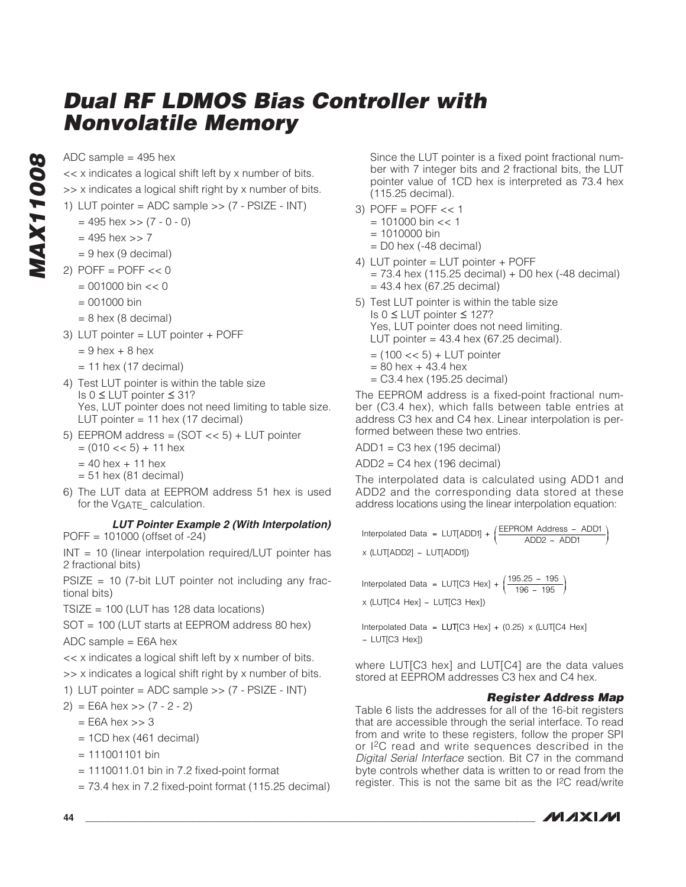ADC sample = 495 hex

<< x indicates a logical shift left by x number of bits.

>> x indicates a logical shift right by x number of bits.

1) LUT pointer = ADC sample >> (7 - PSIZE - INT)
   = 495 hex >> (7 - 0 - 0)
   = 495 hex >> 7
   = 9 hex (9 decimal)
2) POFF = POFF << 0
   = 001000 bin << 0
   = 001000 bin
   = 8 hex (8 decimal)
3) LUT pointer = LUT pointer + POFF
   = 9 hex + 8 hex
   = 11 hex (17 decimal)
4) Test LUT pointer is within the table size
   Is 0 ≤ LUT pointer ≤ 31?
   Yes, LUT pointer does not need limiting to table size.
   LUT pointer = 11 hex (17 decimal)
5) EEPROM address = (SOT << 5) + LUT pointer
   = (010 << 5) + 11 hex
   = 40 hex + 11 hex
   = 51 hex (81 decimal)
6) The LUT data at EEPROM address 51 hex is used for the $V_{GATE\_}$ calculation.

### LUT Pointer Example 2 (With Interpolation)

POFF = 101000 (offset of -24)

INT = 10 (linear interpolation required/LUT pointer has 2 fractional bits)

PSIZE = 10 (7-bit LUT pointer not including any fractional bits)

TSIZE = 100 (LUT has 128 data locations)

SOT = 100 (LUT starts at EEPROM address 80 hex)

ADC sample = E6A hex

<< x indicates a logical shift left by x number of bits.

>> x indicates a logical shift right by x number of bits.

1) LUT pointer = ADC sample >> (7 - PSIZE - INT)
2) = E6A hex >> (7 - 2 - 2)
   = E6A hex >> 3
   = 1CD hex (461 decimal)
   = 111001101 bin
   = 1110011.01 bin in 7.2 fixed-point format
   = 73.4 hex in 7.2 fixed-point format (115.25 decimal)

   Since the LUT pointer is a fixed point fractional number with 7 integer bits and 2 fractional bits, the LUT pointer value of 1CD hex is interpreted as 73.4 hex (115.25 decimal).
3) POFF = POFF << 1
   = 101000 bin << 1
   = 1010000 bin
   = D0 hex (-48 decimal)
4) LUT pointer = LUT pointer + POFF
   = 73.4 hex (115.25 decimal) + D0 hex (-48 decimal)
   = 43.4 hex (67.25 decimal)
5) Test LUT pointer is within the table size
   Is 0 ≤ LUT pointer ≤ 127?
   Yes, LUT pointer does not need limiting.
   LUT pointer = 43.4 hex (67.25 decimal).
   = (100 << 5) + LUT pointer
   = 80 hex + 43.4 hex
   = C3.4 hex (195.25 decimal)

The EEPROM address is a fixed-point fractional number (C3.4 hex), which falls between table entries at address C3 hex and C4 hex. Linear interpolation is performed between these two entries.

ADD1 = C3 hex (195 decimal)

ADD2 = C4 hex (196 decimal)

The interpolated data is calculated using ADD1 and ADD2 and the corresponding data stored at these address locations using the linear interpolation equation:

$$\text{Interpolated Data} = \text{LUT[ADD1]} + \left(\frac{\text{EEPROM Address} - \text{ADD1}}{\text{ADD2} - \text{ADD1}}\right) \times (\text{LUT[ADD2]} - \text{LUT[ADD1]})$$

$$\text{Interpolated Data} = \text{LUT[C3 Hex]} + \left(\frac{195.25 - 195}{196 - 195}\right) \times (\text{LUT[C4 Hex]} - \text{LUT[C3 Hex]})$$

$$\text{Interpolated Data} = \text{LUT[C3 Hex]} + (0.25) \times (\text{LUT[C4 Hex]} - \text{LUT[C3 Hex]})$$

where LUT[C3 hex] and LUT[C4] are the data values stored at EEPROM addresses C3 hex and C4 hex.

### Register Address Map

Table 6 lists the addresses for all of the 16-bit registers that are accessible through the serial interface. To read from and write to these registers, follow the proper SPI or I²C read and write sequences described in the *Digital Serial Interface* section. Bit C7 in the command byte controls whether data is written to or read from the register. This is not the same bit as the I²C read/write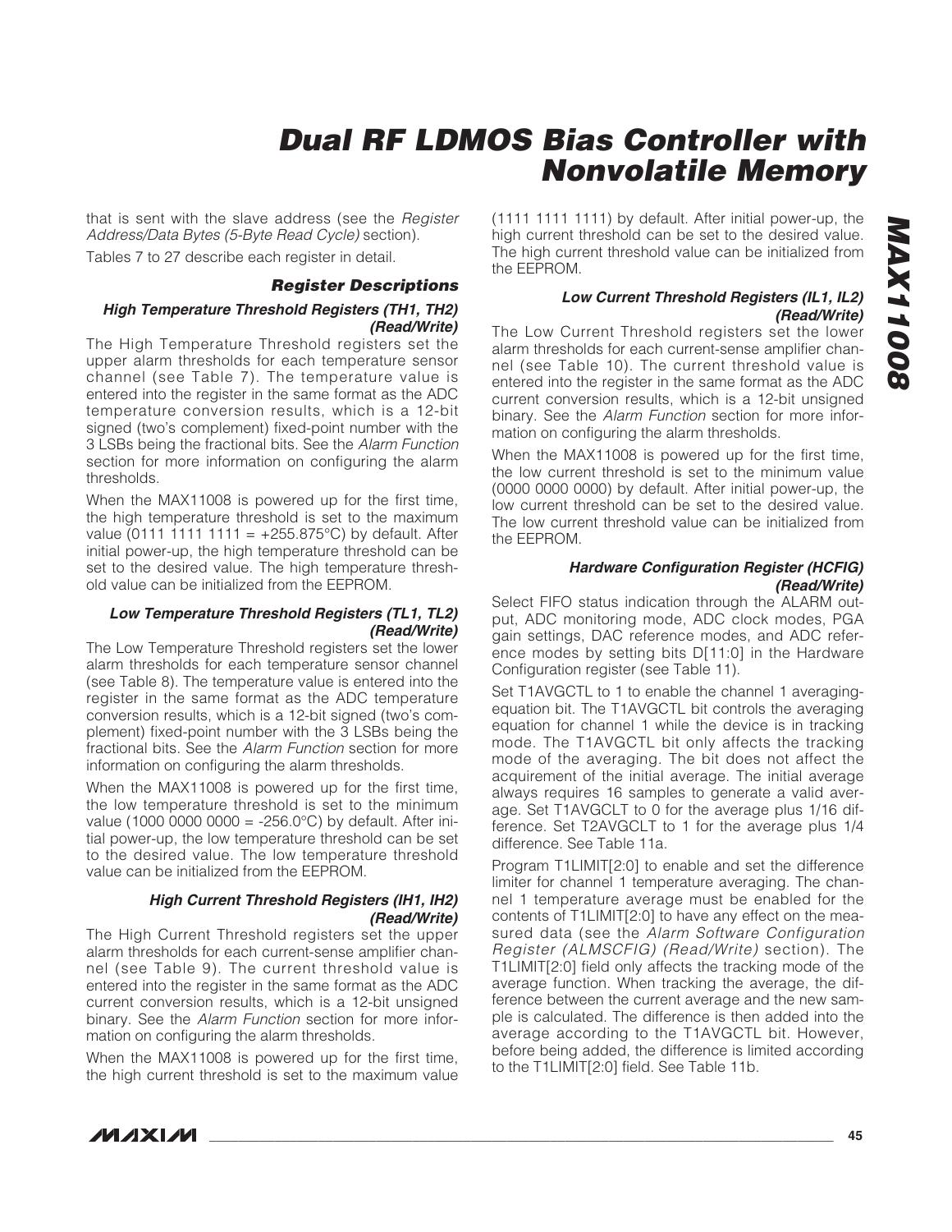that is sent with the slave address (see the *Register Address/Data Bytes (5-Byte Read Cycle)* section).

Tables 7 to 27 describe each register in detail.

### Register Descriptions

#### High Temperature Threshold Registers (TH1, TH2) (Read/Write)

The High Temperature Threshold registers set the upper alarm thresholds for each temperature sensor channel (see Table 7). The temperature value is entered into the register in the same format as the ADC temperature conversion results, which is a 12-bit signed (two's complement) fixed-point number with the 3 LSBs being the fractional bits. See the *Alarm Function* section for more information on configuring the alarm thresholds.

When the MAX11008 is powered up for the first time, the high temperature threshold is set to the maximum value (0111 1111 1111 = +255.875°C) by default. After initial power-up, the high temperature threshold can be set to the desired value. The high temperature threshold value can be initialized from the EEPROM.

#### Low Temperature Threshold Registers (TL1, TL2) (Read/Write)

The Low Temperature Threshold registers set the lower alarm thresholds for each temperature sensor channel (see Table 8). The temperature value is entered into the register in the same format as the ADC temperature conversion results, which is a 12-bit signed (two's complement) fixed-point number with the 3 LSBs being the fractional bits. See the *Alarm Function* section for more information on configuring the alarm thresholds.

When the MAX11008 is powered up for the first time, the low temperature threshold is set to the minimum value (1000 0000 0000 = -256.0°C) by default. After initial power-up, the low temperature threshold can be set to the desired value. The low temperature threshold value can be initialized from the EEPROM.

#### High Current Threshold Registers (IH1, IH2) (Read/Write)

The High Current Threshold registers set the upper alarm thresholds for each current-sense amplifier channel (see Table 9). The current threshold value is entered into the register in the same format as the ADC current conversion results, which is a 12-bit unsigned binary. See the *Alarm Function* section for more information on configuring the alarm thresholds.

When the MAX11008 is powered up for the first time, the high current threshold is set to the maximum value (1111 1111 1111) by default. After initial power-up, the high current threshold can be set to the desired value. The high current threshold value can be initialized from the EEPROM.

#### Low Current Threshold Registers (IL1, IL2) (Read/Write)

The Low Current Threshold registers set the lower alarm thresholds for each current-sense amplifier channel (see Table 10). The current threshold value is entered into the register in the same format as the ADC current conversion results, which is a 12-bit unsigned binary. See the *Alarm Function* section for more information on configuring the alarm thresholds.

When the MAX11008 is powered up for the first time, the low current threshold is set to the minimum value (0000 0000 0000) by default. After initial power-up, the low current threshold can be set to the desired value. The low current threshold value can be initialized from the EEPROM.

#### Hardware Configuration Register (HCFIG) (Read/Write)

Select FIFO status indication through the ALARM output, ADC monitoring mode, ADC clock modes, PGA gain settings, DAC reference modes, and ADC reference modes by setting bits D[11:0] in the Hardware Configuration register (see Table 11).

Set T1AVGCTL to 1 to enable the channel 1 averaging-equation bit. The T1AVGCTL bit controls the averaging equation for channel 1 while the device is in tracking mode. The T1AVGCTL bit only affects the tracking mode of the averaging. The bit does not affect the acquirement of the initial average. The initial average always requires 16 samples to generate a valid average. Set T1AVGCLT to 0 for the average plus 1/16 difference. Set T2AVGCLT to 1 for the average plus 1/4 difference. See Table 11a.

Program T1LIMIT[2:0] to enable and set the difference limiter for channel 1 temperature averaging. The channel 1 temperature average must be enabled for the contents of T1LIMIT[2:0] to have any effect on the measured data (see the *Alarm Software Configuration Register (ALMSCFIG) (Read/Write)* section). The T1LIMIT[2:0] field only affects the tracking mode of the average function. When tracking the average, the difference between the current average and the new sample is calculated. The difference is then added into the average according to the T1AVGCTL bit. However, before being added, the difference is limited according to the T1LIMIT[2:0] field. See Table 11b.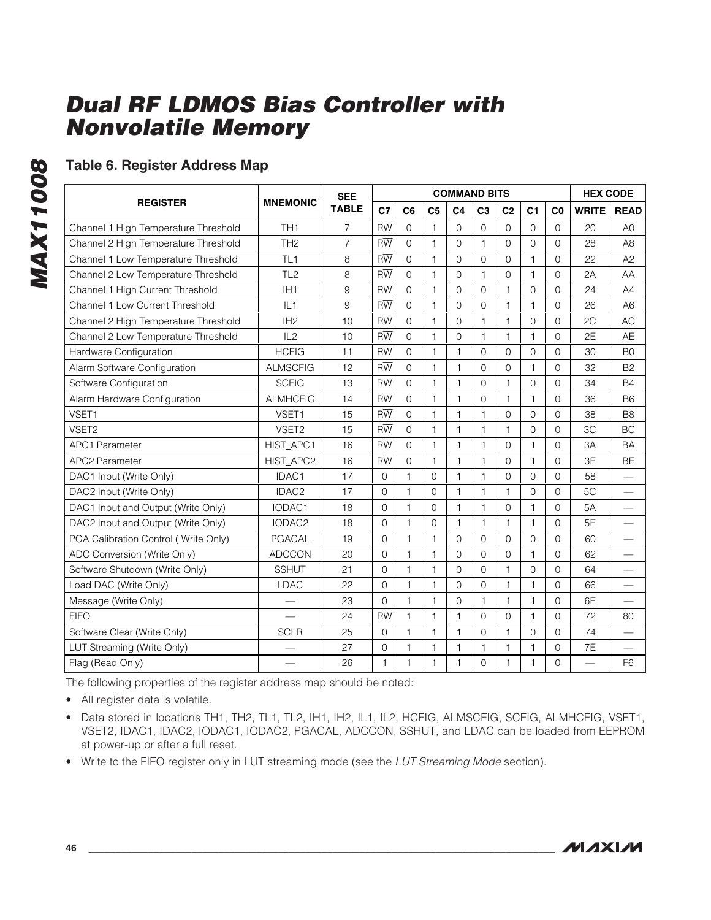## Table 6. Register Address Map

| REGISTER | MNEMONIC | SEE TABLE | COMMAND BITS | | | | | | | | HEX CODE | |
|---|---|---|---|---|---|---|---|---|---|---|---|---|
| | | | C7 | C6 | C5 | C4 | C3 | C2 | C1 | C0 | WRITE | READ |
| Channel 1 High Temperature Threshold | TH1 | 7 | $R\overline{W}$ | 0 | 1 | 0 | 0 | 0 | 0 | 0 | 20 | A0 |
| Channel 2 High Temperature Threshold | TH2 | 7 | $R\overline{W}$ | 0 | 1 | 0 | 1 | 0 | 0 | 0 | 28 | A8 |
| Channel 1 Low Temperature Threshold | TL1 | 8 | $R\overline{W}$ | 0 | 1 | 0 | 0 | 0 | 1 | 0 | 22 | A2 |
| Channel 2 Low Temperature Threshold | TL2 | 8 | $R\overline{W}$ | 0 | 1 | 0 | 1 | 0 | 1 | 0 | 2A | AA |
| Channel 1 High Current Threshold | IH1 | 9 | $R\overline{W}$ | 0 | 1 | 0 | 0 | 1 | 0 | 0 | 24 | A4 |
| Channel 1 Low Current Threshold | IL1 | 9 | $R\overline{W}$ | 0 | 1 | 0 | 0 | 1 | 1 | 0 | 26 | A6 |
| Channel 2 High Temperature Threshold | IH2 | 10 | $R\overline{W}$ | 0 | 1 | 0 | 1 | 1 | 0 | 0 | 2C | AC |
| Channel 2 Low Temperature Threshold | IL2 | 10 | $R\overline{W}$ | 0 | 1 | 0 | 1 | 1 | 1 | 0 | 2E | AE |
| Hardware Configuration | HCFIG | 11 | $R\overline{W}$ | 0 | 1 | 1 | 0 | 0 | 0 | 0 | 30 | B0 |
| Alarm Software Configuration | ALMSCFIG | 12 | $R\overline{W}$ | 0 | 1 | 1 | 0 | 0 | 1 | 0 | 32 | B2 |
| Software Configuration | SCFIG | 13 | $R\overline{W}$ | 0 | 1 | 1 | 0 | 1 | 0 | 0 | 34 | B4 |
| Alarm Hardware Configuration | ALMHCFIG | 14 | $R\overline{W}$ | 0 | 1 | 1 | 0 | 1 | 1 | 0 | 36 | B6 |
| VSET1 | VSET1 | 15 | $R\overline{W}$ | 0 | 1 | 1 | 1 | 0 | 0 | 0 | 38 | B8 |
| VSET2 | VSET2 | 15 | $R\overline{W}$ | 0 | 1 | 1 | 1 | 1 | 0 | 0 | 3C | BC |
| APC1 Parameter | HIST_APC1 | 16 | $R\overline{W}$ | 0 | 1 | 1 | 1 | 0 | 1 | 0 | 3A | BA |
| APC2 Parameter | HIST_APC2 | 16 | $R\overline{W}$ | 0 | 1 | 1 | 1 | 0 | 1 | 0 | 3E | BE |
| DAC1 Input (Write Only) | IDAC1 | 17 | 0 | 1 | 0 | 1 | 1 | 0 | 0 | 0 | 58 | — |
| DAC2 Input (Write Only) | IDAC2 | 17 | 0 | 1 | 0 | 1 | 1 | 1 | 0 | 0 | 5C | — |
| DAC1 Input and Output (Write Only) | IODAC1 | 18 | 0 | 1 | 0 | 1 | 1 | 0 | 1 | 0 | 5A | — |
| DAC2 Input and Output (Write Only) | IODAC2 | 18 | 0 | 1 | 0 | 1 | 1 | 1 | 1 | 0 | 5E | — |
| PGA Calibration Control ( Write Only) | PGACAL | 19 | 0 | 1 | 1 | 0 | 0 | 0 | 0 | 0 | 60 | — |
| ADC Conversion (Write Only) | ADCCON | 20 | 0 | 1 | 1 | 0 | 0 | 0 | 1 | 0 | 62 | — |
| Software Shutdown (Write Only) | SSHUT | 21 | 0 | 1 | 1 | 0 | 0 | 1 | 0 | 0 | 64 | — |
| Load DAC (Write Only) | LDAC | 22 | 0 | 1 | 1 | 0 | 0 | 1 | 1 | 0 | 66 | — |
| Message (Write Only) | — | 23 | 0 | 1 | 1 | 0 | 1 | 1 | 1 | 0 | 6E | — |
| FIFO | — | 24 | $R\overline{W}$ | 1 | 1 | 1 | 0 | 0 | 1 | 0 | 72 | 80 |
| Software Clear (Write Only) | SCLR | 25 | 0 | 1 | 1 | 1 | 0 | 1 | 0 | 0 | 74 | — |
| LUT Streaming (Write Only) | — | 27 | 0 | 1 | 1 | 1 | 1 | 1 | 1 | 0 | 7E | — |
| Flag (Read Only) | — | 26 | 1 | 1 | 1 | 1 | 0 | 1 | 1 | 0 | — | F6 |

The following properties of the register address map should be noted:

- All register data is volatile.
- Data stored in locations TH1, TH2, TL1, TL2, IH1, IH2, IL1, IL2, HCFIG, ALMSCFIG, SCFIG, ALMHCFIG, VSET1, VSET2, IDAC1, IDAC2, IODAC1, IODAC2, PGACAL, ADCCON, SSHUT, and LDAC can be loaded from EEPROM at power-up or after a full reset.
- Write to the FIFO register only in LUT streaming mode (see the *LUT Streaming Mode* section).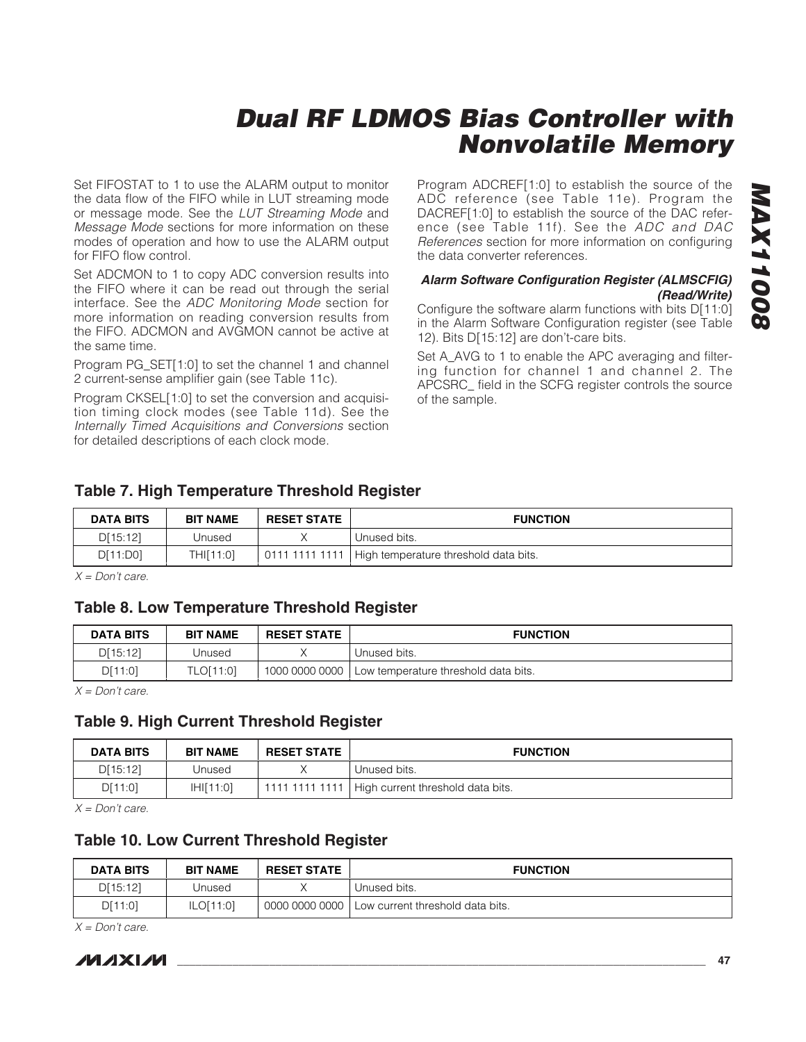Set FIFOSTAT to 1 to use the ALARM output to monitor the data flow of the FIFO while in LUT streaming mode or message mode. See the *LUT Streaming Mode* and *Message Mode* sections for more information on these modes of operation and how to use the ALARM output for FIFO flow control.

Set ADCMON to 1 to copy ADC conversion results into the FIFO where it can be read out through the serial interface. See the *ADC Monitoring Mode* section for more information on reading conversion results from the FIFO. ADCMON and AVGMON cannot be active at the same time.

Program PG_SET[1:0] to set the channel 1 and channel 2 current-sense amplifier gain (see Table 11c).

Program CKSEL[1:0] to set the conversion and acquisition timing clock modes (see Table 11d). See the *Internally Timed Acquisitions and Conversions* section for detailed descriptions of each clock mode.

Program ADCREF[1:0] to establish the source of the ADC reference (see Table 11e). Program the DACREF[1:0] to establish the source of the DAC reference (see Table 11f). See the *ADC and DAC References* section for more information on configuring the data converter references.

#### Alarm Software Configuration Register (ALMSCFIG) (Read/Write)

Configure the software alarm functions with bits D[11:0] in the Alarm Software Configuration register (see Table 12). Bits D[15:12] are don't-care bits.

Set A_AVG to 1 to enable the APC averaging and filtering function for channel 1 and channel 2. The APCSRC_ field in the SCFG register controls the source of the sample.

### Table 7. High Temperature Threshold Register

| DATA BITS | BIT NAME | RESET STATE | FUNCTION |
|---|---|---|---|
| D[15:12] | Unused | X | Unused bits. |
| D[11:D0] | THI[11:0] | 0111 1111 1111 | High temperature threshold data bits. |

*X = Don't care.*

### Table 8. Low Temperature Threshold Register

| DATA BITS | BIT NAME | RESET STATE | FUNCTION |
|---|---|---|---|
| D[15:12] | Unused | X | Unused bits. |
| D[11:0] | TLO[11:0] | 1000 0000 0000 | Low temperature threshold data bits. |

*X = Don't care.*

### Table 9. High Current Threshold Register

| DATA BITS | BIT NAME | RESET STATE | FUNCTION |
|---|---|---|---|
| D[15:12] | Unused | X | Unused bits. |
| D[11:0] | IHI[11:0] | 1111 1111 1111 | High current threshold data bits. |

*X = Don't care.*

### Table 10. Low Current Threshold Register

| DATA BITS | BIT NAME | RESET STATE | FUNCTION |
|---|---|---|---|
| D[15:12] | Unused | X | Unused bits. |
| D[11:0] | ILO[11:0] | 0000 0000 0000 | Low current threshold data bits. |

*X = Don't care.*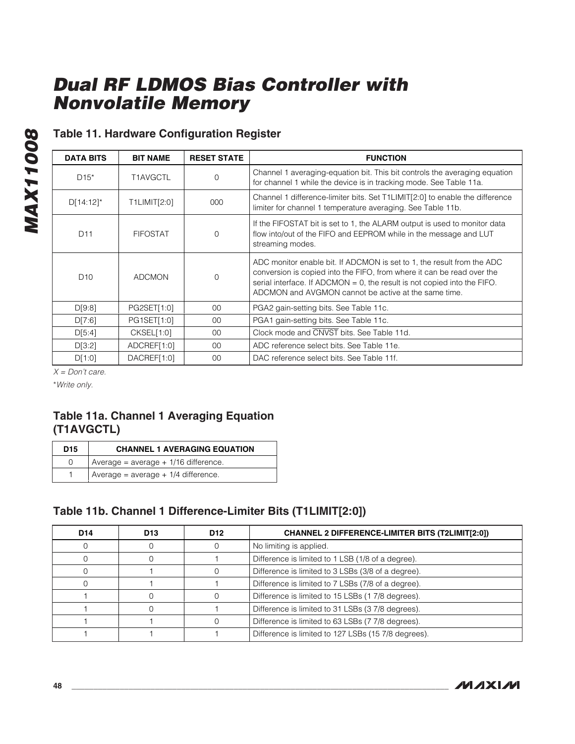## Table 11. Hardware Configuration Register

| DATA BITS | BIT NAME | RESET STATE | FUNCTION |
|---|---|---|---|
| D15* | T1AVGCTL | 0 | Channel 1 averaging-equation bit. This bit controls the averaging equation for channel 1 while the device is in tracking mode. See Table 11a. |
| D[14:12]* | T1LIMIT[2:0] | 000 | Channel 1 difference-limiter bits. Set T1LIMIT[2:0] to enable the difference limiter for channel 1 temperature averaging. See Table 11b. |
| D11 | FIFOSTAT | 0 | If the FIFOSTAT bit is set to 1, the ALARM output is used to monitor data flow into/out of the FIFO and EEPROM while in the message and LUT streaming modes. |
| D10 | ADCMON | 0 | ADC monitor enable bit. If ADCMON is set to 1, the result from the ADC conversion is copied into the FIFO, from where it can be read over the serial interface. If ADCMON = 0, the result is not copied into the FIFO. ADCMON and AVGMON cannot be active at the same time. |
| D[9:8] | PG2SET[1:0] | 00 | PGA2 gain-setting bits. See Table 11c. |
| D[7:6] | PG1SET[1:0] | 00 | PGA1 gain-setting bits. See Table 11c. |
| D[5:4] | CKSEL[1:0] | 00 | Clock mode and $\overline{\text{CNVST}}$ bits. See Table 11d. |
| D[3:2] | ADCREF[1:0] | 00 | ADC reference select bits. See Table 11e. |
| D[1:0] | DACREF[1:0] | 00 | DAC reference select bits. See Table 11f. |

*X = Don't care.*

**Write only.*

## Table 11a. Channel 1 Averaging Equation (T1AVGCTL)

| D15 | CHANNEL 1 AVERAGING EQUATION |
|---|---|
| 0 | Average = average + 1/16 difference. |
| 1 | Average = average + 1/4 difference. |

## Table 11b. Channel 1 Difference-Limiter Bits (T1LIMIT[2:0])

| D14 | D13 | D12 | CHANNEL 2 DIFFERENCE-LIMITER BITS (T2LIMIT[2:0]) |
|---|---|---|---|
| 0 | 0 | 0 | No limiting is applied. |
| 0 | 0 | 1 | Difference is limited to 1 LSB (1/8 of a degree). |
| 0 | 1 | 0 | Difference is limited to 3 LSBs (3/8 of a degree). |
| 0 | 1 | 1 | Difference is limited to 7 LSBs (7/8 of a degree). |
| 1 | 0 | 0 | Difference is limited to 15 LSBs (1 7/8 degrees). |
| 1 | 0 | 1 | Difference is limited to 31 LSBs (3 7/8 degrees). |
| 1 | 1 | 0 | Difference is limited to 63 LSBs (7 7/8 degrees). |
| 1 | 1 | 1 | Difference is limited to 127 LSBs (15 7/8 degrees). |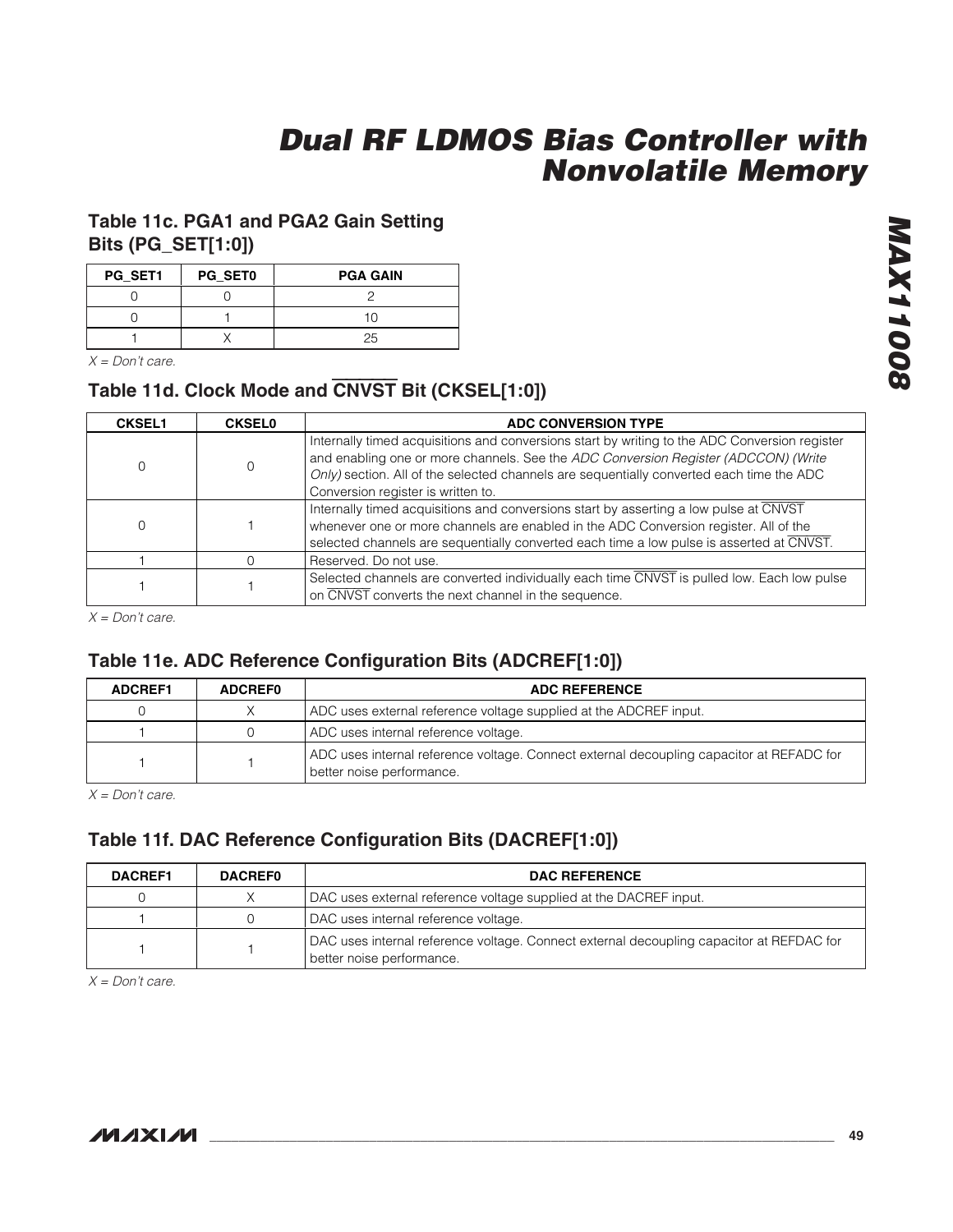### Table 11c. PGA1 and PGA2 Gain Setting Bits (PG_SET[1:0])

| PG_SET1 | PG_SET0 | PGA GAIN |
|---|---|---|
| 0 | 0 | 2 |
| 0 | 1 | 10 |
| 1 | X | 25 |

*X = Don't care.*

### Table 11d. Clock Mode and $\overline{\text{CNVST}}$ Bit (CKSEL[1:0])

| CKSEL1 | CKSEL0 | ADC CONVERSION TYPE |
|---|---|---|
| 0 | 0 | Internally timed acquisitions and conversions start by writing to the ADC Conversion register and enabling one or more channels. See the *ADC Conversion Register (ADCCON) (Write Only)* section. All of the selected channels are sequentially converted each time the ADC Conversion register is written to. |
| 0 | 1 | Internally timed acquisitions and conversions start by asserting a low pulse at $\overline{\text{CNVST}}$ whenever one or more channels are enabled in the ADC Conversion register. All of the selected channels are sequentially converted each time a low pulse is asserted at $\overline{\text{CNVST}}$. |
| 1 | 0 | Reserved. Do not use. |
| 1 | 1 | Selected channels are converted individually each time $\overline{\text{CNVST}}$ is pulled low. Each low pulse on $\overline{\text{CNVST}}$ converts the next channel in the sequence. |

*X = Don't care.*

### Table 11e. ADC Reference Configuration Bits (ADCREF[1:0])

| ADCREF1 | ADCREF0 | ADC REFERENCE |
|---|---|---|
| 0 | X | ADC uses external reference voltage supplied at the ADCREF input. |
| 1 | 0 | ADC uses internal reference voltage. |
| 1 | 1 | ADC uses internal reference voltage. Connect external decoupling capacitor at REFADC for better noise performance. |

*X = Don't care.*

### Table 11f. DAC Reference Configuration Bits (DACREF[1:0])

| DACREF1 | DACREF0 | DAC REFERENCE |
|---|---|---|
| 0 | X | DAC uses external reference voltage supplied at the DACREF input. |
| 1 | 0 | DAC uses internal reference voltage. |
| 1 | 1 | DAC uses internal reference voltage. Connect external decoupling capacitor at REFDAC for better noise performance. |

*X = Don't care.*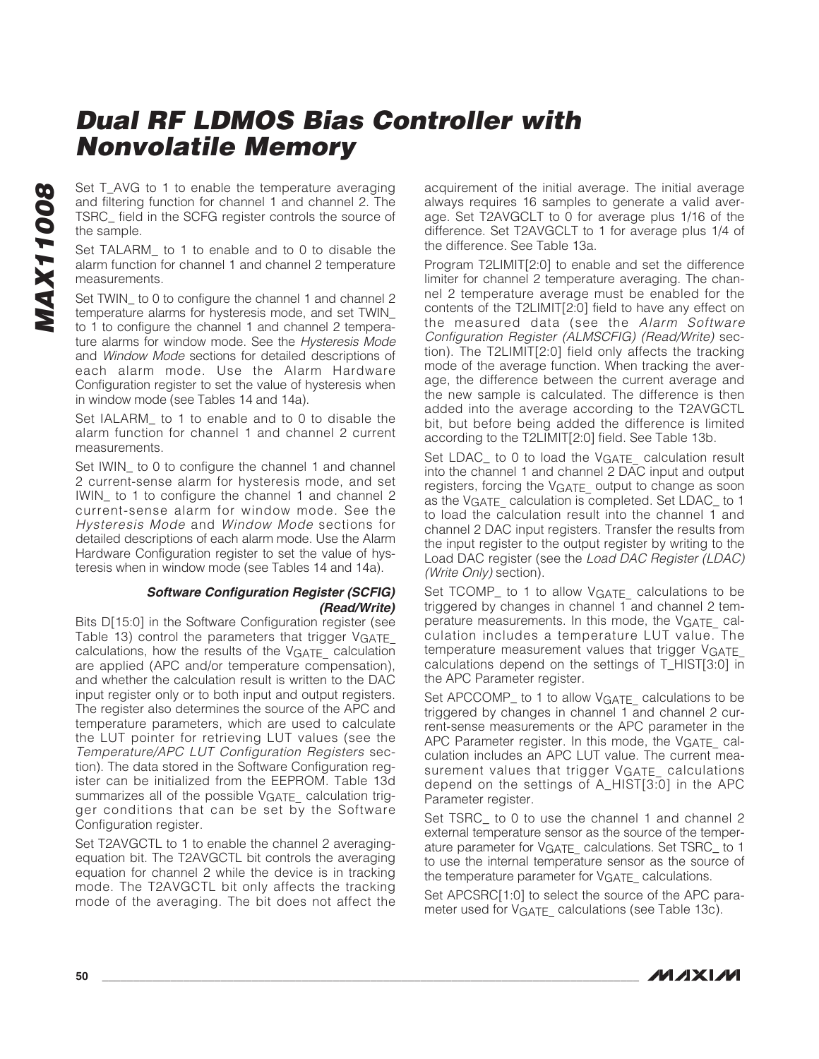Set T_AVG to 1 to enable the temperature averaging and filtering function for channel 1 and channel 2. The TSRC_ field in the SCFG register controls the source of the sample.

Set TALARM_ to 1 to enable and to 0 to disable the alarm function for channel 1 and channel 2 temperature measurements.

Set TWIN_ to 0 to configure the channel 1 and channel 2 temperature alarms for hysteresis mode, and set TWIN_ to 1 to configure the channel 1 and channel 2 temperature alarms for window mode. See the *Hysteresis Mode* and *Window Mode* sections for detailed descriptions of each alarm mode. Use the Alarm Hardware Configuration register to set the value of hysteresis when in window mode (see Tables 14 and 14a).

Set IALARM_ to 1 to enable and to 0 to disable the alarm function for channel 1 and channel 2 current measurements.

Set IWIN_ to 0 to configure the channel 1 and channel 2 current-sense alarm for hysteresis mode, and set IWIN_ to 1 to configure the channel 1 and channel 2 current-sense alarm for window mode. See the *Hysteresis Mode* and *Window Mode* sections for detailed descriptions of each alarm mode. Use the Alarm Hardware Configuration register to set the value of hysteresis when in window mode (see Tables 14 and 14a).

#### *Software Configuration Register (SCFIG) (Read/Write)*

Bits D[15:0] in the Software Configuration register (see Table 13) control the parameters that trigger $V_{GATE\_}$ calculations, how the results of the $V_{GATE\_}$ calculation are applied (APC and/or temperature compensation), and whether the calculation result is written to the DAC input register only or to both input and output registers. The register also determines the source of the APC and temperature parameters, which are used to calculate the LUT pointer for retrieving LUT values (see the *Temperature/APC LUT Configuration Registers* section). The data stored in the Software Configuration register can be initialized from the EEPROM. Table 13d summarizes all of the possible $V_{GATE\_}$ calculation trigger conditions that can be set by the Software Configuration register.

Set T2AVGCTL to 1 to enable the channel 2 averaging-equation bit. The T2AVGCTL bit controls the averaging equation for channel 2 while the device is in tracking mode. The T2AVGCTL bit only affects the tracking mode of the averaging. The bit does not affect the acquirement of the initial average. The initial average always requires 16 samples to generate a valid average. Set T2AVGCLT to 0 for average plus 1/16 of the difference. Set T2AVGCLT to 1 for average plus 1/4 of the difference. See Table 13a.

Program T2LIMIT[2:0] to enable and set the difference limiter for channel 2 temperature averaging. The channel 2 temperature average must be enabled for the contents of the T2LIMIT[2:0] field to have any effect on the measured data (see the *Alarm Software Configuration Register (ALMSCFIG) (Read/Write)* section). The T2LIMIT[2:0] field only affects the tracking mode of the average function. When tracking the average, the difference between the current average and the new sample is calculated. The difference is then added into the average according to the T2AVGCTL bit, but before being added the difference is limited according to the T2LIMIT[2:0] field. See Table 13b.

Set LDAC_ to 0 to load the $V_{GATE\_}$ calculation result into the channel 1 and channel 2 DAC input and output registers, forcing the $V_{GATE\_}$ output to change as soon as the $V_{GATE\_}$ calculation is completed. Set LDAC_ to 1 to load the calculation result into the channel 1 and channel 2 DAC input registers. Transfer the results from the input register to the output register by writing to the Load DAC register (see the *Load DAC Register (LDAC) (Write Only)* section).

Set TCOMP_ to 1 to allow $V_{GATE\_}$ calculations to be triggered by changes in channel 1 and channel 2 temperature measurements. In this mode, the $V_{GATE\_}$ calculation includes a temperature LUT value. The temperature measurement values that trigger $V_{GATE\_}$ calculations depend on the settings of T_HIST[3:0] in the APC Parameter register.

Set APCCOMP_ to 1 to allow $V_{GATE\_}$ calculations to be triggered by changes in channel 1 and channel 2 current-sense measurements or the APC parameter in the APC Parameter register. In this mode, the $V_{GATE\_}$ calculation includes an APC LUT value. The current measurement values that trigger $V_{GATE\_}$ calculations depend on the settings of A_HIST[3:0] in the APC Parameter register.

Set TSRC_ to 0 to use the channel 1 and channel 2 external temperature sensor as the source of the temperature parameter for $V_{GATE\_}$ calculations. Set TSRC_ to 1 to use the internal temperature sensor as the source of the temperature parameter for $V_{GATE\_}$ calculations.

Set APCSRC[1:0] to select the source of the APC parameter used for $V_{GATE\_}$ calculations (see Table 13c).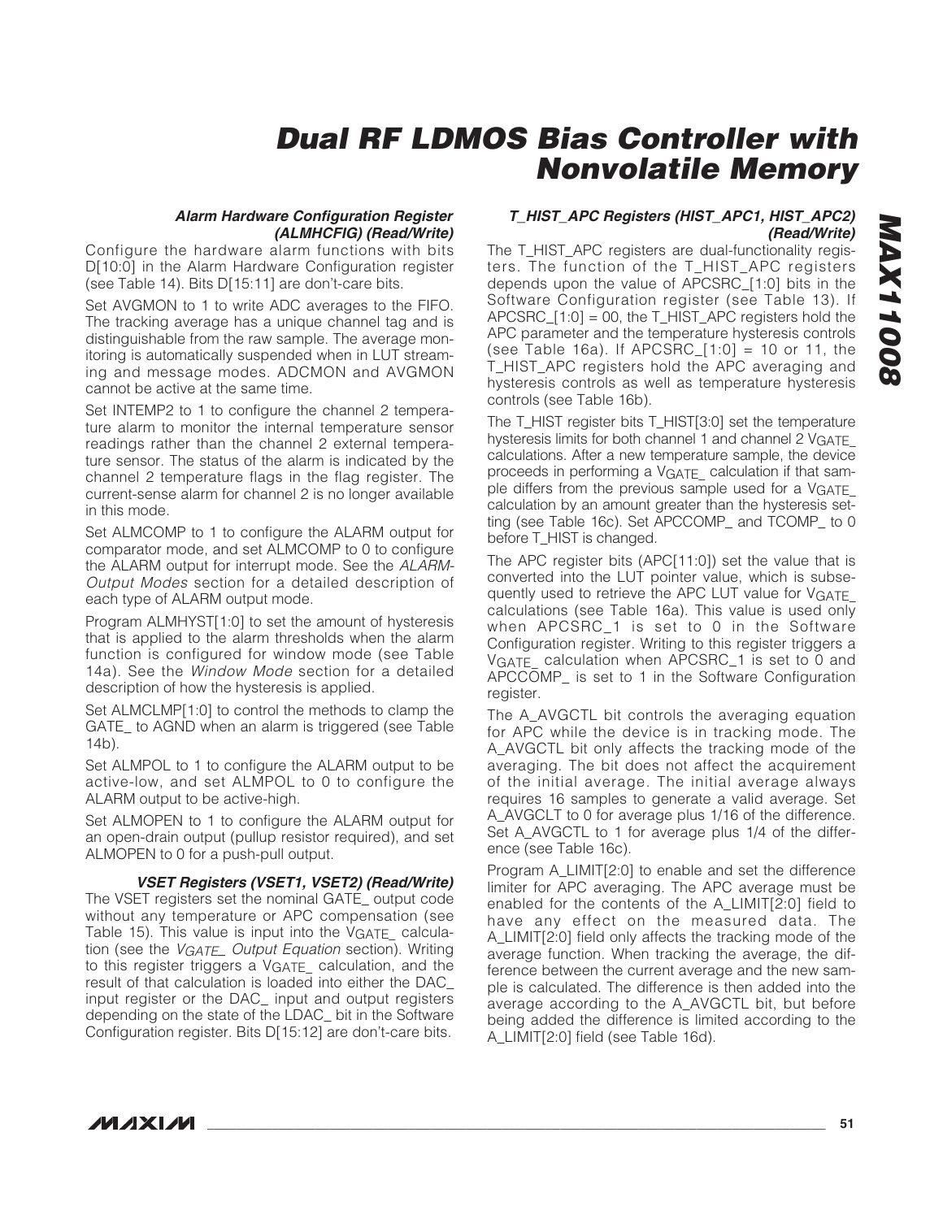### Alarm Hardware Configuration Register (ALMHCFIG) (Read/Write)

Configure the hardware alarm functions with bits D[10:0] in the Alarm Hardware Configuration register (see Table 14). Bits D[15:11] are don't-care bits.

Set AVGMON to 1 to write ADC averages to the FIFO. The tracking average has a unique channel tag and is distinguishable from the raw sample. The average monitoring is automatically suspended when in LUT streaming and message modes. ADCMON and AVGMON cannot be active at the same time.

Set INTEMP2 to 1 to configure the channel 2 temperature alarm to monitor the internal temperature sensor readings rather than the channel 2 external temperature sensor. The status of the alarm is indicated by the channel 2 temperature flags in the flag register. The current-sense alarm for channel 2 is no longer available in this mode.

Set ALMCOMP to 1 to configure the ALARM output for comparator mode, and set ALMCOMP to 0 to configure the ALARM output for interrupt mode. See the *ALARM-Output Modes* section for a detailed description of each type of ALARM output mode.

Program ALMHYST[1:0] to set the amount of hysteresis that is applied to the alarm thresholds when the alarm function is configured for window mode (see Table 14a). See the *Window Mode* section for a detailed description of how the hysteresis is applied.

Set ALMCLMP[1:0] to control the methods to clamp the GATE_ to AGND when an alarm is triggered (see Table 14b).

Set ALMPOL to 1 to configure the ALARM output to be active-low, and set ALMPOL to 0 to configure the ALARM output to be active-high.

Set ALMOPEN to 1 to configure the ALARM output for an open-drain output (pullup resistor required), and set ALMOPEN to 0 for a push-pull output.

### VSET Registers (VSET1, VSET2) (Read/Write)

The VSET registers set the nominal GATE_ output code without any temperature or APC compensation (see Table 15). This value is input into the $V_{GATE\_}$ calculation (see the *$V_{GATE\_}$ Output Equation* section). Writing to this register triggers a $V_{GATE\_}$ calculation, and the result of that calculation is loaded into either the DAC_ input register or the DAC_ input and output registers depending on the state of the LDAC_ bit in the Software Configuration register. Bits D[15:12] are don't-care bits.

### T_HIST_APC Registers (HIST_APC1, HIST_APC2) (Read/Write)

The T_HIST_APC registers are dual-functionality registers. The function of the T_HIST_APC registers depends upon the value of APCSRC_[1:0] bits in the Software Configuration register (see Table 13). If APCSRC_[1:0] = 00, the T_HIST_APC registers hold the APC parameter and the temperature hysteresis controls (see Table 16a). If APCSRC_[1:0] = 10 or 11, the T_HIST_APC registers hold the APC averaging and hysteresis controls as well as temperature hysteresis controls (see Table 16b).

The T_HIST register bits T_HIST[3:0] set the temperature hysteresis limits for both channel 1 and channel 2 $V_{GATE\_}$ calculations. After a new temperature sample, the device proceeds in performing a $V_{GATE\_}$ calculation if that sample differs from the previous sample used for a $V_{GATE\_}$ calculation by an amount greater than the hysteresis setting (see Table 16c). Set APCCOMP_ and TCOMP_ to 0 before T_HIST is changed.

The APC register bits (APC[11:0]) set the value that is converted into the LUT pointer value, which is subsequently used to retrieve the APC LUT value for $V_{GATE\_}$ calculations (see Table 16a). This value is used only when APCSRC_1 is set to 0 in the Software Configuration register. Writing to this register triggers a $V_{GATE\_}$ calculation when APCSRC_1 is set to 0 and APCCOMP_ is set to 1 in the Software Configuration register.

The A_AVGCTL bit controls the averaging equation for APC while the device is in tracking mode. The A_AVGCTL bit only affects the tracking mode of the averaging. The bit does not affect the acquirement of the initial average. The initial average always requires 16 samples to generate a valid average. Set A_AVGCLT to 0 for average plus 1/16 of the difference. Set A_AVGCTL to 1 for average plus 1/4 of the difference (see Table 16c).

Program A_LIMIT[2:0] to enable and set the difference limiter for APC averaging. The APC average must be enabled for the contents of the A_LIMIT[2:0] field to have any effect on the measured data. The A_LIMIT[2:0] field only affects the tracking mode of the average function. When tracking the average, the difference between the current average and the new sample is calculated. The difference is then added into the average according to the A_AVGCTL bit, but before being added the difference is limited according to the A_LIMIT[2:0] field (see Table 16d).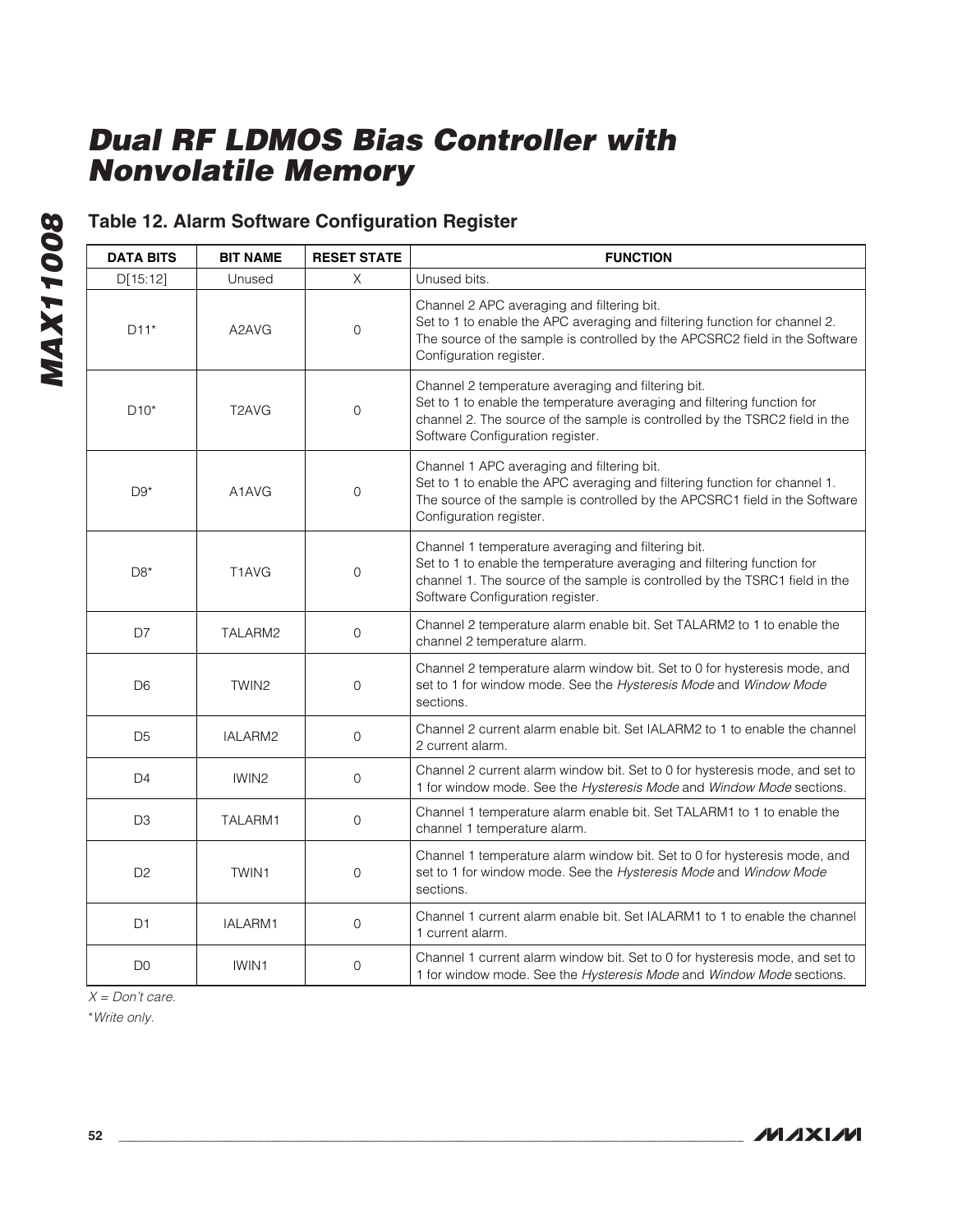### Table 12. Alarm Software Configuration Register

| DATA BITS | BIT NAME | RESET STATE | FUNCTION |
|---|---|---|---|
| D[15:12] | Unused | X | Unused bits. |
| D11* | A2AVG | 0 | Channel 2 APC averaging and filtering bit. Set to 1 to enable the APC averaging and filtering function for channel 2. The source of the sample is controlled by the APCSRC2 field in the Software Configuration register. |
| D10* | T2AVG | 0 | Channel 2 temperature averaging and filtering bit. Set to 1 to enable the temperature averaging and filtering function for channel 2. The source of the sample is controlled by the TSRC2 field in the Software Configuration register. |
| D9* | A1AVG | 0 | Channel 1 APC averaging and filtering bit. Set to 1 to enable the APC averaging and filtering function for channel 1. The source of the sample is controlled by the APCSRC1 field in the Software Configuration register. |
| D8* | T1AVG | 0 | Channel 1 temperature averaging and filtering bit. Set to 1 to enable the temperature averaging and filtering function for channel 1. The source of the sample is controlled by the TSRC1 field in the Software Configuration register. |
| D7 | TALARM2 | 0 | Channel 2 temperature alarm enable bit. Set TALARM2 to 1 to enable the channel 2 temperature alarm. |
| D6 | TWIN2 | 0 | Channel 2 temperature alarm window bit. Set to 0 for hysteresis mode, and set to 1 for window mode. See the *Hysteresis Mode* and *Window Mode* sections. |
| D5 | IALARM2 | 0 | Channel 2 current alarm enable bit. Set IALARM2 to 1 to enable the channel 2 current alarm. |
| D4 | IWIN2 | 0 | Channel 2 current alarm window bit. Set to 0 for hysteresis mode, and set to 1 for window mode. See the *Hysteresis Mode* and *Window Mode* sections. |
| D3 | TALARM1 | 0 | Channel 1 temperature alarm enable bit. Set TALARM1 to 1 to enable the channel 1 temperature alarm. |
| D2 | TWIN1 | 0 | Channel 1 temperature alarm window bit. Set to 0 for hysteresis mode, and set to 1 for window mode. See the *Hysteresis Mode* and *Window Mode* sections. |
| D1 | IALARM1 | 0 | Channel 1 current alarm enable bit. Set IALARM1 to 1 to enable the channel 1 current alarm. |
| D0 | IWIN1 | 0 | Channel 1 current alarm window bit. Set to 0 for hysteresis mode, and set to 1 for window mode. See the *Hysteresis Mode* and *Window Mode* sections. |

*X = Don't care.*

**Write only.*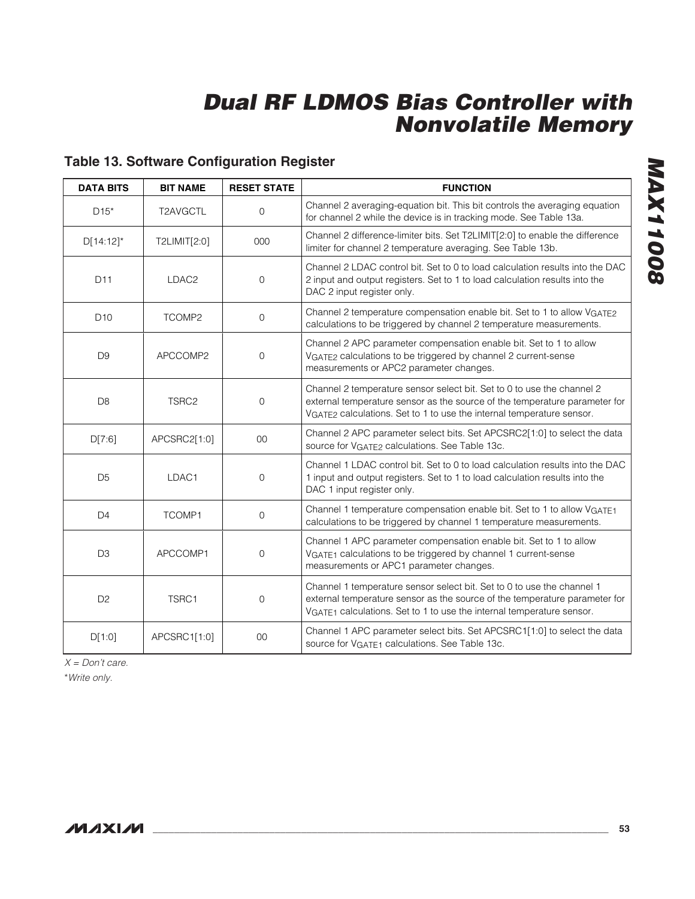## Table 13. Software Configuration Register

| DATA BITS | BIT NAME | RESET STATE | FUNCTION |
|---|---|---|---|
| D15* | T2AVGCTL | 0 | Channel 2 averaging-equation bit. This bit controls the averaging equation for channel 2 while the device is in tracking mode. See Table 13a. |
| D[14:12]* | T2LIMIT[2:0] | 000 | Channel 2 difference-limiter bits. Set T2LIMIT[2:0] to enable the difference limiter for channel 2 temperature averaging. See Table 13b. |
| D11 | LDAC2 | 0 | Channel 2 LDAC control bit. Set to 0 to load calculation results into the DAC 2 input and output registers. Set to 1 to load calculation results into the DAC 2 input register only. |
| D10 | TCOMP2 | 0 | Channel 2 temperature compensation enable bit. Set to 1 to allow $V_{GATE2}$ calculations to be triggered by channel 2 temperature measurements. |
| D9 | APCCOMP2 | 0 | Channel 2 APC parameter compensation enable bit. Set to 1 to allow $V_{GATE2}$ calculations to be triggered by channel 2 current-sense measurements or APC2 parameter changes. |
| D8 | TSRC2 | 0 | Channel 2 temperature sensor select bit. Set to 0 to use the channel 2 external temperature sensor as the source of the temperature parameter for $V_{GATE2}$ calculations. Set to 1 to use the internal temperature sensor. |
| D[7:6] | APCSRC2[1:0] | 00 | Channel 2 APC parameter select bits. Set APCSRC2[1:0] to select the data source for $V_{GATE2}$ calculations. See Table 13c. |
| D5 | LDAC1 | 0 | Channel 1 LDAC control bit. Set to 0 to load calculation results into the DAC 1 input and output registers. Set to 1 to load calculation results into the DAC 1 input register only. |
| D4 | TCOMP1 | 0 | Channel 1 temperature compensation enable bit. Set to 1 to allow $V_{GATE1}$ calculations to be triggered by channel 1 temperature measurements. |
| D3 | APCCOMP1 | 0 | Channel 1 APC parameter compensation enable bit. Set to 1 to allow $V_{GATE1}$ calculations to be triggered by channel 1 current-sense measurements or APC1 parameter changes. |
| D2 | TSRC1 | 0 | Channel 1 temperature sensor select bit. Set to 0 to use the channel 1 external temperature sensor as the source of the temperature parameter for $V_{GATE1}$ calculations. Set to 1 to use the internal temperature sensor. |
| D[1:0] | APCSRC1[1:0] | 00 | Channel 1 APC parameter select bits. Set APCSRC1[1:0] to select the data source for $V_{GATE1}$ calculations. See Table 13c. |

*X = Don't care.*

**Write only.*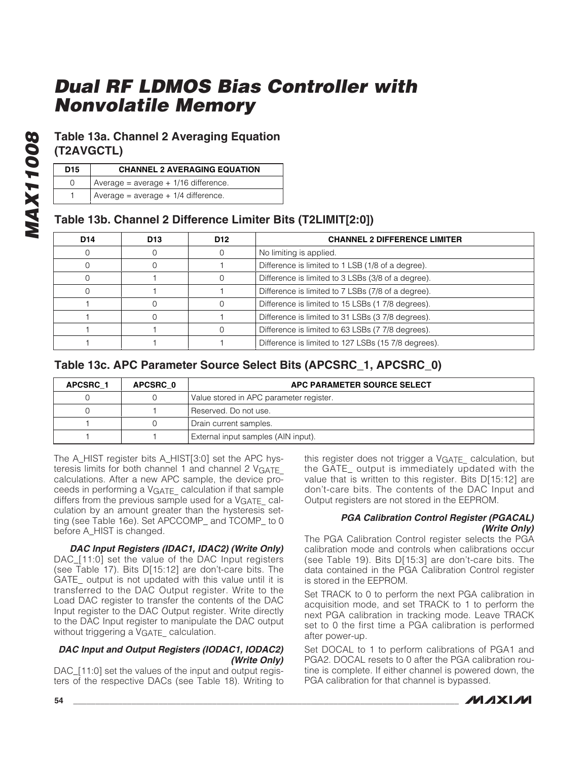## Table 13a. Channel 2 Averaging Equation (T2AVGCTL)

| D15 | CHANNEL 2 AVERAGING EQUATION |
|---|---|
| 0 | Average = average + 1/16 difference. |
| 1 | Average = average + 1/4 difference. |

## Table 13b. Channel 2 Difference Limiter Bits (T2LIMIT[2:0])

| D14 | D13 | D12 | CHANNEL 2 DIFFERENCE LIMITER |
|---|---|---|---|
| 0 | 0 | 0 | No limiting is applied. |
| 0 | 0 | 1 | Difference is limited to 1 LSB (1/8 of a degree). |
| 0 | 1 | 0 | Difference is limited to 3 LSBs (3/8 of a degree). |
| 0 | 1 | 1 | Difference is limited to 7 LSBs (7/8 of a degree). |
| 1 | 0 | 0 | Difference is limited to 15 LSBs (1 7/8 degrees). |
| 1 | 0 | 1 | Difference is limited to 31 LSBs (3 7/8 degrees). |
| 1 | 1 | 0 | Difference is limited to 63 LSBs (7 7/8 degrees). |
| 1 | 1 | 1 | Difference is limited to 127 LSBs (15 7/8 degrees). |

## Table 13c. APC Parameter Source Select Bits (APCSRC_1, APCSRC_0)

| APCSRC_1 | APCSRC_0 | APC PARAMETER SOURCE SELECT |
|---|---|---|
| 0 | 0 | Value stored in APC parameter register. |
| 0 | 1 | Reserved. Do not use. |
| 1 | 0 | Drain current samples. |
| 1 | 1 | External input samples (AIN input). |

The A_HIST register bits A_HIST[3:0] set the APC hysteresis limits for both channel 1 and channel 2 $V_{GATE\_}$ calculations. After a new APC sample, the device proceeds in performing a $V_{GATE\_}$ calculation if that sample differs from the previous sample used for a $V_{GATE\_}$ calculation by an amount greater than the hysteresis setting (see Table 16e). Set APCCOMP_ and TCOMP_ to 0 before A_HIST is changed.

***DAC Input Registers (IDAC1, IDAC2) (Write Only)***

DAC_[11:0] set the value of the DAC Input registers (see Table 17). Bits D[15:12] are don't-care bits. The GATE_ output is not updated with this value until it is transferred to the DAC Output register. Write to the Load DAC register to transfer the contents of the DAC Input register to the DAC Output register. Write directly to the DAC Input register to manipulate the DAC output without triggering a $V_{GATE\_}$ calculation.

***DAC Input and Output Registers (IODAC1, IODAC2) (Write Only)***

DAC_[11:0] set the values of the input and output registers of the respective DACs (see Table 18). Writing to this register does not trigger a $V_{GATE\_}$ calculation, but the GATE_ output is immediately updated with the value that is written to this register. Bits D[15:12] are don't-care bits. The contents of the DAC Input and Output registers are not stored in the EEPROM.

***PGA Calibration Control Register (PGACAL) (Write Only)***

The PGA Calibration Control register selects the PGA calibration mode and controls when calibrations occur (see Table 19). Bits D[15:3] are don't-care bits. The data contained in the PGA Calibration Control register is stored in the EEPROM.

Set TRACK to 0 to perform the next PGA calibration in acquisition mode, and set TRACK to 1 to perform the next PGA calibration in tracking mode. Leave TRACK set to 0 the first time a PGA calibration is performed after power-up.

Set DOCAL to 1 to perform calibrations of PGA1 and PGA2. DOCAL resets to 0 after the PGA calibration routine is complete. If either channel is powered down, the PGA calibration for that channel is bypassed.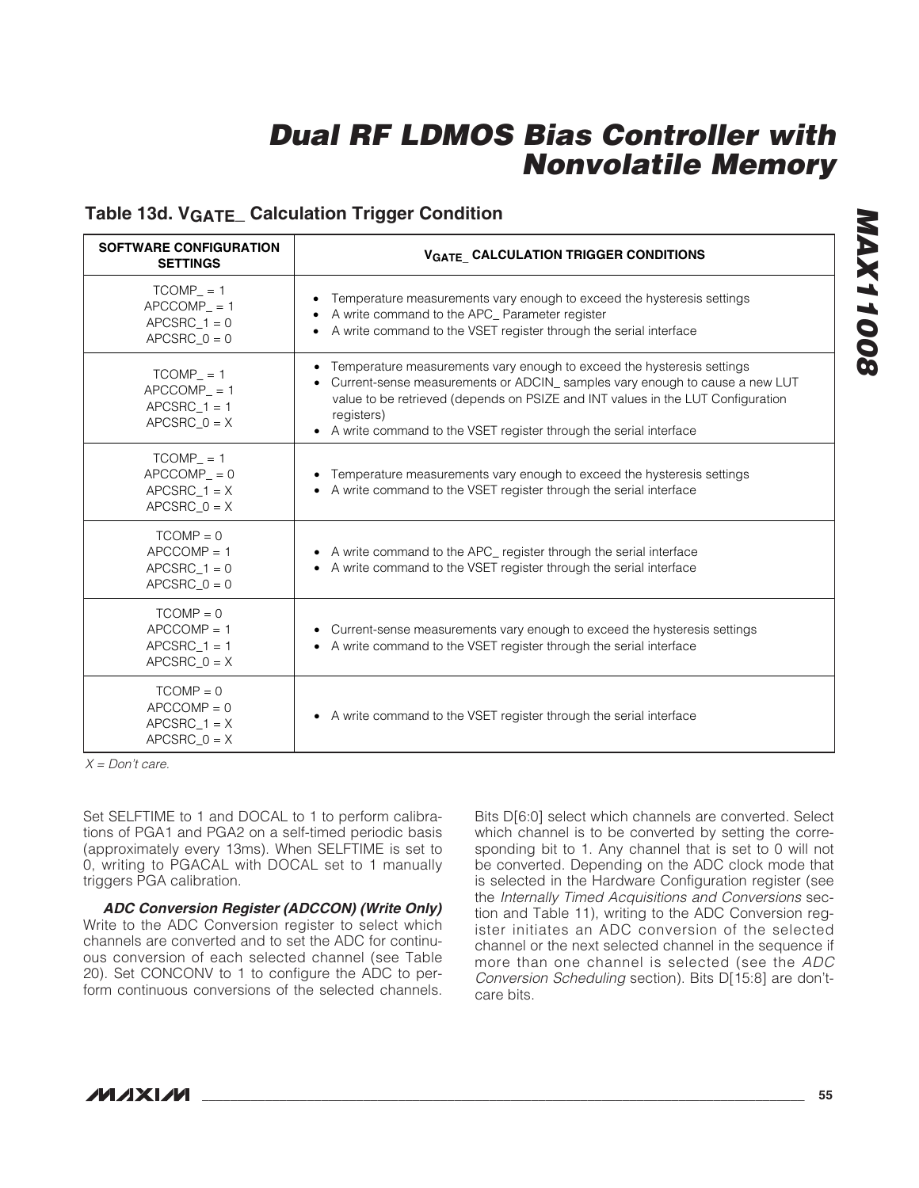## Table 13d. $V_{GATE\_}$ Calculation Trigger Condition

| SOFTWARE CONFIGURATION SETTINGS | $V_{GATE\_}$ CALCULATION TRIGGER CONDITIONS |
|---|---|
| TCOMP_ = 1<br>APCCOMP_ = 1<br>APCSRC_1 = 0<br>APCSRC_0 = 0 | • Temperature measurements vary enough to exceed the hysteresis settings<br>• A write command to the APC_ Parameter register<br>• A write command to the VSET register through the serial interface |
| TCOMP_ = 1<br>APCCOMP_ = 1<br>APCSRC_1 = 1<br>APCSRC_0 = X | • Temperature measurements vary enough to exceed the hysteresis settings<br>• Current-sense measurements or ADCIN_ samples vary enough to cause a new LUT value to be retrieved (depends on PSIZE and INT values in the LUT Configuration registers)<br>• A write command to the VSET register through the serial interface |
| TCOMP_ = 1<br>APCCOMP_ = 0<br>APCSRC_1 = X<br>APCSRC_0 = X | • Temperature measurements vary enough to exceed the hysteresis settings<br>• A write command to the VSET register through the serial interface |
| TCOMP = 0<br>APCCOMP = 1<br>APCSRC_1 = 0<br>APCSRC_0 = 0 | • A write command to the APC_ register through the serial interface<br>• A write command to the VSET register through the serial interface |
| TCOMP = 0<br>APCCOMP = 1<br>APCSRC_1 = 1<br>APCSRC_0 = X | • Current-sense measurements vary enough to exceed the hysteresis settings<br>• A write command to the VSET register through the serial interface |
| TCOMP = 0<br>APCCOMP = 0<br>APCSRC_1 = X<br>APCSRC_0 = X | • A write command to the VSET register through the serial interface |

*X = Don't care.*

Set SELFTIME to 1 and DOCAL to 1 to perform calibrations of PGA1 and PGA2 on a self-timed periodic basis (approximately every 13ms). When SELFTIME is set to 0, writing to PGACAL with DOCAL set to 1 manually triggers PGA calibration.

***ADC Conversion Register (ADCCON) (Write Only)***

Write to the ADC Conversion register to select which channels are converted and to set the ADC for continuous conversion of each selected channel (see Table 20). Set CONCONV to 1 to configure the ADC to perform continuous conversions of the selected channels. Bits D[6:0] select which channels are converted. Select which channel is to be converted by setting the corresponding bit to 1. Any channel that is set to 0 will not be converted. Depending on the ADC clock mode that is selected in the Hardware Configuration register (see the *Internally Timed Acquisitions and Conversions* section and Table 11), writing to the ADC Conversion register initiates an ADC conversion of the selected channel or the next selected channel in the sequence if more than one channel is selected (see the *ADC Conversion Scheduling* section). Bits D[15:8] are don't-care bits.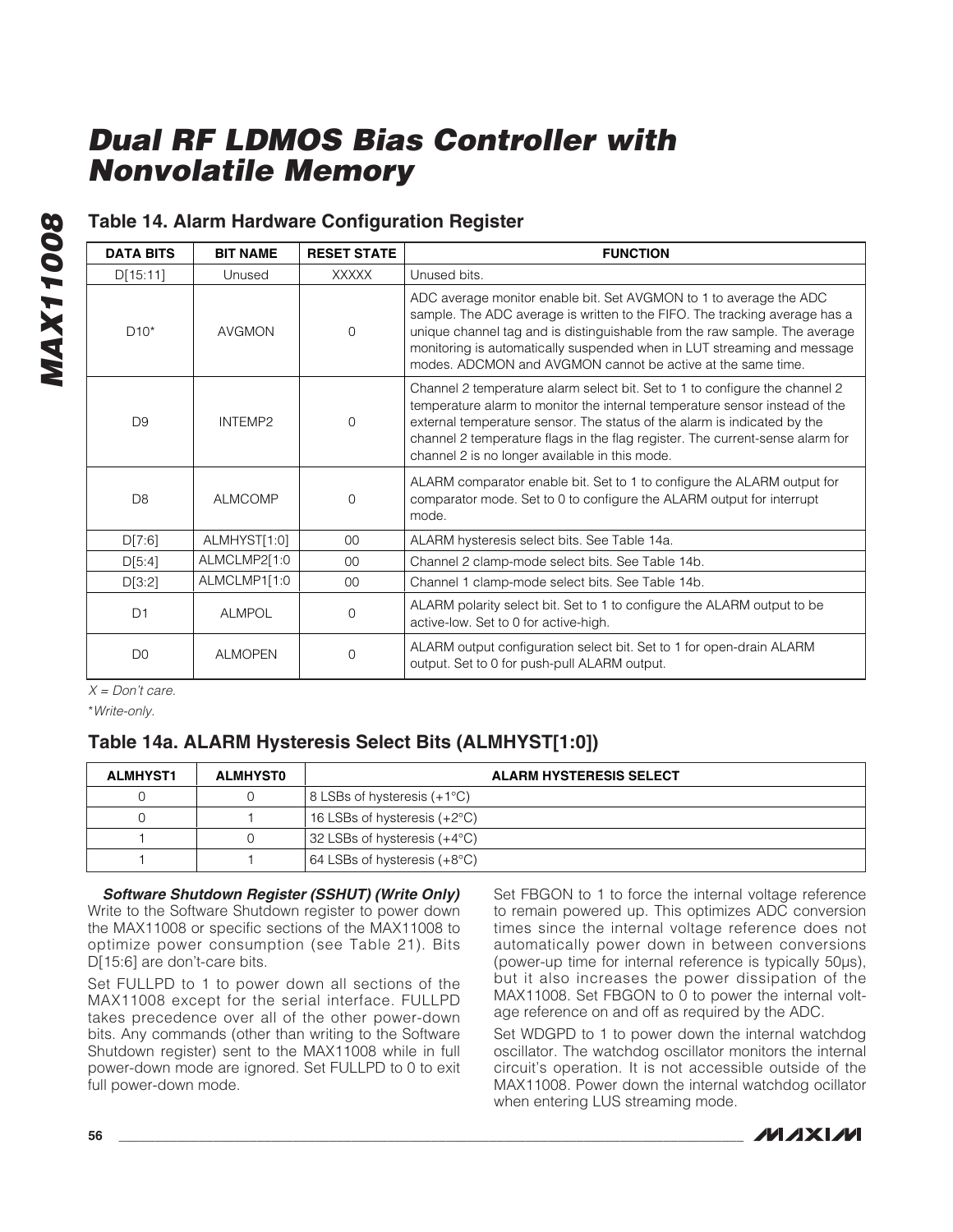## Table 14. Alarm Hardware Configuration Register

| DATA BITS | BIT NAME | RESET STATE | FUNCTION |
|---|---|---|---|
| D[15:11] | Unused | XXXXX | Unused bits. |
| D10* | AVGMON | 0 | ADC average monitor enable bit. Set AVGMON to 1 to average the ADC sample. The ADC average is written to the FIFO. The tracking average has a unique channel tag and is distinguishable from the raw sample. The average monitoring is automatically suspended when in LUT streaming and message modes. ADCMON and AVGMON cannot be active at the same time. |
| D9 | INTEMP2 | 0 | Channel 2 temperature alarm select bit. Set to 1 to configure the channel 2 temperature alarm to monitor the internal temperature sensor instead of the external temperature sensor. The status of the alarm is indicated by the channel 2 temperature flags in the flag register. The current-sense alarm for channel 2 is no longer available in this mode. |
| D8 | ALMCOMP | 0 | ALARM comparator enable bit. Set to 1 to configure the ALARM output for comparator mode. Set to 0 to configure the ALARM output for interrupt mode. |
| D[7:6] | ALMHYST[1:0] | 00 | ALARM hysteresis select bits. See Table 14a. |
| D[5:4] | ALMCLMP2[1:0 | 00 | Channel 2 clamp-mode select bits. See Table 14b. |
| D[3:2] | ALMCLMP1[1:0 | 00 | Channel 1 clamp-mode select bits. See Table 14b. |
| D1 | ALMPOL | 0 | ALARM polarity select bit. Set to 1 to configure the ALARM output to be active-low. Set to 0 for active-high. |
| D0 | ALMOPEN | 0 | ALARM output configuration select bit. Set to 1 for open-drain ALARM output. Set to 0 for push-pull ALARM output. |

*X = Don't care.*

*\*Write-only.*

## Table 14a. ALARM Hysteresis Select Bits (ALMHYST[1:0])

| ALMHYST1 | ALMHYST0 | ALARM HYSTERESIS SELECT |
|---|---|---|
| 0 | 0 | 8 LSBs of hysteresis (+1°C) |
| 0 | 1 | 16 LSBs of hysteresis (+2°C) |
| 1 | 0 | 32 LSBs of hysteresis (+4°C) |
| 1 | 1 | 64 LSBs of hysteresis (+8°C) |

***Software Shutdown Register (SSHUT) (Write Only)***

Write to the Software Shutdown register to power down the MAX11008 or specific sections of the MAX11008 to optimize power consumption (see Table 21). Bits D[15:6] are don't-care bits.

Set FULLPD to 1 to power down all sections of the MAX11008 except for the serial interface. FULLPD takes precedence over all of the other power-down bits. Any commands (other than writing to the Software Shutdown register) sent to the MAX11008 while in full power-down mode are ignored. Set FULLPD to 0 to exit full power-down mode.

Set FBGON to 1 to force the internal voltage reference to remain powered up. This optimizes ADC conversion times since the internal voltage reference does not automatically power down in between conversions (power-up time for internal reference is typically 50µs), but it also increases the power dissipation of the MAX11008. Set FBGON to 0 to power the internal voltage reference on and off as required by the ADC.

Set WDGPD to 1 to power down the internal watchdog oscillator. The watchdog oscillator monitors the internal circuit's operation. It is not accessible outside of the MAX11008. Power down the internal watchdog ocillator when entering LUS streaming mode.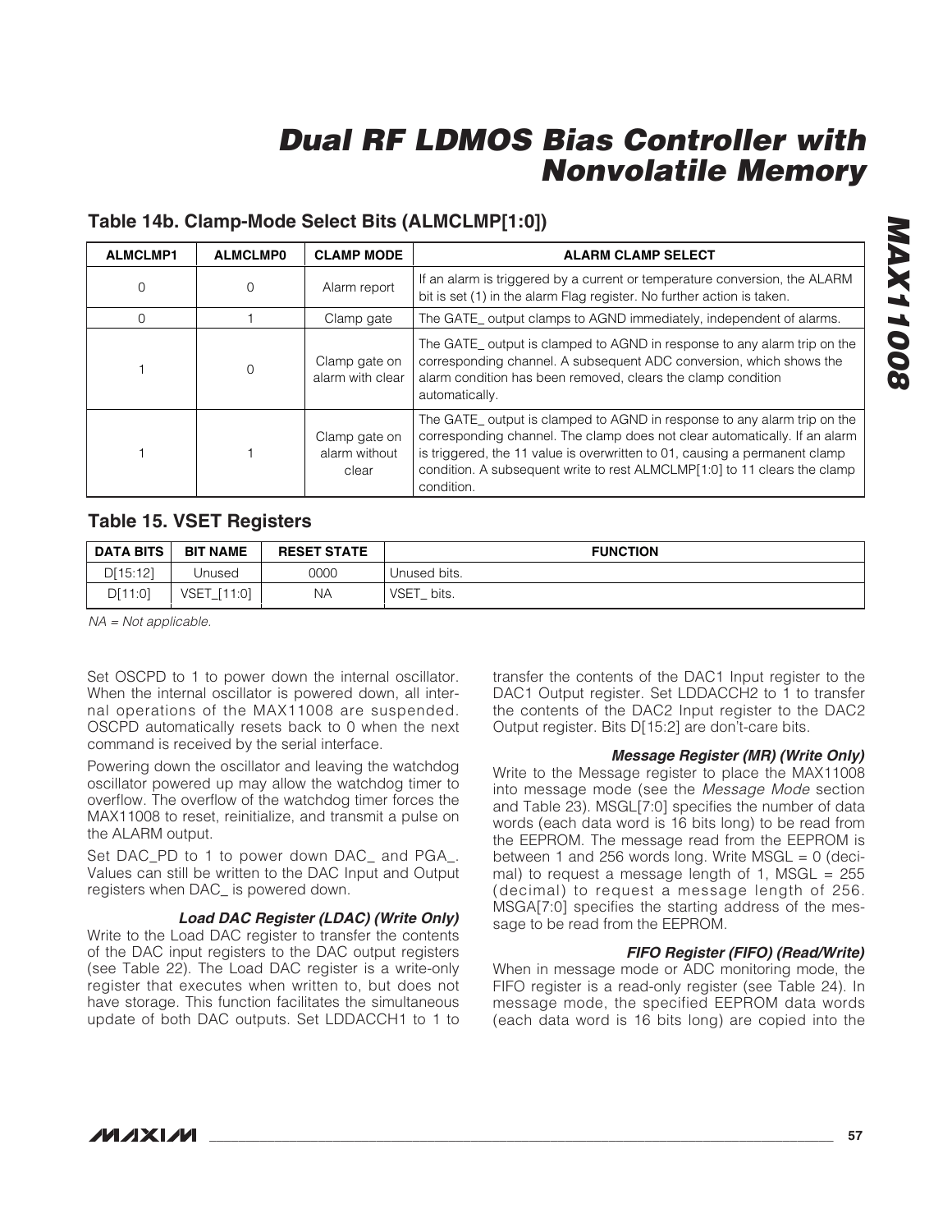## Table 14b. Clamp-Mode Select Bits (ALMCLMP[1:0])

| ALMCLMP1 | ALMCLMP0 | CLAMP MODE | ALARM CLAMP SELECT |
|---|---|---|---|
| 0 | 0 | Alarm report | If an alarm is triggered by a current or temperature conversion, the ALARM bit is set (1) in the alarm Flag register. No further action is taken. |
| 0 | 1 | Clamp gate | The GATE_ output clamps to AGND immediately, independent of alarms. |
| 1 | 0 | Clamp gate on alarm with clear | The GATE_ output is clamped to AGND in response to any alarm trip on the corresponding channel. A subsequent ADC conversion, which shows the alarm condition has been removed, clears the clamp condition automatically. |
| 1 | 1 | Clamp gate on alarm without clear | The GATE_ output is clamped to AGND in response to any alarm trip on the corresponding channel. The clamp does not clear automatically. If an alarm is triggered, the 11 value is overwritten to 01, causing a permanent clamp condition. A subsequent write to rest ALMCLMP[1:0] to 11 clears the clamp condition. |

## Table 15. VSET Registers

| DATA BITS | BIT NAME | RESET STATE | FUNCTION |
|---|---|---|---|
| D[15:12] | Unused | 0000 | Unused bits. |
| D[11:0] | VSET_[11:0] | NA | VSET_ bits. |

*NA = Not applicable.*

Set OSCPD to 1 to power down the internal oscillator. When the internal oscillator is powered down, all internal operations of the MAX11008 are suspended. OSCPD automatically resets back to 0 when the next command is received by the serial interface.

Powering down the oscillator and leaving the watchdog oscillator powered up may allow the watchdog timer to overflow. The overflow of the watchdog timer forces the MAX11008 to reset, reinitialize, and transmit a pulse on the ALARM output.

Set DAC_PD to 1 to power down DAC_ and PGA_. Values can still be written to the DAC Input and Output registers when DAC_ is powered down.

#### *Load DAC Register (LDAC) (Write Only)*

Write to the Load DAC register to transfer the contents of the DAC input registers to the DAC output registers (see Table 22). The Load DAC register is a write-only register that executes when written to, but does not have storage. This function facilitates the simultaneous update of both DAC outputs. Set LDDACCH1 to 1 to transfer the contents of the DAC1 Input register to the DAC1 Output register. Set LDDACCH2 to 1 to transfer the contents of the DAC2 Input register to the DAC2 Output register. Bits D[15:2] are don't-care bits.

#### *Message Register (MR) (Write Only)*

Write to the Message register to place the MAX11008 into message mode (see the *Message Mode* section and Table 23). MSGL[7:0] specifies the number of data words (each data word is 16 bits long) to be read from the EEPROM. The message read from the EEPROM is between 1 and 256 words long. Write MSGL = 0 (decimal) to request a message length of 1, MSGL = 255 (decimal) to request a message length of 256. MSGA[7:0] specifies the starting address of the message to be read from the EEPROM.

#### *FIFO Register (FIFO) (Read/Write)*

When in message mode or ADC monitoring mode, the FIFO register is a read-only register (see Table 24). In message mode, the specified EEPROM data words (each data word is 16 bits long) are copied into the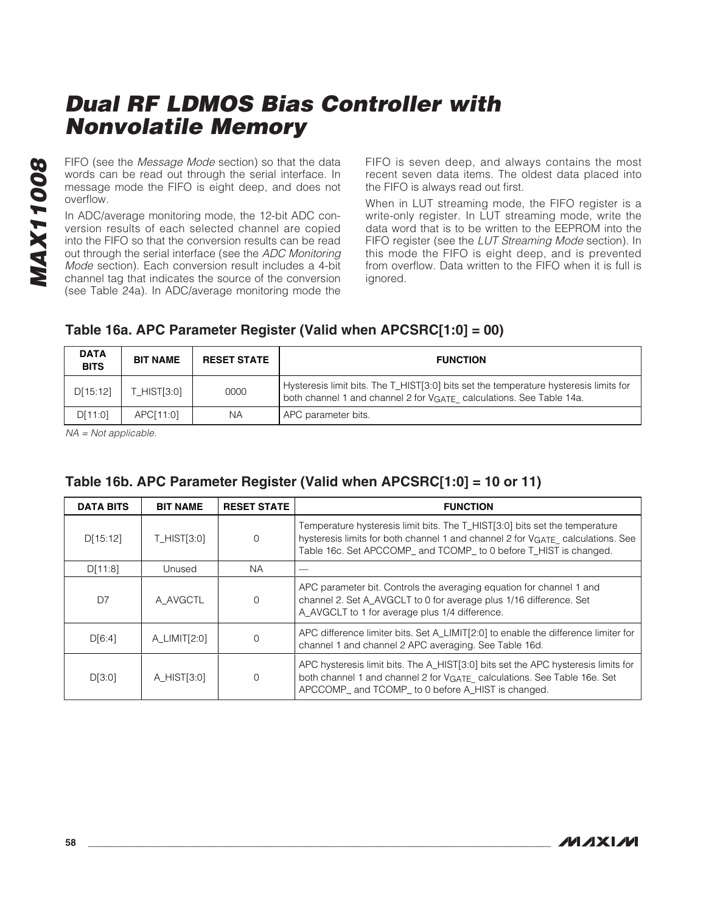FIFO (see the *Message Mode* section) so that the data words can be read out through the serial interface. In message mode the FIFO is eight deep, and does not overflow.

In ADC/average monitoring mode, the 12-bit ADC conversion results of each selected channel are copied into the FIFO so that the conversion results can be read out through the serial interface (see the *ADC Monitoring Mode* section). Each conversion result includes a 4-bit channel tag that indicates the source of the conversion (see Table 24a). In ADC/average monitoring mode the FIFO is seven deep, and always contains the most recent seven data items. The oldest data placed into the FIFO is always read out first.

When in LUT streaming mode, the FIFO register is a write-only register. In LUT streaming mode, write the data word that is to be written to the EEPROM into the FIFO register (see the *LUT Streaming Mode* section). In this mode the FIFO is eight deep, and is prevented from overflow. Data written to the FIFO when it is full is ignored.

### Table 16a. APC Parameter Register (Valid when APCSRC[1:0] = 00)

| DATA BITS | BIT NAME | RESET STATE | FUNCTION |
|---|---|---|---|
| D[15:12] | T_HIST[3:0] | 0000 | Hysteresis limit bits. The T_HIST[3:0] bits set the temperature hysteresis limits for both channel 1 and channel 2 for $V_{GATE\_}$ calculations. See Table 14a. |
| D[11:0] | APC[11:0] | NA | APC parameter bits. |

*NA = Not applicable.*

### Table 16b. APC Parameter Register (Valid when APCSRC[1:0] = 10 or 11)

| DATA BITS | BIT NAME | RESET STATE | FUNCTION |
|---|---|---|---|
| D[15:12] | T_HIST[3:0] | 0 | Temperature hysteresis limit bits. The T_HIST[3:0] bits set the temperature hysteresis limits for both channel 1 and channel 2 for $V_{GATE\_}$ calculations. See Table 16c. Set APCCOMP_ and TCOMP_ to 0 before T_HIST is changed. |
| D[11:8] | Unused | NA | — |
| D7 | A_AVGCTL | 0 | APC parameter bit. Controls the averaging equation for channel 1 and channel 2. Set A_AVGCLT to 0 for average plus 1/16 difference. Set A_AVGCLT to 1 for average plus 1/4 difference. |
| D[6:4] | A_LIMIT[2:0] | 0 | APC difference limiter bits. Set A_LIMIT[2:0] to enable the difference limiter for channel 1 and channel 2 APC averaging. See Table 16d. |
| D[3:0] | A_HIST[3:0] | 0 | APC hysteresis limit bits. The A_HIST[3:0] bits set the APC hysteresis limits for both channel 1 and channel 2 for $V_{GATE\_}$ calculations. See Table 16e. Set APCCOMP_ and TCOMP_ to 0 before A_HIST is changed. |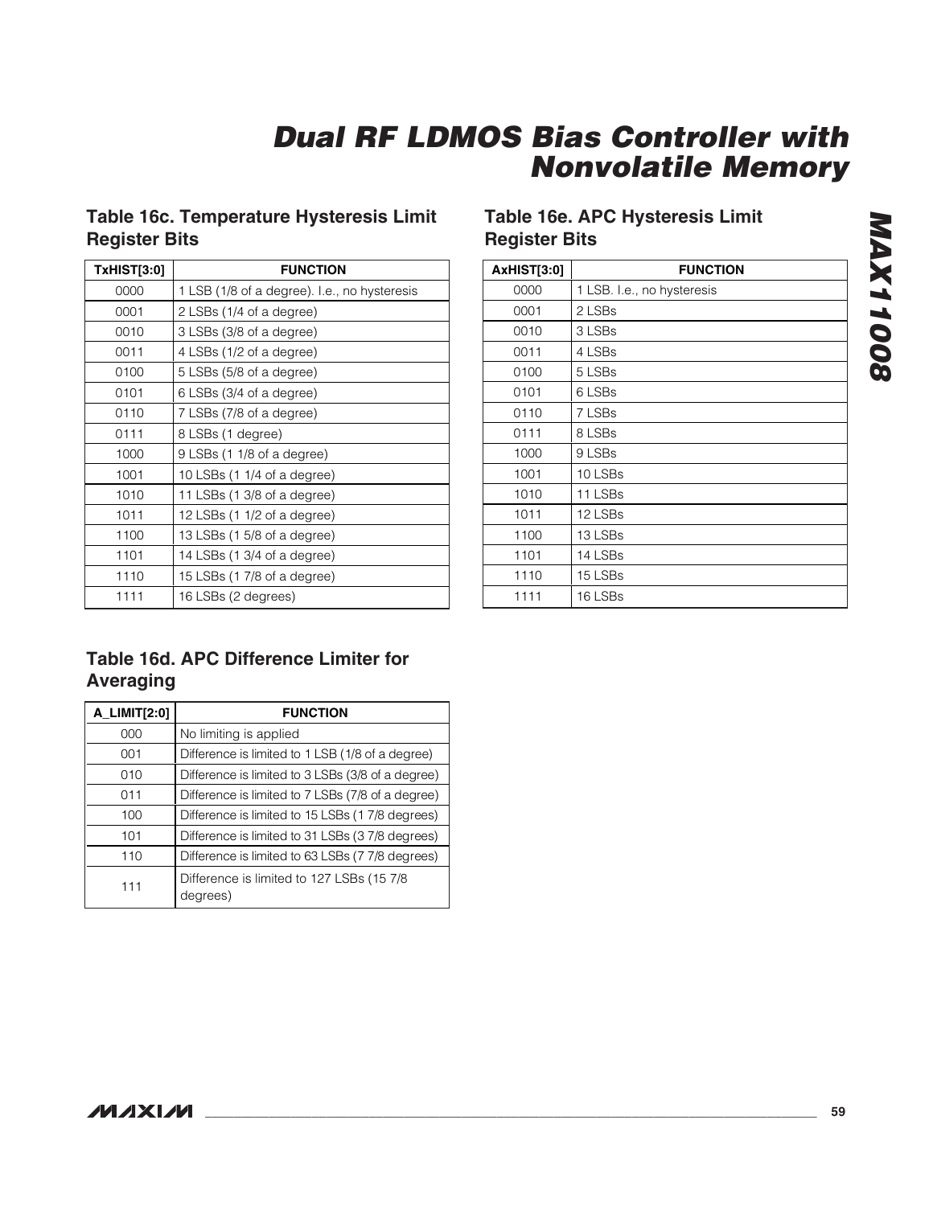### Table 16c. Temperature Hysteresis Limit Register Bits

| TxHIST[3:0] | FUNCTION |
|---|---|
| 0000 | 1 LSB (1/8 of a degree). I.e., no hysteresis |
| 0001 | 2 LSBs (1/4 of a degree) |
| 0010 | 3 LSBs (3/8 of a degree) |
| 0011 | 4 LSBs (1/2 of a degree) |
| 0100 | 5 LSBs (5/8 of a degree) |
| 0101 | 6 LSBs (3/4 of a degree) |
| 0110 | 7 LSBs (7/8 of a degree) |
| 0111 | 8 LSBs (1 degree) |
| 1000 | 9 LSBs (1 1/8 of a degree) |
| 1001 | 10 LSBs (1 1/4 of a degree) |
| 1010 | 11 LSBs (1 3/8 of a degree) |
| 1011 | 12 LSBs (1 1/2 of a degree) |
| 1100 | 13 LSBs (1 5/8 of a degree) |
| 1101 | 14 LSBs (1 3/4 of a degree) |
| 1110 | 15 LSBs (1 7/8 of a degree) |
| 1111 | 16 LSBs (2 degrees) |

### Table 16d. APC Difference Limiter for Averaging

| A_LIMIT[2:0] | FUNCTION |
|---|---|
| 000 | No limiting is applied |
| 001 | Difference is limited to 1 LSB (1/8 of a degree) |
| 010 | Difference is limited to 3 LSBs (3/8 of a degree) |
| 011 | Difference is limited to 7 LSBs (7/8 of a degree) |
| 100 | Difference is limited to 15 LSBs (1 7/8 degrees) |
| 101 | Difference is limited to 31 LSBs (3 7/8 degrees) |
| 110 | Difference is limited to 63 LSBs (7 7/8 degrees) |
| 111 | Difference is limited to 127 LSBs (15 7/8 degrees) |

### Table 16e. APC Hysteresis Limit Register Bits

| AxHIST[3:0] | FUNCTION |
|---|---|
| 0000 | 1 LSB. I.e., no hysteresis |
| 0001 | 2 LSBs |
| 0010 | 3 LSBs |
| 0011 | 4 LSBs |
| 0100 | 5 LSBs |
| 0101 | 6 LSBs |
| 0110 | 7 LSBs |
| 0111 | 8 LSBs |
| 1000 | 9 LSBs |
| 1001 | 10 LSBs |
| 1010 | 11 LSBs |
| 1011 | 12 LSBs |
| 1100 | 13 LSBs |
| 1101 | 14 LSBs |
| 1110 | 15 LSBs |
| 1111 | 16 LSBs |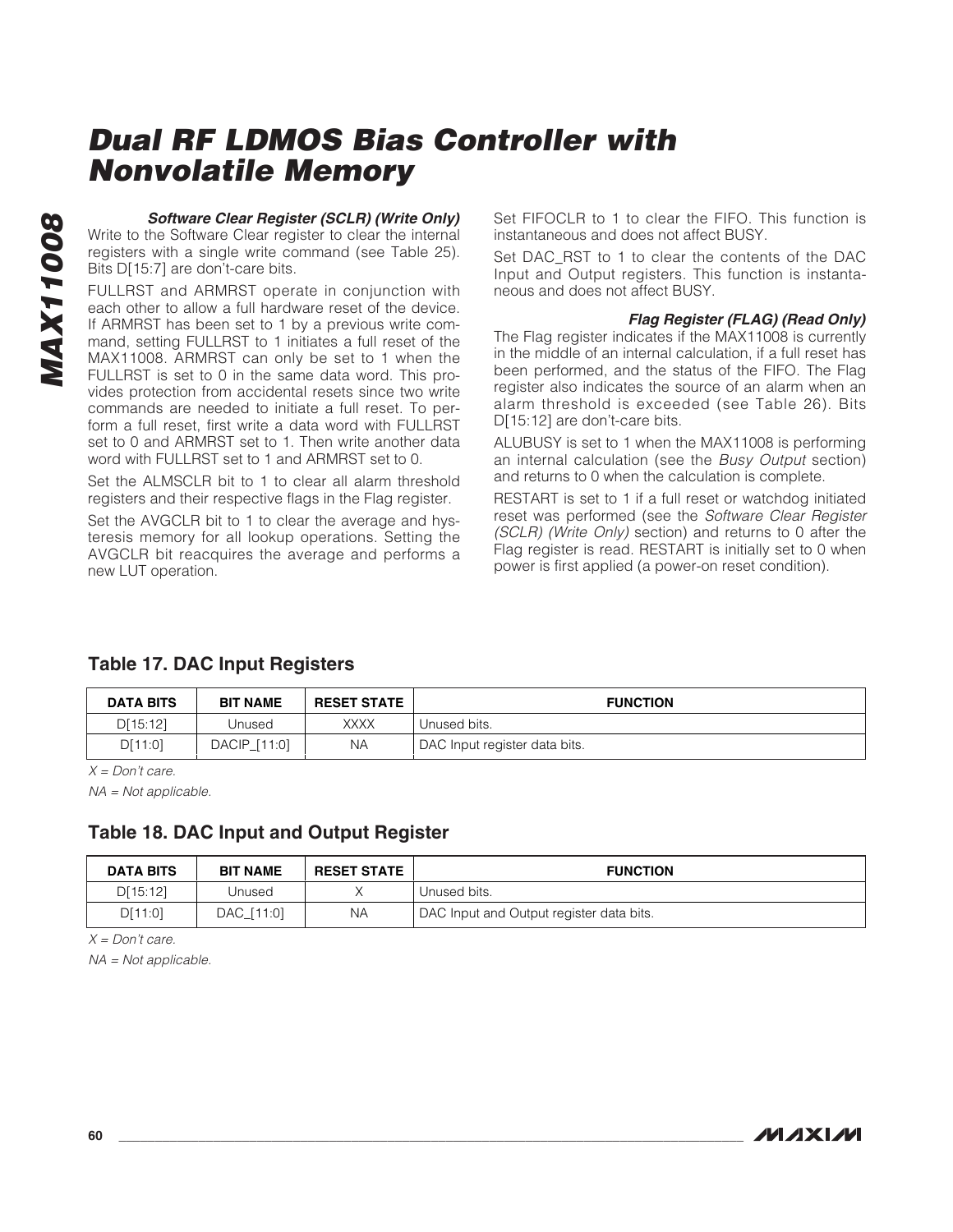#### *Software Clear Register (SCLR) (Write Only)*

Write to the Software Clear register to clear the internal registers with a single write command (see Table 25). Bits D[15:7] are don't-care bits.

FULLRST and ARMRST operate in conjunction with each other to allow a full hardware reset of the device. If ARMRST has been set to 1 by a previous write command, setting FULLRST to 1 initiates a full reset of the MAX11008. ARMRST can only be set to 1 when the FULLRST is set to 0 in the same data word. This provides protection from accidental resets since two write commands are needed to initiate a full reset. To perform a full reset, first write a data word with FULLRST set to 0 and ARMRST set to 1. Then write another data word with FULLRST set to 1 and ARMRST set to 0.

Set the ALMSCLR bit to 1 to clear all alarm threshold registers and their respective flags in the Flag register.

Set the AVGCLR bit to 1 to clear the average and hysteresis memory for all lookup operations. Setting the AVGCLR bit reacquires the average and performs a new LUT operation.

Set FIFOCLR to 1 to clear the FIFO. This function is instantaneous and does not affect BUSY.

Set DAC_RST to 1 to clear the contents of the DAC Input and Output registers. This function is instantaneous and does not affect BUSY.

#### *Flag Register (FLAG) (Read Only)*

The Flag register indicates if the MAX11008 is currently in the middle of an internal calculation, if a full reset has been performed, and the status of the FIFO. The Flag register also indicates the source of an alarm when an alarm threshold is exceeded (see Table 26). Bits D[15:12] are don't-care bits.

ALUBUSY is set to 1 when the MAX11008 is performing an internal calculation (see the *Busy Output* section) and returns to 0 when the calculation is complete.

RESTART is set to 1 if a full reset or watchdog initiated reset was performed (see the *Software Clear Register (SCLR) (Write Only)* section) and returns to 0 after the Flag register is read. RESTART is initially set to 0 when power is first applied (a power-on reset condition).

### Table 17. DAC Input Registers

| DATA BITS | BIT NAME | RESET STATE | FUNCTION |
|---|---|---|---|
| D[15:12] | Unused | XXXX | Unused bits. |
| D[11:0] | DACIP_[11:0] | NA | DAC Input register data bits. |

*X = Don't care.*

*NA = Not applicable.*

### Table 18. DAC Input and Output Register

| DATA BITS | BIT NAME | RESET STATE | FUNCTION |
|---|---|---|---|
| D[15:12] | Unused | X | Unused bits. |
| D[11:0] | DAC_[11:0] | NA | DAC Input and Output register data bits. |

*X = Don't care.*

*NA = Not applicable.*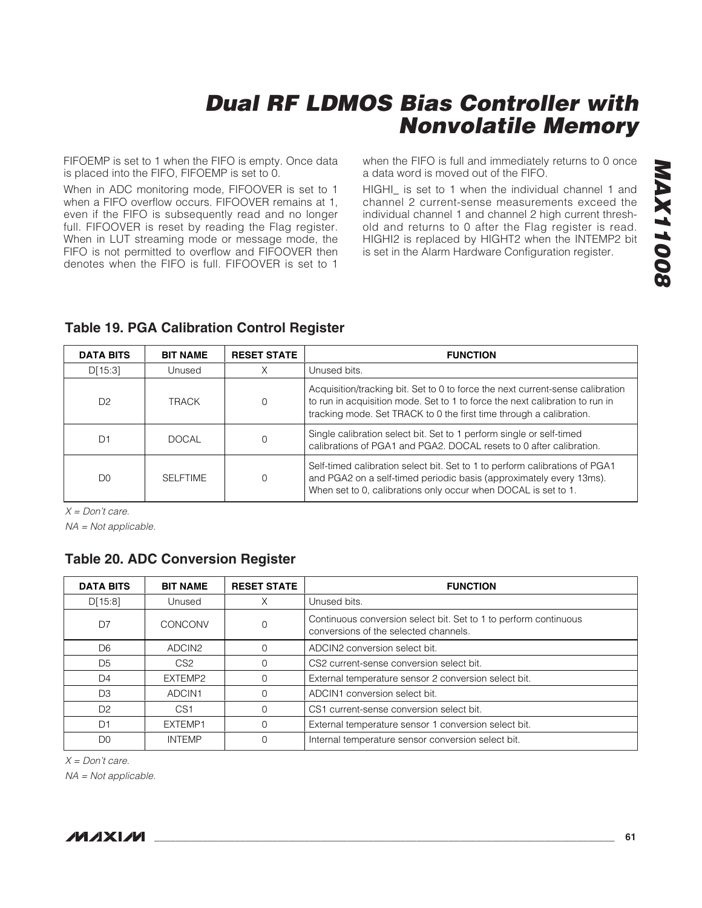FIFOEMP is set to 1 when the FIFO is empty. Once data is placed into the FIFO, FIFOEMP is set to 0.

When in ADC monitoring mode, FIFOOVER is set to 1 when a FIFO overflow occurs. FIFOOVER remains at 1, even if the FIFO is subsequently read and no longer full. FIFOOVER is reset by reading the Flag register. When in LUT streaming mode or message mode, the FIFO is not permitted to overflow and FIFOOVER then denotes when the FIFO is full. FIFOOVER is set to 1 when the FIFO is full and immediately returns to 0 once a data word is moved out of the FIFO.

HIGHI_ is set to 1 when the individual channel 1 and channel 2 current-sense measurements exceed the individual channel 1 and channel 2 high current threshold and returns to 0 after the Flag register is read. HIGHI2 is replaced by HIGHT2 when the INTEMP2 bit is set in the Alarm Hardware Configuration register.

### Table 19. PGA Calibration Control Register

| DATA BITS | BIT NAME | RESET STATE | FUNCTION |
|---|---|---|---|
| D[15:3] | Unused | X | Unused bits. |
| D2 | TRACK | 0 | Acquisition/tracking bit. Set to 0 to force the next current-sense calibration to run in acquisition mode. Set to 1 to force the next calibration to run in tracking mode. Set TRACK to 0 the first time through a calibration. |
| D1 | DOCAL | 0 | Single calibration select bit. Set to 1 perform single or self-timed calibrations of PGA1 and PGA2. DOCAL resets to 0 after calibration. |
| D0 | SELFTIME | 0 | Self-timed calibration select bit. Set to 1 to perform calibrations of PGA1 and PGA2 on a self-timed periodic basis (approximately every 13ms). When set to 0, calibrations only occur when DOCAL is set to 1. |

*X = Don't care.*

*NA = Not applicable.*

### Table 20. ADC Conversion Register

| DATA BITS | BIT NAME | RESET STATE | FUNCTION |
|---|---|---|---|
| D[15:8] | Unused | X | Unused bits. |
| D7 | CONCONV | 0 | Continuous conversion select bit. Set to 1 to perform continuous conversions of the selected channels. |
| D6 | ADCIN2 | 0 | ADCIN2 conversion select bit. |
| D5 | CS2 | 0 | CS2 current-sense conversion select bit. |
| D4 | EXTEMP2 | 0 | External temperature sensor 2 conversion select bit. |
| D3 | ADCIN1 | 0 | ADCIN1 conversion select bit. |
| D2 | CS1 | 0 | CS1 current-sense conversion select bit. |
| D1 | EXTEMP1 | 0 | External temperature sensor 1 conversion select bit. |
| D0 | INTEMP | 0 | Internal temperature sensor conversion select bit. |

*X = Don't care.*

*NA = Not applicable.*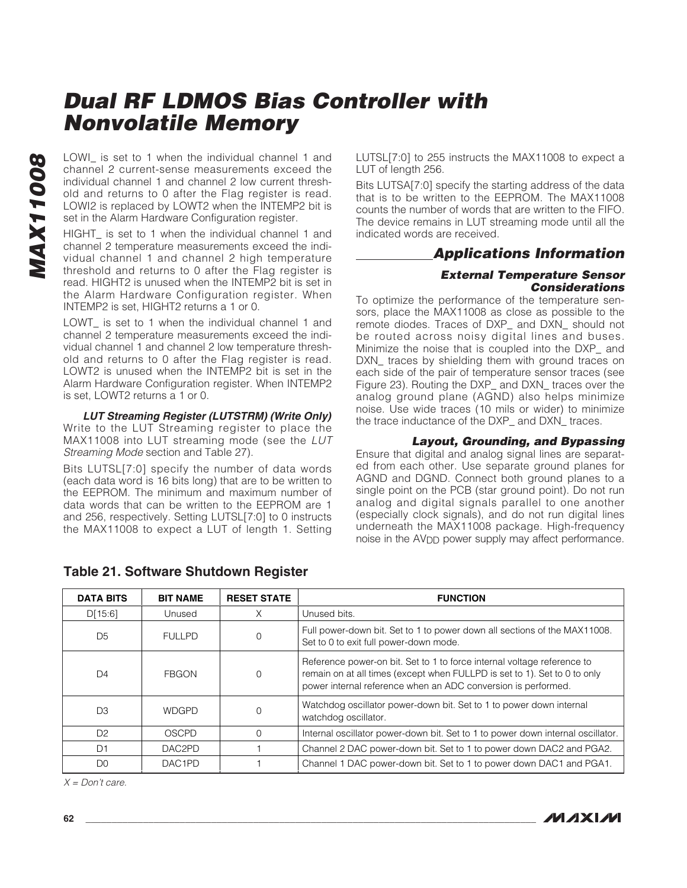LOWI_ is set to 1 when the individual channel 1 and channel 2 current-sense measurements exceed the individual channel 1 and channel 2 low current threshold and returns to 0 after the Flag register is read. LOWI2 is replaced by LOWT2 when the INTEMP2 bit is set in the Alarm Hardware Configuration register.

HIGHT_ is set to 1 when the individual channel 1 and channel 2 temperature measurements exceed the individual channel 1 and channel 2 high temperature threshold and returns to 0 after the Flag register is read. HIGHT2 is unused when the INTEMP2 bit is set in the Alarm Hardware Configuration register. When INTEMP2 is set, HIGHT2 returns a 1 or 0.

LOWT_ is set to 1 when the individual channel 1 and channel 2 temperature measurements exceed the individual channel 1 and channel 2 low temperature threshold and returns to 0 after the Flag register is read. LOWT2 is unused when the INTEMP2 bit is set in the Alarm Hardware Configuration register. When INTEMP2 is set, LOWT2 returns a 1 or 0.

#### *LUT Streaming Register (LUTSTRM) (Write Only)*

Write to the LUT Streaming register to place the MAX11008 into LUT streaming mode (see the *LUT Streaming Mode* section and Table 27).

Bits LUTSL[7:0] specify the number of data words (each data word is 16 bits long) that are to be written to the EEPROM. The minimum and maximum number of data words that can be written to the EEPROM are 1 and 256, respectively. Setting LUTSL[7:0] to 0 instructs the MAX11008 to expect a LUT of length 1. Setting LUTSL[7:0] to 255 instructs the MAX11008 to expect a LUT of length 256.

Bits LUTSA[7:0] specify the starting address of the data that is to be written to the EEPROM. The MAX11008 counts the number of words that are written to the FIFO. The device remains in LUT streaming mode until all the indicated words are received.

## Applications Information

#### External Temperature Sensor Considerations

To optimize the performance of the temperature sensors, place the MAX11008 as close as possible to the remote diodes. Traces of DXP_ and DXN_ should not be routed across noisy digital lines and buses. Minimize the noise that is coupled into the DXP_ and DXN_ traces by shielding them with ground traces on each side of the pair of temperature sensor traces (see Figure 23). Routing the DXP_ and DXN_ traces over the analog ground plane (AGND) also helps minimize noise. Use wide traces (10 mils or wider) to minimize the trace inductance of the DXP_ and DXN_ traces.

#### Layout, Grounding, and Bypassing

Ensure that digital and analog signal lines are separated from each other. Use separate ground planes for AGND and DGND. Connect both ground planes to a single point on the PCB (star ground point). Do not run analog and digital signals parallel to one another (especially clock signals), and do not run digital lines underneath the MAX11008 package. High-frequency noise in the $AV_{DD}$ power supply may affect performance.

### Table 21. Software Shutdown Register

| DATA BITS | BIT NAME | RESET STATE | FUNCTION |
|---|---|---|---|
| D[15:6] | Unused | X | Unused bits. |
| D5 | FULLPD | 0 | Full power-down bit. Set to 1 to power down all sections of the MAX11008. Set to 0 to exit full power-down mode. |
| D4 | FBGON | 0 | Reference power-on bit. Set to 1 to force internal voltage reference to remain on at all times (except when FULLPD is set to 1). Set to 0 to only power internal reference when an ADC conversion is performed. |
| D3 | WDGPD | 0 | Watchdog oscillator power-down bit. Set to 1 to power down internal watchdog oscillator. |
| D2 | OSCPD | 0 | Internal oscillator power-down bit. Set to 1 to power down internal oscillator. |
| D1 | DAC2PD | 1 | Channel 2 DAC power-down bit. Set to 1 to power down DAC2 and PGA2. |
| D0 | DAC1PD | 1 | Channel 1 DAC power-down bit. Set to 1 to power down DAC1 and PGA1. |

*X = Don't care.*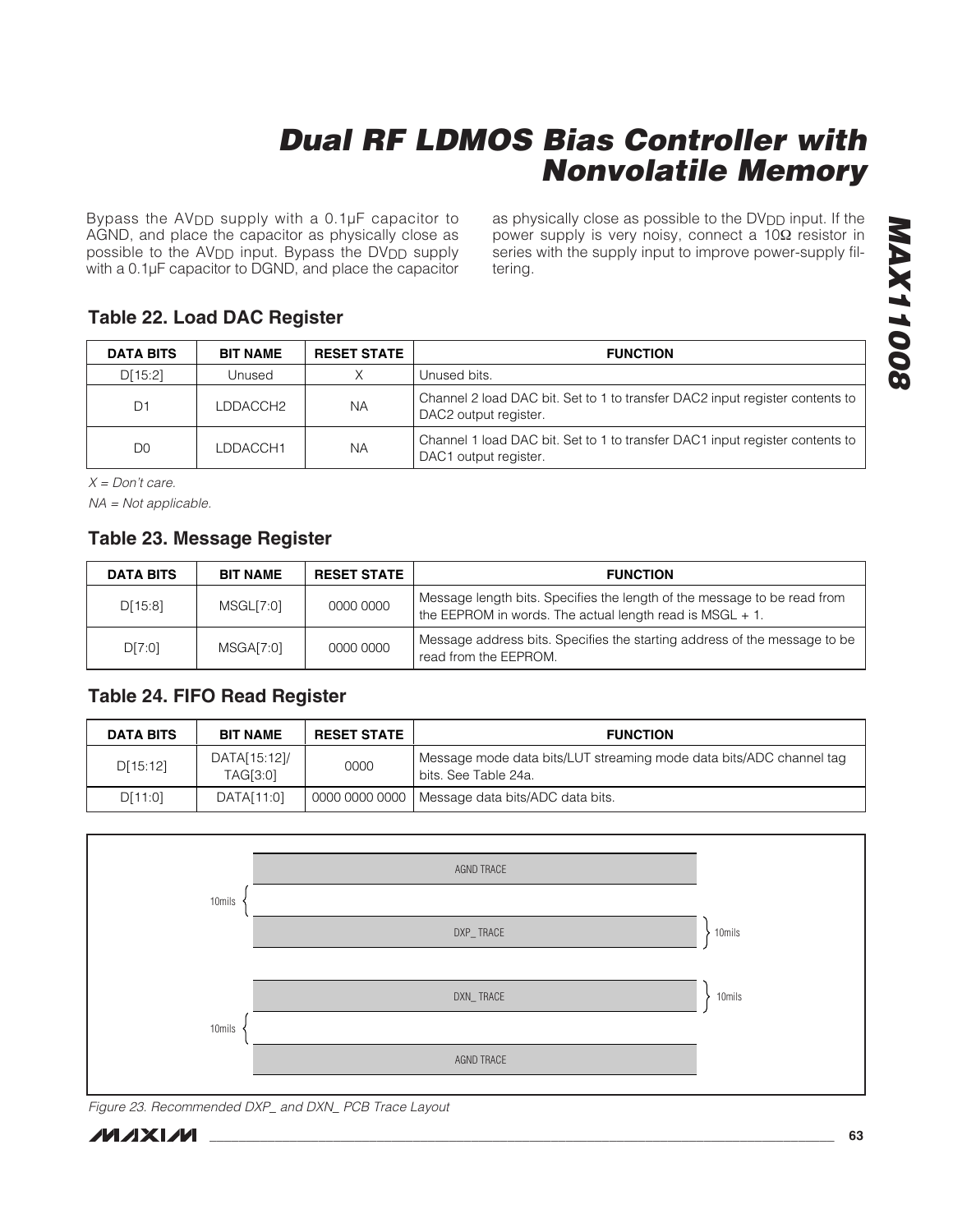Bypass the $AV_{DD}$ supply with a 0.1µF capacitor to AGND, and place the capacitor as physically close as possible to the $AV_{DD}$ input. Bypass the $DV_{DD}$ supply with a 0.1µF capacitor to DGND, and place the capacitor as physically close as possible to the $DV_{DD}$ input. If the power supply is very noisy, connect a 10Ω resistor in series with the supply input to improve power-supply filtering.

### Table 22. Load DAC Register

| DATA BITS | BIT NAME | RESET STATE | FUNCTION |
|---|---|---|---|
| D[15:2] | Unused | X | Unused bits. |
| D1 | LDDACCH2 | NA | Channel 2 load DAC bit. Set to 1 to transfer DAC2 input register contents to DAC2 output register. |
| D0 | LDDACCH1 | NA | Channel 1 load DAC bit. Set to 1 to transfer DAC1 input register contents to DAC1 output register. |

*X = Don't care.*

*NA = Not applicable.*

### Table 23. Message Register

| DATA BITS | BIT NAME | RESET STATE | FUNCTION |
|---|---|---|---|
| D[15:8] | MSGL[7:0] | 0000 0000 | Message length bits. Specifies the length of the message to be read from the EEPROM in words. The actual length read is MSGL + 1. |
| D[7:0] | MSGA[7:0] | 0000 0000 | Message address bits. Specifies the starting address of the message to be read from the EEPROM. |

### Table 24. FIFO Read Register

| DATA BITS | BIT NAME | RESET STATE | FUNCTION |
|---|---|---|---|
| D[15:12] | DATA[15:12]/ TAG[3:0] | 0000 | Message mode data bits/LUT streaming mode data bits/ADC channel tag bits. See Table 24a. |
| D[11:0] | DATA[11:0] | 0000 0000 0000 | Message data bits/ADC data bits. |

AGND TRACE

10mils

DXP_ TRACE 10mils

DXN_ TRACE 10mils

10mils

AGND TRACE

*Figure 23. Recommended DXP_ and DXN_ PCB Trace Layout*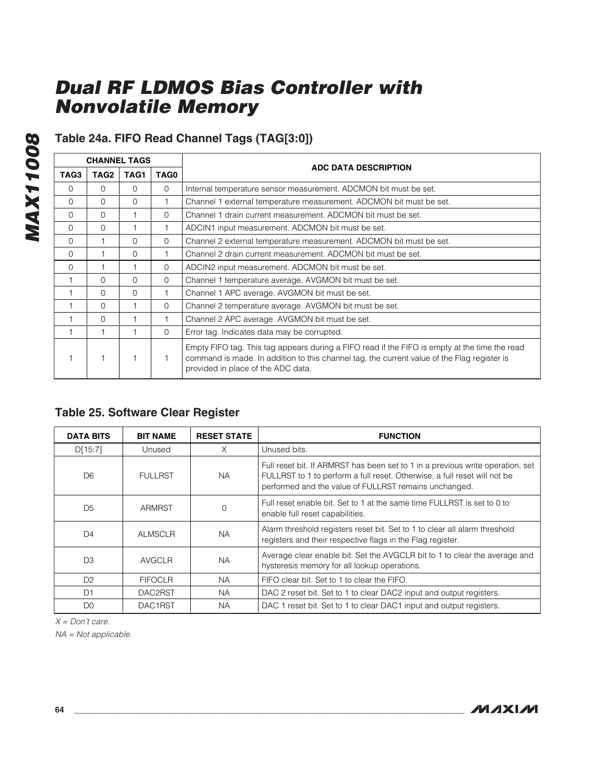## Table 24a. FIFO Read Channel Tags (TAG[3:0])

| CHANNEL TAGS | | | | ADC DATA DESCRIPTION |
|---|---|---|---|---|
| TAG3 | TAG2 | TAG1 | TAG0 | |
| 0 | 0 | 0 | 0 | Internal temperature sensor measurement. ADCMON bit must be set. |
| 0 | 0 | 0 | 1 | Channel 1 external temperature measurement. ADCMON bit must be set. |
| 0 | 0 | 1 | 0 | Channel 1 drain current measurement. ADCMON bit must be set. |
| 0 | 0 | 1 | 1 | ADCIN1 input measurement. ADCMON bit must be set. |
| 0 | 1 | 0 | 0 | Channel 2 external temperature measurement. ADCMON bit must be set. |
| 0 | 1 | 0 | 1 | Channel 2 drain current measurement. ADCMON bit must be set. |
| 0 | 1 | 1 | 0 | ADCIN2 input measurement. ADCMON bit must be set. |
| 1 | 0 | 0 | 0 | Channel 1 temperature average. AVGMON bit must be set. |
| 1 | 0 | 0 | 1 | Channel 1 APC average. AVGMON bit must be set. |
| 1 | 0 | 1 | 0 | Channel 2 temperature average. AVGMON bit must be set. |
| 1 | 0 | 1 | 1 | Channel 2 APC average. AVGMON bit must be set. |
| 1 | 1 | 1 | 0 | Error tag. Indicates data may be corrupted. |
| 1 | 1 | 1 | 1 | Empty FIFO tag. This tag appears during a FIFO read if the FIFO is empty at the time the read command is made. In addition to this channel tag, the current value of the Flag register is provided in place of the ADC data. |

## Table 25. Software Clear Register

| DATA BITS | BIT NAME | RESET STATE | FUNCTION |
|---|---|---|---|
| D[15:7] | Unused | X | Unused bits. |
| D6 | FULLRST | NA | Full reset bit. If ARMRST has been set to 1 in a previous write operation, set FULLRST to 1 to perform a full reset. Otherwise, a full reset will not be performed and the value of FULLRST remains unchanged. |
| D5 | ARMRST | 0 | Full reset enable bit. Set to 1 at the same time FULLRST is set to 0 to enable full reset capabilities. |
| D4 | ALMSCLR | NA | Alarm threshold registers reset bit. Set to 1 to clear all alarm threshold registers and their respective flags in the Flag register. |
| D3 | AVGCLR | NA | Average clear enable bit. Set the AVGCLR bit to 1 to clear the average and hysteresis memory for all lookup operations. |
| D2 | FIFOCLR | NA | FIFO clear bit. Set to 1 to clear the FIFO. |
| D1 | DAC2RST | NA | DAC 2 reset bit. Set to 1 to clear DAC2 input and output registers. |
| D0 | DAC1RST | NA | DAC 1 reset bit. Set to 1 to clear DAC1 input and output registers. |

*X = Don't care.*

*NA = Not applicable.*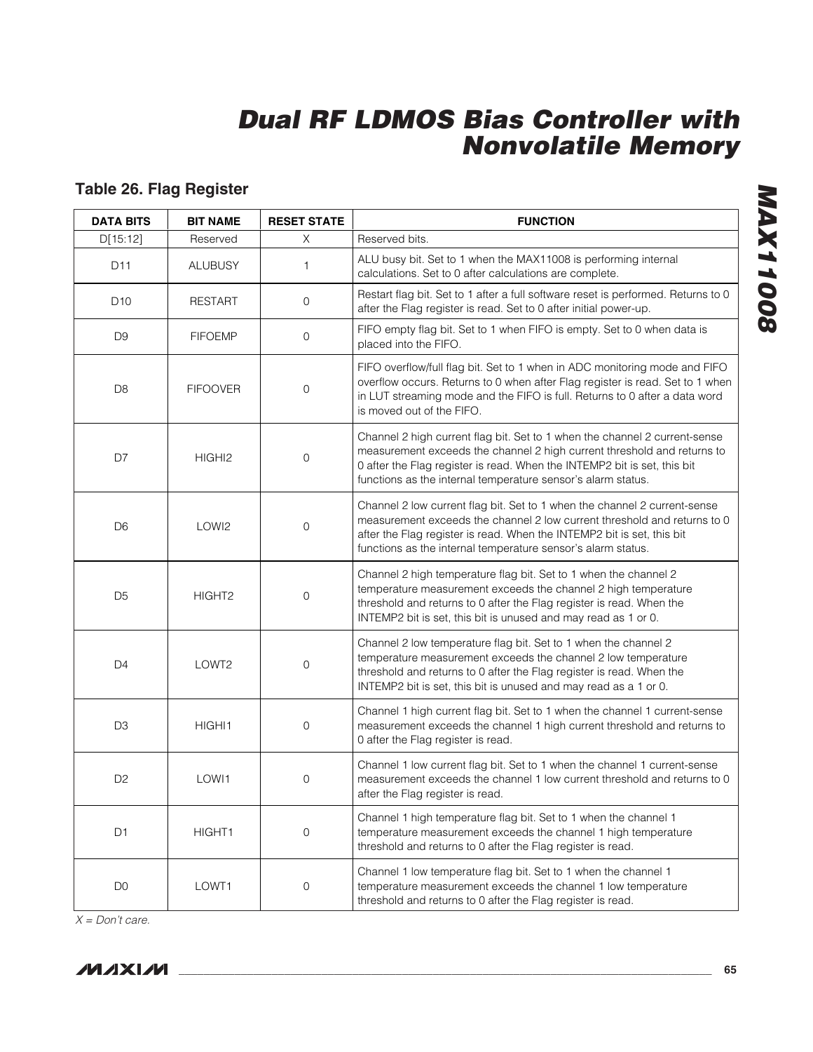## Table 26. Flag Register

| DATA BITS | BIT NAME | RESET STATE | FUNCTION |
|---|---|---|---|
| D[15:12] | Reserved | X | Reserved bits. |
| D11 | ALUBUSY | 1 | ALU busy bit. Set to 1 when the MAX11008 is performing internal calculations. Set to 0 after calculations are complete. |
| D10 | RESTART | 0 | Restart flag bit. Set to 1 after a full software reset is performed. Returns to 0 after the Flag register is read. Set to 0 after initial power-up. |
| D9 | FIFOEMP | 0 | FIFO empty flag bit. Set to 1 when FIFO is empty. Set to 0 when data is placed into the FIFO. |
| D8 | FIFOOVER | 0 | FIFO overflow/full flag bit. Set to 1 when in ADC monitoring mode and FIFO overflow occurs. Returns to 0 when after Flag register is read. Set to 1 when in LUT streaming mode and the FIFO is full. Returns to 0 after a data word is moved out of the FIFO. |
| D7 | HIGHI2 | 0 | Channel 2 high current flag bit. Set to 1 when the channel 2 current-sense measurement exceeds the channel 2 high current threshold and returns to 0 after the Flag register is read. When the INTEMP2 bit is set, this bit functions as the internal temperature sensor's alarm status. |
| D6 | LOWI2 | 0 | Channel 2 low current flag bit. Set to 1 when the channel 2 current-sense measurement exceeds the channel 2 low current threshold and returns to 0 after the Flag register is read. When the INTEMP2 bit is set, this bit functions as the internal temperature sensor's alarm status. |
| D5 | HIGHT2 | 0 | Channel 2 high temperature flag bit. Set to 1 when the channel 2 temperature measurement exceeds the channel 2 high temperature threshold and returns to 0 after the Flag register is read. When the INTEMP2 bit is set, this bit is unused and may read as 1 or 0. |
| D4 | LOWT2 | 0 | Channel 2 low temperature flag bit. Set to 1 when the channel 2 temperature measurement exceeds the channel 2 low temperature threshold and returns to 0 after the Flag register is read. When the INTEMP2 bit is set, this bit is unused and may read as a 1 or 0. |
| D3 | HIGHI1 | 0 | Channel 1 high current flag bit. Set to 1 when the channel 1 current-sense measurement exceeds the channel 1 high current threshold and returns to 0 after the Flag register is read. |
| D2 | LOWI1 | 0 | Channel 1 low current flag bit. Set to 1 when the channel 1 current-sense measurement exceeds the channel 1 low current threshold and returns to 0 after the Flag register is read. |
| D1 | HIGHT1 | 0 | Channel 1 high temperature flag bit. Set to 1 when the channel 1 temperature measurement exceeds the channel 1 high temperature threshold and returns to 0 after the Flag register is read. |
| D0 | LOWT1 | 0 | Channel 1 low temperature flag bit. Set to 1 when the channel 1 temperature measurement exceeds the channel 1 low temperature threshold and returns to 0 after the Flag register is read. |

*X = Don't care.*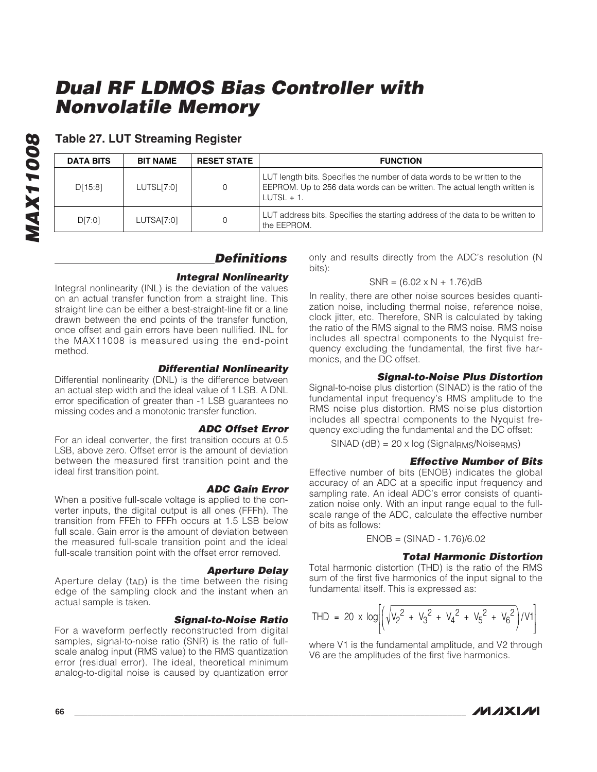## Table 27. LUT Streaming Register

| DATA BITS | BIT NAME | RESET STATE | FUNCTION |
|---|---|---|---|
| D[15:8] | LUTSL[7:0] | 0 | LUT length bits. Specifies the number of data words to be written to the EEPROM. Up to 256 data words can be written. The actual length written is LUTSL + 1. |
| D[7:0] | LUTSA[7:0] | 0 | LUT address bits. Specifies the starting address of the data to be written to the EEPROM. |

## Definitions

### Integral Nonlinearity

Integral nonlinearity (INL) is the deviation of the values on an actual transfer function from a straight line. This straight line can be either a best-straight-line fit or a line drawn between the end points of the transfer function, once offset and gain errors have been nullified. INL for the MAX11008 is measured using the end-point method.

### Differential Nonlinearity

Differential nonlinearity (DNL) is the difference between an actual step width and the ideal value of 1 LSB. A DNL error specification of greater than -1 LSB guarantees no missing codes and a monotonic transfer function.

### ADC Offset Error

For an ideal converter, the first transition occurs at 0.5 LSB, above zero. Offset error is the amount of deviation between the measured first transition point and the ideal first transition point.

### ADC Gain Error

When a positive full-scale voltage is applied to the converter inputs, the digital output is all ones (FFFh). The transition from FFEh to FFFh occurs at 1.5 LSB below full scale. Gain error is the amount of deviation between the measured full-scale transition point and the ideal full-scale transition point with the offset error removed.

### Aperture Delay

Aperture delay ($t_{AD}$) is the time between the rising edge of the sampling clock and the instant when an actual sample is taken.

### Signal-to-Noise Ratio

For a waveform perfectly reconstructed from digital samples, signal-to-noise ratio (SNR) is the ratio of full-scale analog input (RMS value) to the RMS quantization error (residual error). The ideal, theoretical minimum analog-to-digital noise is caused by quantization error only and results directly from the ADC's resolution (N bits):

$$SNR = (6.02 \times N + 1.76)dB$$

In reality, there are other noise sources besides quantization noise, including thermal noise, reference noise, clock jitter, etc. Therefore, SNR is calculated by taking the ratio of the RMS signal to the RMS noise. RMS noise includes all spectral components to the Nyquist frequency excluding the fundamental, the first five harmonics, and the DC offset.

### Signal-to-Noise Plus Distortion

Signal-to-noise plus distortion (SINAD) is the ratio of the fundamental input frequency's RMS amplitude to the RMS noise plus distortion. RMS noise plus distortion includes all spectral components to the Nyquist frequency excluding the fundamental and the DC offset:

$$SINAD\ (dB) = 20 \times \log (Signal_{RMS}/Noise_{RMS})$$

### Effective Number of Bits

Effective number of bits (ENOB) indicates the global accuracy of an ADC at a specific input frequency and sampling rate. An ideal ADC's error consists of quantization noise only. With an input range equal to the full-scale range of the ADC, calculate the effective number of bits as follows:

$$ENOB = (SINAD - 1.76)/6.02$$

### Total Harmonic Distortion

Total harmonic distortion (THD) is the ratio of the RMS sum of the first five harmonics of the input signal to the fundamental itself. This is expressed as:

$$THD = 20 \times \log\left[\left(\sqrt{V_2^2 + V_3^2 + V_4^2 + V_5^2 + V_6^2}\right)/V1\right]$$

where V1 is the fundamental amplitude, and V2 through V6 are the amplitudes of the first five harmonics.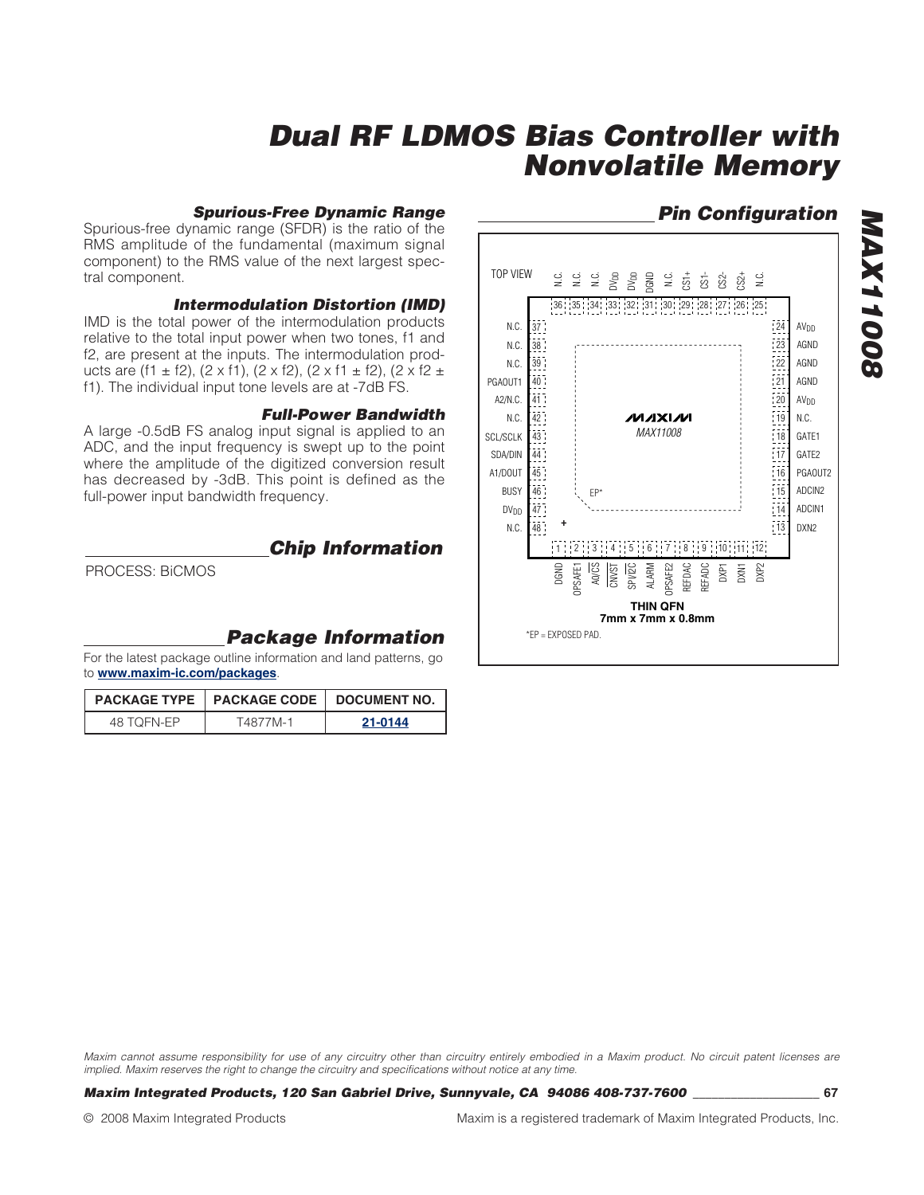### Spurious-Free Dynamic Range

Spurious-free dynamic range (SFDR) is the ratio of the RMS amplitude of the fundamental (maximum signal component) to the RMS value of the next largest spectral component.

### Intermodulation Distortion (IMD)

IMD is the total power of the intermodulation products relative to the total input power when two tones, f1 and f2, are present at the inputs. The intermodulation products are (f1 ± f2), (2 x f1), (2 x f2), (2 x f1 ± f2), (2 x f2 ± f1). The individual input tone levels are at -7dB FS.

### Full-Power Bandwidth

A large -0.5dB FS analog input signal is applied to an ADC, and the input frequency is swept up to the point where the amplitude of the digitized conversion result has decreased by -3dB. This point is defined as the full-power input bandwidth frequency.

## Chip Information

PROCESS: BiCMOS

## Package Information

For the latest package outline information and land patterns, go to **www.maxim-ic.com/packages**.

| PACKAGE TYPE | PACKAGE CODE | DOCUMENT NO. |
|---|---|---|
| 48 TQFN-EP | T4877M-1 | 21-0144 |

## Pin Configuration

TOP VIEW

| Pin | Name | Pin | Name |
|---|---|---|---|
| 1 | DGND | 25 | N.C. |
| 2 | OPSAFE1 | 26 | CS2+ |
| 3 | A0/$\overline{CS}$ | 27 | CS2- |
| 4 | $\overline{CNVST}$ | 28 | CS1- |
| 5 | SPI/$\overline{I2C}$ | 29 | CS1+ |
| 6 | ALARM | 30 | N.C. |
| 7 | OPSAFE2 | 31 | DGND |
| 8 | REFDAC | 32 | $DV_{DD}$ |
| 9 | REFADC | 33 | $DV_{DD}$ |
| 10 | DXP1 | 34 | N.C. |
| 11 | DXN1 | 35 | N.C. |
| 12 | DXP2 | 36 | N.C. |
| 13 | DXN2 | 37 | N.C. |
| 14 | ADCIN1 | 38 | N.C. |
| 15 | ADCIN2 | 39 | N.C. |
| 16 | PGAOUT2 | 40 | PGAOUT1 |
| 17 | GATE2 | 41 | A2/N.C. |
| 18 | GATE1 | 42 | N.C. |
| 19 | N.C. | 43 | SCL/SCLK |
| 20 | $AV_{DD}$ | 44 | SDA/DIN |
| 21 | AGND | 45 | A1/DOUT |
| 22 | AGND | 46 | BUSY |
| 23 | AGND | 47 | $DV_{DD}$ |
| 24 | $AV_{DD}$ | 48 | N.C. |

MAXIM MAX11008

EP*

THIN QFN 7mm x 7mm x 0.8mm

*EP = EXPOSED PAD.

*Maxim cannot assume responsibility for use of any circuitry other than circuitry entirely embodied in a Maxim product. No circuit patent licenses are implied. Maxim reserves the right to change the circuitry and specifications without notice at any time.*

**Maxim Integrated Products, 120 San Gabriel Drive, Sunnyvale, CA 94086 408-737-7600**

© 2008 Maxim Integrated Products

Maxim is a registered trademark of Maxim Integrated Products, Inc.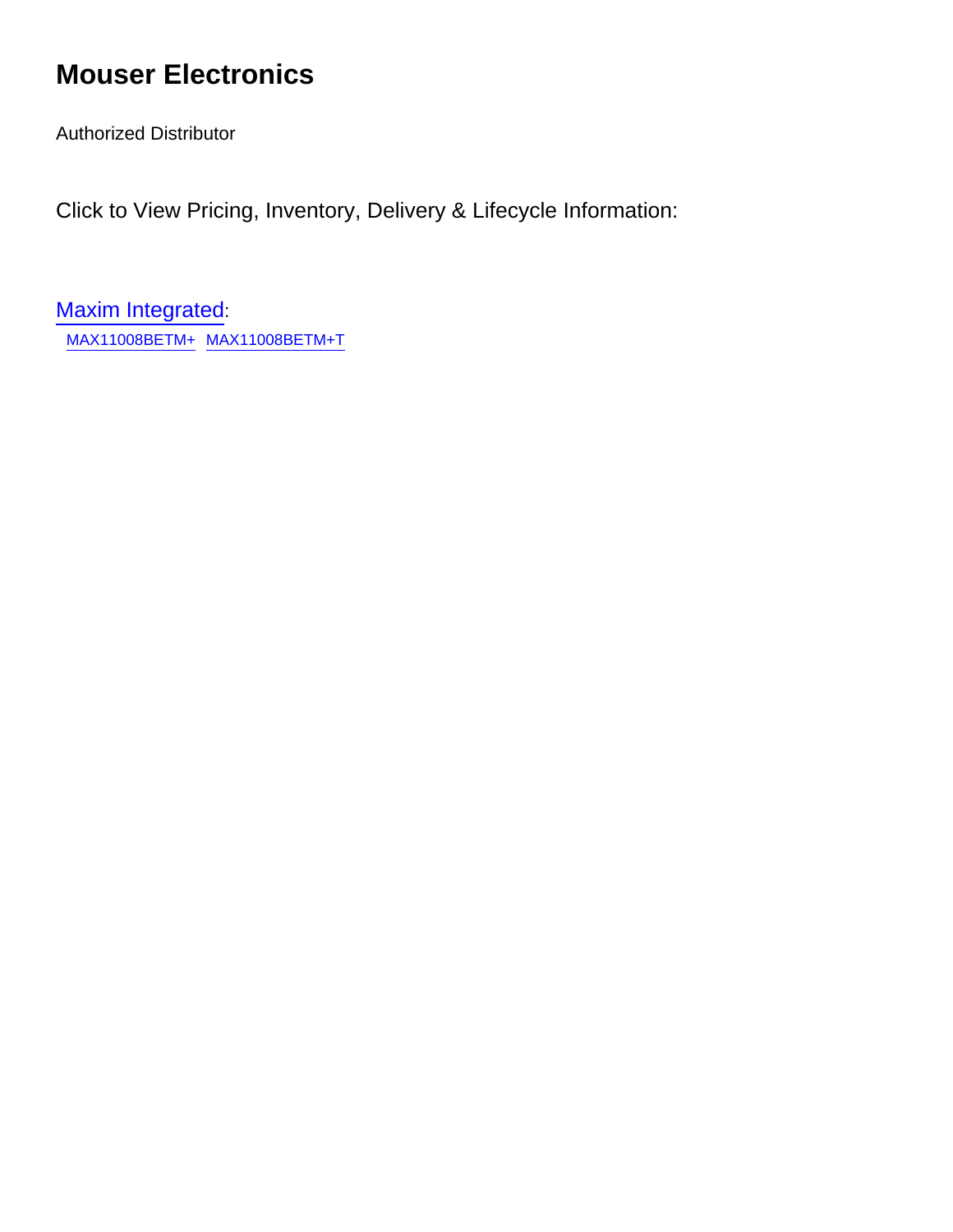# Mouser Electronics

Authorized Distributor

Click to View Pricing, Inventory, Delivery & Lifecycle Information:

Maxim Integrated:

MAX11008BETM+ MAX11008BETM+T